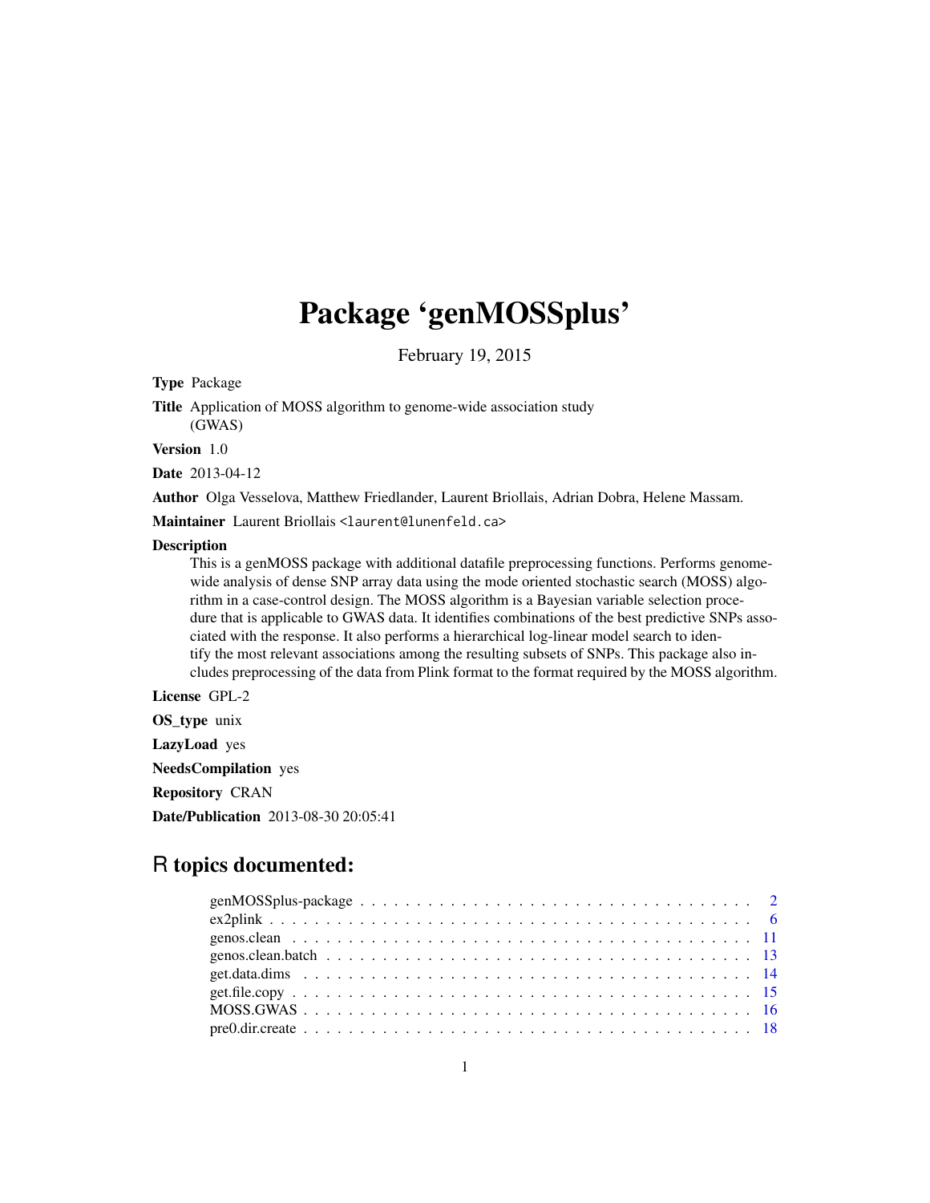# Package 'genMOSSplus'

February 19, 2015

**Type** Package

**Title** Application of MOSS algorithm to genome-wide association study (GWAS)

**Version** 1.0

**Date** 2013-04-12

**Author** Olga Vesselova, Matthew Friedlander, Laurent Briollais, Adrian Dobra, Helene Massam.

**Maintainer** Laurent Briollais <laurent@lunenfeld.ca>

**Description** This is a genMOSS package with additional datafile preprocessing functions. Performs genome-wide analysis of dense SNP array data using the mode oriented stochastic search (MOSS) algorithm in a case-control design. The MOSS algorithm is a Bayesian variable selection procedure that is applicable to GWAS data. It identifies combinations of the best predictive SNPs associated with the response. It also performs a hierarchical log-linear model search to identify the most relevant associations among the resulting subsets of SNPs. This package also includes preprocessing of the data from Plink format to the format required by the MOSS algorithm.

**License** GPL-2

**OS_type** unix

**LazyLoad** yes

**NeedsCompilation** yes

**Repository** CRAN

**Date/Publication** 2013-08-30 20:05:41

## R topics documented:

- genMOSSplus-package . . . . . . . . . . . . . . . . . . . . . . . . . . . . . . . . . . 2
- ex2plink . . . . . . . . . . . . . . . . . . . . . . . . . . . . . . . . . . . . . . . . . 6
- genos.clean . . . . . . . . . . . . . . . . . . . . . . . . . . . . . . . . . . . . . . . 11
- genos.clean.batch . . . . . . . . . . . . . . . . . . . . . . . . . . . . . . . . . . . . 13
- get.data.dims . . . . . . . . . . . . . . . . . . . . . . . . . . . . . . . . . . . . . . 14
- get.file.copy . . . . . . . . . . . . . . . . . . . . . . . . . . . . . . . . . . . . . . 15
- MOSS.GWAS . . . . . . . . . . . . . . . . . . . . . . . . . . . . . . . . . . . . . . . 16
- pre0.dir.create . . . . . . . . . . . . . . . . . . . . . . . . . . . . . . . . . . . . . 18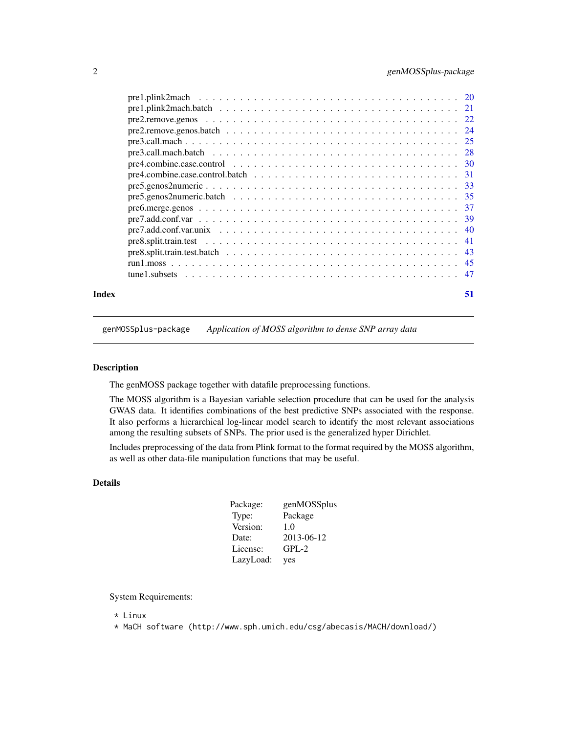| | |
|---|---|
| pre1.plink2mach | 20 |
| pre1.plink2mach.batch | 21 |
| pre2.remove.genos | 22 |
| pre2.remove.genos.batch | 24 |
| pre3.call.mach | 25 |
| pre3.call.mach.batch | 28 |
| pre4.combine.case.control | 30 |
| pre4.combine.case.control.batch | 31 |
| pre5.genos2numeric | 33 |
| pre5.genos2numeric.batch | 35 |
| pre6.merge.genos | 37 |
| pre7.add.conf.var | 39 |
| pre7.add.conf.var.unix | 40 |
| pre8.split.train.test | 41 |
| pre8.split.train.test.batch | 43 |
| run1.moss | 45 |
| tune1.subsets | 47 |

**Index** **51**

---

`genMOSSplus-package` *Application of MOSS algorithm to dense SNP array data*

---

## Description

The genMOSS package together with datafile preprocessing functions.

The MOSS algorithm is a Bayesian variable selection procedure that can be used for the analysis GWAS data. It identifies combinations of the best predictive SNPs associated with the response. It also performs a hierarchical log-linear model search to identify the most relevant associations among the resulting subsets of SNPs. The prior used is the generalized hyper Dirichlet.

Includes preprocessing of the data from Plink format to the format required by the MOSS algorithm, as well as other data-file manipulation functions that may be useful.

## Details

| | |
|---|---|
| Package: | genMOSSplus |
| Type: | Package |
| Version: | 1.0 |
| Date: | 2013-06-12 |
| License: | GPL-2 |
| LazyLoad: | yes |

System Requirements:

```
* Linux
* MaCH software (http://www.sph.umich.edu/csg/abecasis/MACH/download/)
```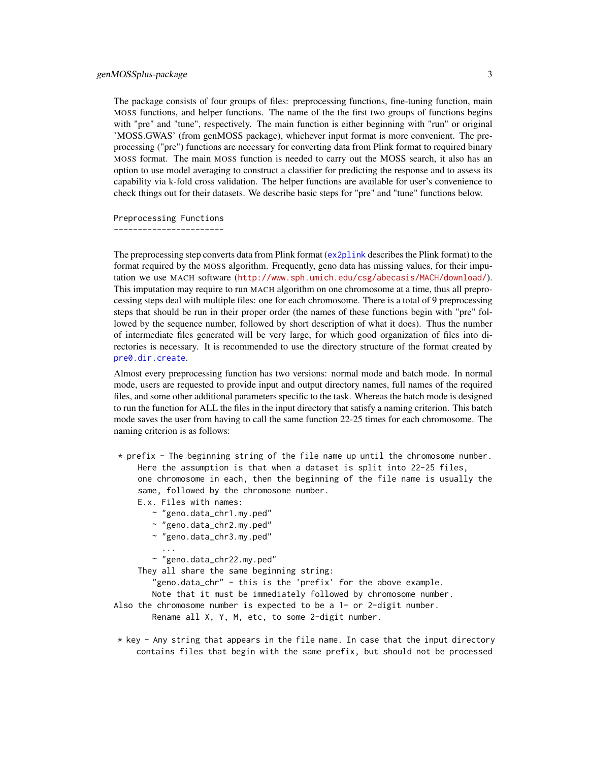The package consists of four groups of files: preprocessing functions, fine-tuning function, main MOSS functions, and helper functions. The name of the the first two groups of functions begins with "pre" and "tune", respectively. The main function is either beginning with "run" or original 'MOSS.GWAS' (from genMOSS package), whichever input format is more convenient. The preprocessing ("pre") functions are necessary for converting data from Plink format to required binary MOSS format. The main MOSS function is needed to carry out the MOSS search, it also has an option to use model averaging to construct a classifier for predicting the response and to assess its capability via k-fold cross validation. The helper functions are available for user's convenience to check things out for their datasets. We describe basic steps for "pre" and "tune" functions below.

```
Preprocessing Functions
-----------------------
```

The preprocessing step converts data from Plink format (ex2plink describes the Plink format) to the format required by the MOSS algorithm. Frequently, geno data has missing values, for their imputation we use MACH software (http://www.sph.umich.edu/csg/abecasis/MACH/download/). This imputation may require to run MACH algorithm on one chromosome at a time, thus all preprocessing steps deal with multiple files: one for each chromosome. There is a total of 9 preprocessing steps that should be run in their proper order (the names of these functions begin with "pre" followed by the sequence number, followed by short description of what it does). Thus the number of intermediate files generated will be very large, for which good organization of files into directories is necessary. It is recommended to use the directory structure of the format created by pre0.dir.create.

Almost every preprocessing function has two versions: normal mode and batch mode. In normal mode, users are requested to provide input and output directory names, full names of the required files, and some other additional parameters specific to the task. Whereas the batch mode is designed to run the function for ALL the files in the input directory that satisfy a naming criterion. This batch mode saves the user from having to call the same function 22-25 times for each chromosome. The naming criterion is as follows:

```
 * prefix - The beginning string of the file name up until the chromosome number.
     Here the assumption is that when a dataset is split into 22-25 files,
     one chromosome in each, then the beginning of the file name is usually the
     same, followed by the chromosome number.
     E.x. Files with names:
        ~ "geno.data_chr1.my.ped"
        ~ "geno.data_chr2.my.ped"
        ~ "geno.data_chr3.my.ped"
          ...
        ~ "geno.data_chr22.my.ped"
     They all share the same beginning string:
        "geno.data_chr" - this is the 'prefix' for the above example.
        Note that it must be immediately followed by chromosome number.
Also the chromosome number is expected to be a 1- or 2-digit number.
        Rename all X, Y, M, etc, to some 2-digit number.

 * key - Any string that appears in the file name. In case that the input directory
     contains files that begin with the same prefix, but should not be processed
```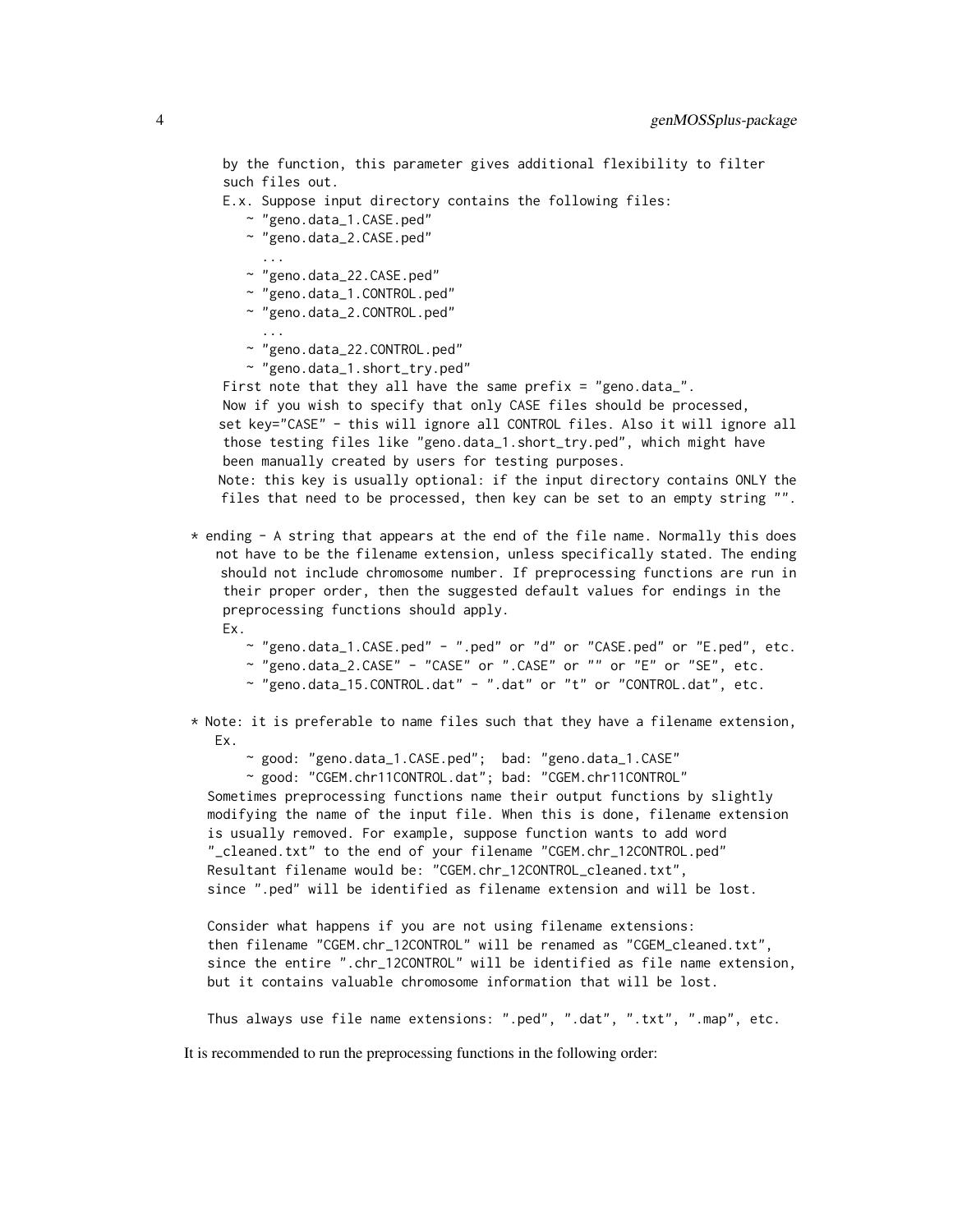```
    by the function, this parameter gives additional flexibility to filter
    such files out.
    E.x. Suppose input directory contains the following files:
       ~ "geno.data_1.CASE.ped"
       ~ "geno.data_2.CASE.ped"
         ...
       ~ "geno.data_22.CASE.ped"
       ~ "geno.data_1.CONTROL.ped"
       ~ "geno.data_2.CONTROL.ped"
         ...
       ~ "geno.data_22.CONTROL.ped"
       ~ "geno.data_1.short_try.ped"
    First note that they all have the same prefix = "geno.data_".
    Now if you wish to specify that only CASE files should be processed,
   set key="CASE" - this will ignore all CONTROL files. Also it will ignore all
    those testing files like "geno.data_1.short_try.ped", which might have
    been manually created by users for testing purposes.
   Note: this key is usually optional: if the input directory contains ONLY the
    files that need to be processed, then key can be set to an empty string "".

* ending - A string that appears at the end of the file name. Normally this does
   not have to be the filename extension, unless specifically stated. The ending
    should not include chromosome number. If preprocessing functions are run in
    their proper order, then the suggested default values for endings in the
    preprocessing functions should apply.
    Ex.
       ~ "geno.data_1.CASE.ped" - ".ped" or "d" or "CASE.ped" or "E.ped", etc.
       ~ "geno.data_2.CASE" - "CASE" or ".CASE" or "" or "E" or "SE", etc.
       ~ "geno.data_15.CONTROL.dat" - ".dat" or "t" or "CONTROL.dat", etc.

* Note: it is preferable to name files such that they have a filename extension,
   Ex.
       ~ good: "geno.data_1.CASE.ped";  bad: "geno.data_1.CASE"
       ~ good: "CGEM.chr11CONTROL.dat"; bad: "CGEM.chr11CONTROL"
  Sometimes preprocessing functions name their output functions by slightly
  modifying the name of the input file. When this is done, filename extension
  is usually removed. For example, suppose function wants to add word
  "_cleaned.txt" to the end of your filename "CGEM.chr_12CONTROL.ped"
  Resultant filename would be: "CGEM.chr_12CONTROL_cleaned.txt",
  since ".ped" will be identified as filename extension and will be lost.

  Consider what happens if you are not using filename extensions:
  then filename "CGEM.chr_12CONTROL" will be renamed as "CGEM_cleaned.txt",
  since the entire ".chr_12CONTROL" will be identified as file name extension,
  but it contains valuable chromosome information that will be lost.

  Thus always use file name extensions: ".ped", ".dat", ".txt", ".map", etc.
```

It is recommended to run the preprocessing functions in the following order: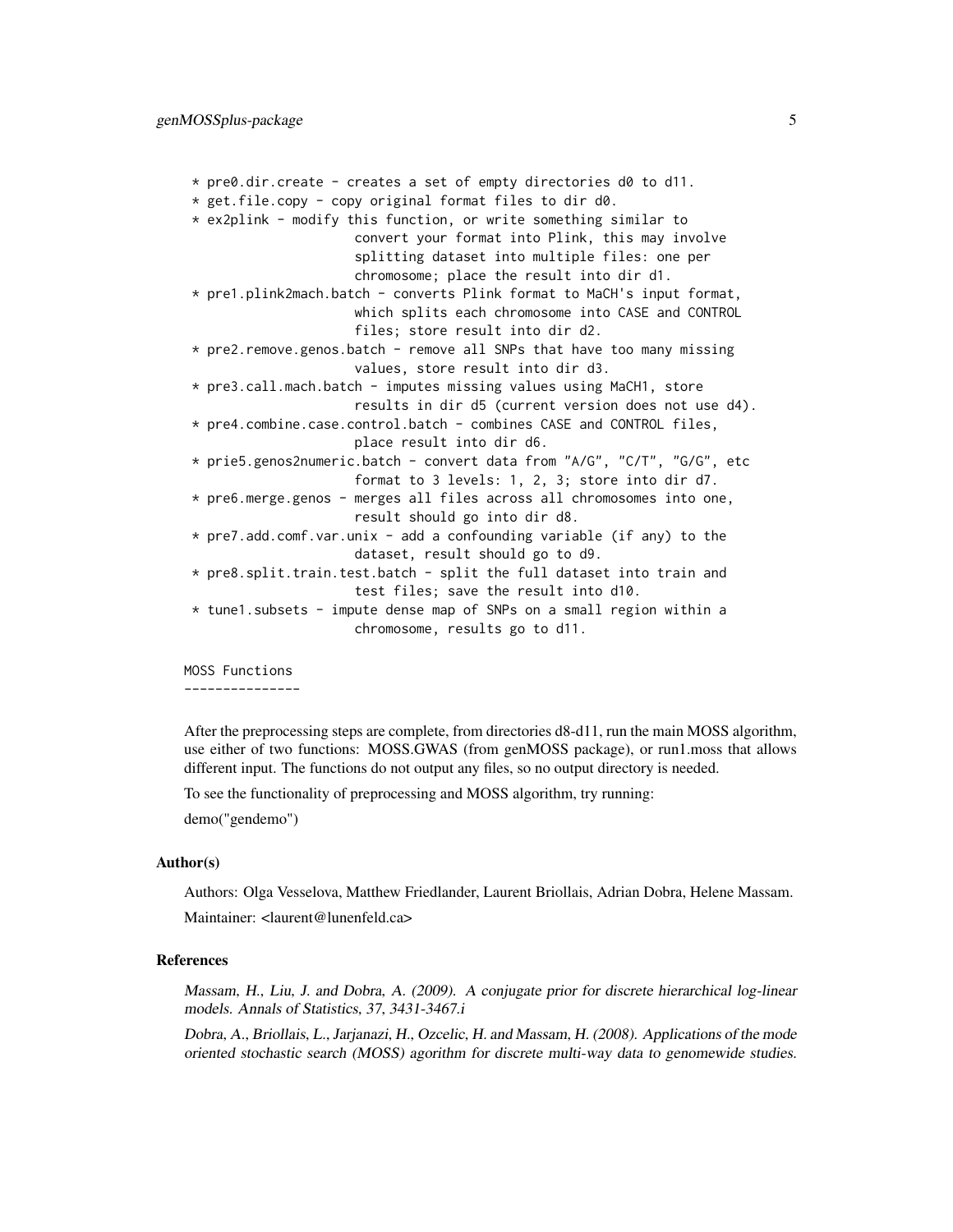```
 * pre0.dir.create - creates a set of empty directories d0 to d11.
 * get.file.copy - copy original format files to dir d0.
 * ex2plink - modify this function, or write something similar to
                     convert your format into Plink, this may involve
                     splitting dataset into multiple files: one per
                     chromosome; place the result into dir d1.
 * pre1.plink2mach.batch - converts Plink format to MaCH's input format,
                     which splits each chromosome into CASE and CONTROL
                     files; store result into dir d2.
 * pre2.remove.genos.batch - remove all SNPs that have too many missing
                     values, store result into dir d3.
 * pre3.call.mach.batch - imputes missing values using MaCH1, store
                     results in dir d5 (current version does not use d4).
 * pre4.combine.case.control.batch - combines CASE and CONTROL files,
                     place result into dir d6.
 * prie5.genos2numeric.batch - convert data from "A/G", "C/T", "G/G", etc
                     format to 3 levels: 1, 2, 3; store into dir d7.
 * pre6.merge.genos - merges all files across all chromosomes into one,
                     result should go into dir d8.
 * pre7.add.comf.var.unix - add a confounding variable (if any) to the
                     dataset, result should go to d9.
 * pre8.split.train.test.batch - split the full dataset into train and
                     test files; save the result into d10.
 * tune1.subsets - impute dense map of SNPs on a small region within a
                     chromosome, results go to d11.

MOSS Functions
---------------
```

After the preprocessing steps are complete, from directories d8-d11, run the main MOSS algorithm, use either of two functions: MOSS.GWAS (from genMOSS package), or run1.moss that allows different input. The functions do not output any files, so no output directory is needed.

To see the functionality of preprocessing and MOSS algorithm, try running:

demo("gendemo")

### Author(s)

Authors: Olga Vesselova, Matthew Friedlander, Laurent Briollais, Adrian Dobra, Helene Massam.

Maintainer: <laurent@lunenfeld.ca>

### References

*Massam, H., Liu, J. and Dobra, A. (2009). A conjugate prior for discrete hierarchical log-linear models. Annals of Statistics, 37, 3431-3467.i*

*Dobra, A., Briollais, L., Jarjanazi, H., Ozcelic, H. and Massam, H. (2008). Applications of the mode oriented stochastic search (MOSS) agorithm for discrete multi-way data to genomewide studies.*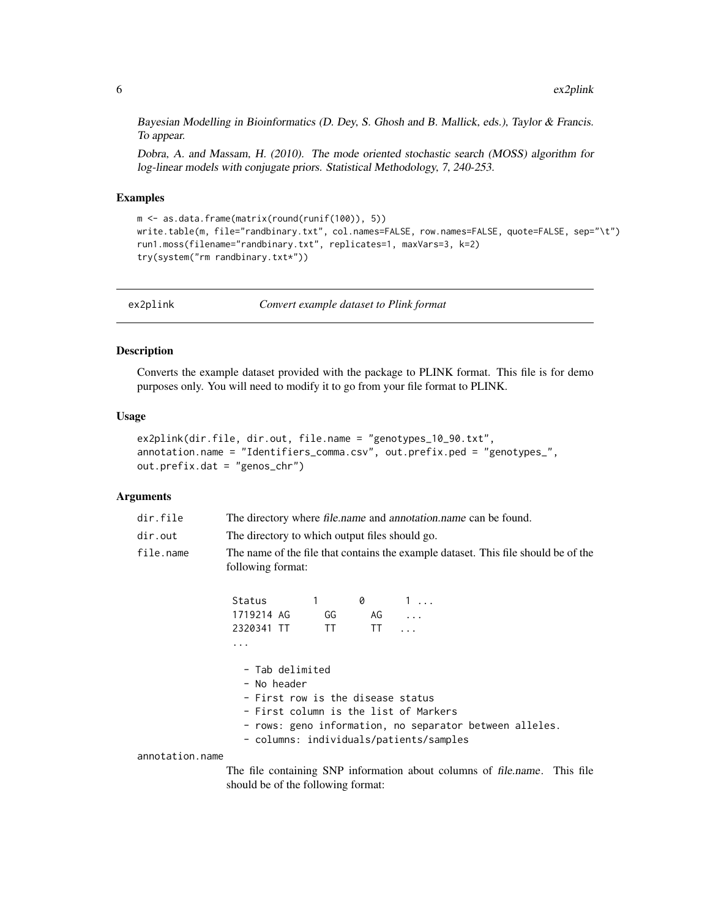Bayesian Modelling in Bioinformatics (D. Dey, S. Ghosh and B. Mallick, eds.), Taylor & Francis. To appear.

Dobra, A. and Massam, H. (2010). The mode oriented stochastic search (MOSS) algorithm for log-linear models with conjugate priors. Statistical Methodology, 7, 240-253.

### Examples

```
m <- as.data.frame(matrix(round(runif(100)), 5))
write.table(m, file="randbinary.txt", col.names=FALSE, row.names=FALSE, quote=FALSE, sep="\t")
run1.moss(filename="randbinary.txt", replicates=1, maxVars=3, k=2)
try(system("rm randbinary.txt*"))
```

---

## ex2plink *Convert example dataset to Plink format*

### Description

Converts the example dataset provided with the package to PLINK format. This file is for demo purposes only. You will need to modify it to go from your file format to PLINK.

### Usage

```
ex2plink(dir.file, dir.out, file.name = "genotypes_10_90.txt",
annotation.name = "Identifiers_comma.csv", out.prefix.ped = "genotypes_",
out.prefix.dat = "genos_chr")
```

### Arguments

`dir.file` The directory where *file.name* and *annotation.name* can be found.

`dir.out` The directory to which output files should go.

`file.name` The name of the file that contains the example dataset. This file should be of the following format:

```
Status       1       0       1 ...
1719214 AG      GG      AG    ...
2320341 TT      TT      TT  ...
...

  - Tab delimited
  - No header
  - First row is the disease status
  - First column is the list of Markers
  - rows: geno information, no separator between alleles.
  - columns: individuals/patients/samples
```

`annotation.name` The file containing SNP information about columns of *file.name*. This file should be of the following format: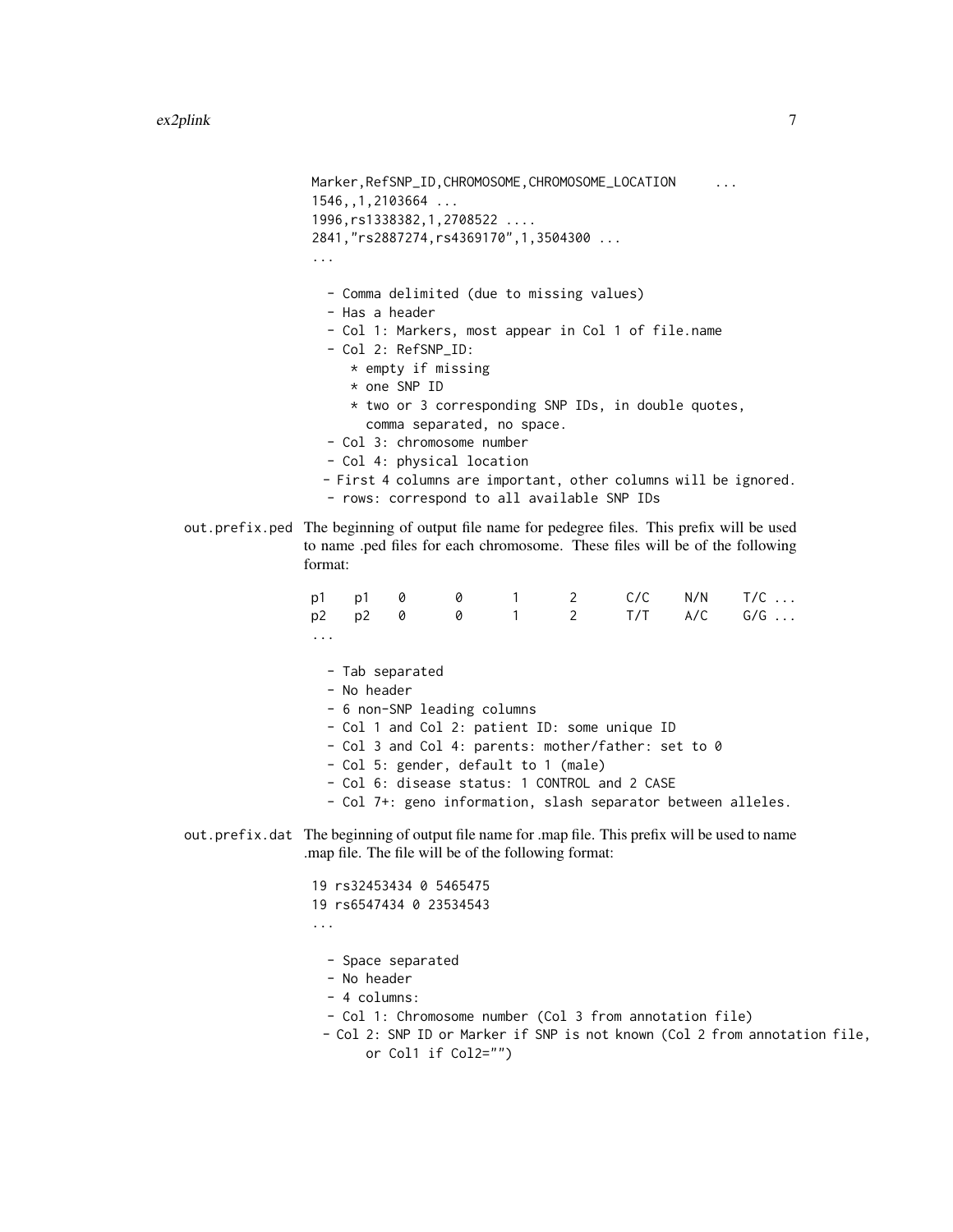```
Marker,RefSNP_ID,CHROMOSOME,CHROMOSOME_LOCATION     ...
1546,,1,2103664 ...
1996,rs1338382,1,2708522 ....
2841,"rs2887274,rs4369170",1,3504300 ...
...

  - Comma delimited (due to missing values)
  - Has a header
  - Col 1: Markers, most appear in Col 1 of file.name
  - Col 2: RefSNP_ID:
     * empty if missing
     * one SNP ID
     * two or 3 corresponding SNP IDs, in double quotes,
       comma separated, no space.
  - Col 3: chromosome number
  - Col 4: physical location
 - First 4 columns are important, other columns will be ignored.
  - rows: correspond to all available SNP IDs
```

**out.prefix.ped** The beginning of output file name for pedegree files. This prefix will be used to name .ped files for each chromosome. These files will be of the following format:

```
p1   p1   0    0    1    2    C/C   N/N   T/C ...
p2   p2   0    0    1    2    T/T   A/C   G/G ...
...

  - Tab separated
  - No header
  - 6 non-SNP leading columns
  - Col 1 and Col 2: patient ID: some unique ID
  - Col 3 and Col 4: parents: mother/father: set to 0
  - Col 5: gender, default to 1 (male)
  - Col 6: disease status: 1 CONTROL and 2 CASE
  - Col 7+: geno information, slash separator between alleles.
```

**out.prefix.dat** The beginning of output file name for .map file. This prefix will be used to name .map file. The file will be of the following format:

```
19 rs32453434 0 5465475
19 rs6547434 0 23534543
...

  - Space separated
  - No header
  - 4 columns:
  - Col 1: Chromosome number (Col 3 from annotation file)
 - Col 2: SNP ID or Marker if SNP is not known (Col 2 from annotation file,
       or Col1 if Col2="")
```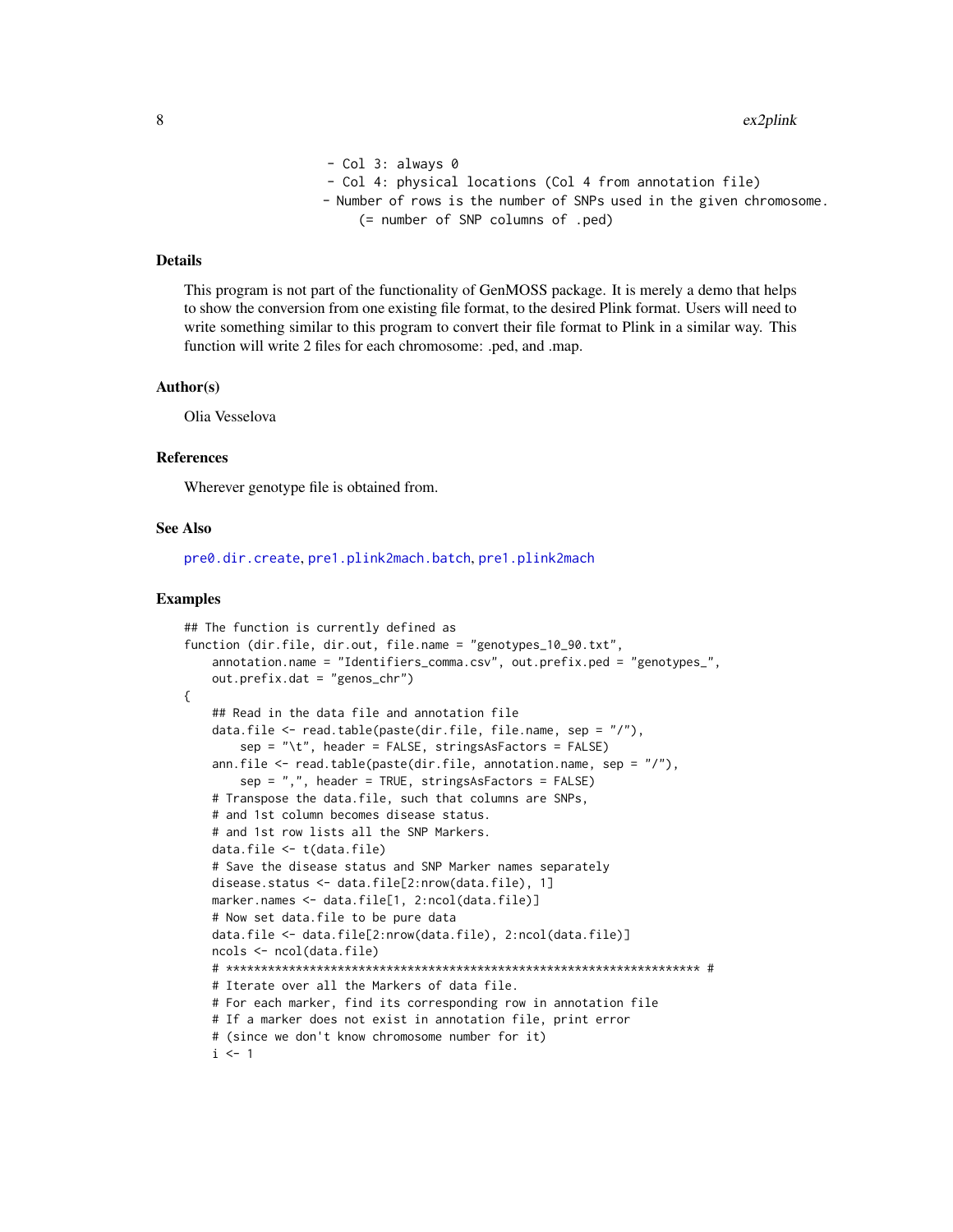```
- Col 3: always 0
- Col 4: physical locations (Col 4 from annotation file)
- Number of rows is the number of SNPs used in the given chromosome.
    (= number of SNP columns of .ped)
```

## Details

This program is not part of the functionality of GenMOSS package. It is merely a demo that helps to show the conversion from one existing file format, to the desired Plink format. Users will need to write something similar to this program to convert their file format to Plink in a similar way. This function will write 2 files for each chromosome: .ped, and .map.

## Author(s)

Olia Vesselova

## References

Wherever genotype file is obtained from.

## See Also

pre0.dir.create, pre1.plink2mach.batch, pre1.plink2mach

## Examples

```
## The function is currently defined as
function (dir.file, dir.out, file.name = "genotypes_10_90.txt",
    annotation.name = "Identifiers_comma.csv", out.prefix.ped = "genotypes_",
    out.prefix.dat = "genos_chr")
{
    ## Read in the data file and annotation file
    data.file <- read.table(paste(dir.file, file.name, sep = "/"),
        sep = "\t", header = FALSE, stringsAsFactors = FALSE)
    ann.file <- read.table(paste(dir.file, annotation.name, sep = "/"),
        sep = ",", header = TRUE, stringsAsFactors = FALSE)
    # Transpose the data.file, such that columns are SNPs,
    # and 1st column becomes disease status.
    # and 1st row lists all the SNP Markers.
    data.file <- t(data.file)
    # Save the disease status and SNP Marker names separately
    disease.status <- data.file[2:nrow(data.file), 1]
    marker.names <- data.file[1, 2:ncol(data.file)]
    # Now set data.file to be pure data
    data.file <- data.file[2:nrow(data.file), 2:ncol(data.file)]
    ncols <- ncol(data.file)
    # ******************************************************************* #
    # Iterate over all the Markers of data file.
    # For each marker, find its corresponding row in annotation file
    # If a marker does not exist in annotation file, print error
    # (since we don't know chromosome number for it)
    i <- 1
```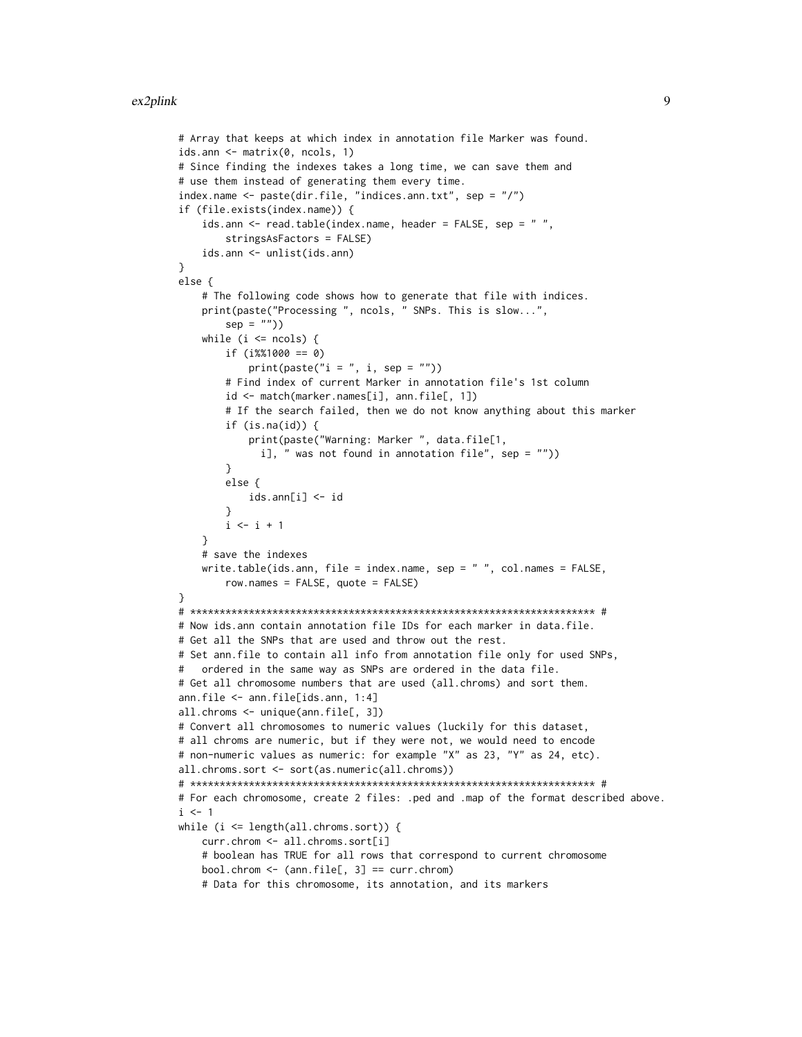```
# Array that keeps at which index in annotation file Marker was found.
ids.ann <- matrix(0, ncols, 1)
# Since finding the indexes takes a long time, we can save them and
# use them instead of generating them every time.
index.name <- paste(dir.file, "indices.ann.txt", sep = "/")
if (file.exists(index.name)) {
    ids.ann <- read.table(index.name, header = FALSE, sep = " ",
        stringsAsFactors = FALSE)
    ids.ann <- unlist(ids.ann)
}
else {
    # The following code shows how to generate that file with indices.
    print(paste("Processing ", ncols, " SNPs. This is slow...",
        sep = ""))
    while (i <= ncols) {
        if (i%%1000 == 0)
            print(paste("i = ", i, sep = ""))
        # Find index of current Marker in annotation file's 1st column
        id <- match(marker.names[i], ann.file[, 1])
        # If the search failed, then we do not know anything about this marker
        if (is.na(id)) {
            print(paste("Warning: Marker ", data.file[1,
              i], " was not found in annotation file", sep = ""))
        }
        else {
            ids.ann[i] <- id
        }
        i <- i + 1
    }
    # save the indexes
    write.table(ids.ann, file = index.name, sep = " ", col.names = FALSE,
        row.names = FALSE, quote = FALSE)
}
# ********************************************************************** #
# Now ids.ann contain annotation file IDs for each marker in data.file.
# Get all the SNPs that are used and throw out the rest.
# Set ann.file to contain all info from annotation file only for used SNPs,
#   ordered in the same way as SNPs are ordered in the data file.
# Get all chromosome numbers that are used (all.chroms) and sort them.
ann.file <- ann.file[ids.ann, 1:4]
all.chroms <- unique(ann.file[, 3])
# Convert all chromosomes to numeric values (luckily for this dataset,
# all chroms are numeric, but if they were not, we would need to encode
# non-numeric values as numeric: for example "X" as 23, "Y" as 24, etc).
all.chroms.sort <- sort(as.numeric(all.chroms))
# ********************************************************************** #
# For each chromosome, create 2 files: .ped and .map of the format described above.
i <- 1
while (i <= length(all.chroms.sort)) {
    curr.chrom <- all.chroms.sort[i]
    # boolean has TRUE for all rows that correspond to current chromosome
    bool.chrom <- (ann.file[, 3] == curr.chrom)
    # Data for this chromosome, its annotation, and its markers
```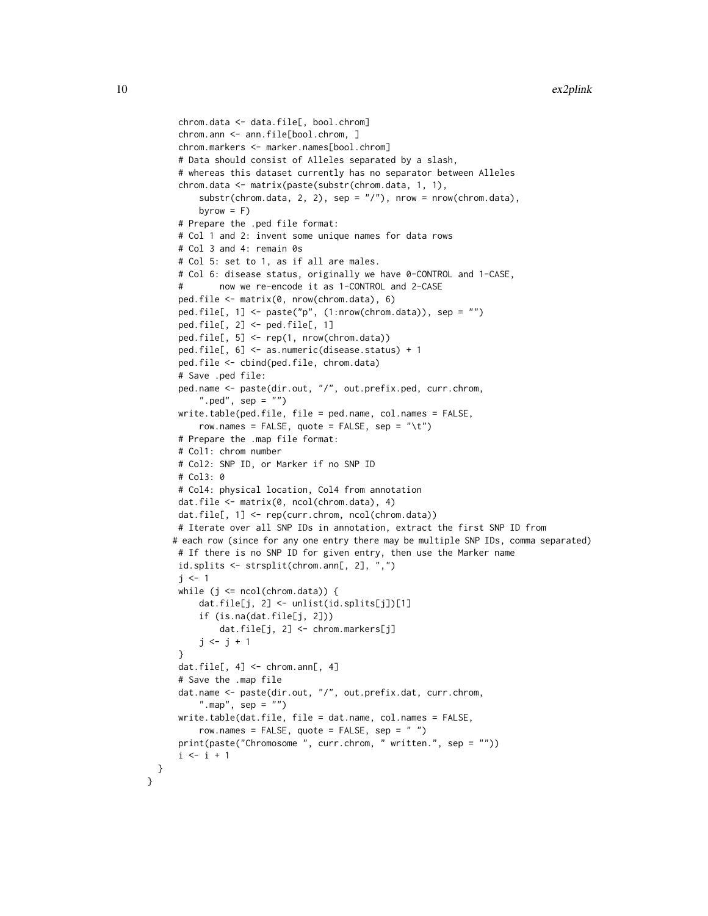```
    chrom.data <- data.file[, bool.chrom]
    chrom.ann <- ann.file[bool.chrom, ]
    chrom.markers <- marker.names[bool.chrom]
    # Data should consist of Alleles separated by a slash,
    # whereas this dataset currently has no separator between Alleles
    chrom.data <- matrix(paste(substr(chrom.data, 1, 1),
        substr(chrom.data, 2, 2), sep = "/"), nrow = nrow(chrom.data),
        byrow = F)
    # Prepare the .ped file format:
    # Col 1 and 2: invent some unique names for data rows
    # Col 3 and 4: remain 0s
    # Col 5: set to 1, as if all are males.
    # Col 6: disease status, originally we have 0-CONTROL and 1-CASE,
    #       now we re-encode it as 1-CONTROL and 2-CASE
    ped.file <- matrix(0, nrow(chrom.data), 6)
    ped.file[, 1] <- paste("p", (1:nrow(chrom.data)), sep = "")
    ped.file[, 2] <- ped.file[, 1]
    ped.file[, 5] <- rep(1, nrow(chrom.data))
    ped.file[, 6] <- as.numeric(disease.status) + 1
    ped.file <- cbind(ped.file, chrom.data)
    # Save .ped file:
    ped.name <- paste(dir.out, "/", out.prefix.ped, curr.chrom,
        ".ped", sep = "")
    write.table(ped.file, file = ped.name, col.names = FALSE,
        row.names = FALSE, quote = FALSE, sep = "\t")
    # Prepare the .map file format:
    # Col1: chrom number
    # Col2: SNP ID, or Marker if no SNP ID
    # Col3: 0
    # Col4: physical location, Col4 from annotation
    dat.file <- matrix(0, ncol(chrom.data), 4)
    dat.file[, 1] <- rep(curr.chrom, ncol(chrom.data))
    # Iterate over all SNP IDs in annotation, extract the first SNP ID from
   # each row (since for any one entry there may be multiple SNP IDs, comma separated)
    # If there is no SNP ID for given entry, then use the Marker name
    id.splits <- strsplit(chrom.ann[, 2], ",")
    j <- 1
    while (j <= ncol(chrom.data)) {
        dat.file[j, 2] <- unlist(id.splits[j])[1]
        if (is.na(dat.file[j, 2]))
            dat.file[j, 2] <- chrom.markers[j]
        j <- j + 1
    }
    dat.file[, 4] <- chrom.ann[, 4]
    # Save the .map file
    dat.name <- paste(dir.out, "/", out.prefix.dat, curr.chrom,
        ".map", sep = "")
    write.table(dat.file, file = dat.name, col.names = FALSE,
        row.names = FALSE, quote = FALSE, sep = " ")
    print(paste("Chromosome ", curr.chrom, " written.", sep = ""))
    i <- i + 1
  }
}
```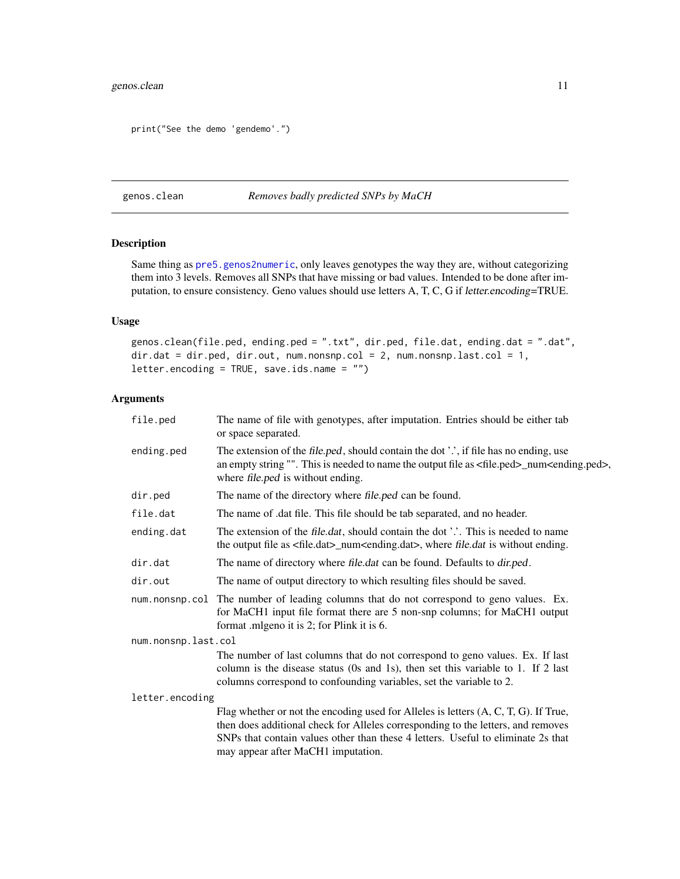```
print("See the demo 'gendemo'.")
```

## genos.clean *Removes badly predicted SNPs by MaCH*

### Description

Same thing as pre5.genos2numeric, only leaves genotypes the way they are, without categorizing them into 3 levels. Removes all SNPs that have missing or bad values. Intended to be done after imputation, to ensure consistency. Geno values should use letters A, T, C, G if *letter.encoding*=TRUE.

### Usage

```
genos.clean(file.ped, ending.ped = ".txt", dir.ped, file.dat, ending.dat = ".dat",
dir.dat = dir.ped, dir.out, num.nonsnp.col = 2, num.nonsnp.last.col = 1,
letter.encoding = TRUE, save.ids.name = "")
```

### Arguments

| | |
|---|---|
| `file.ped` | The name of file with genotypes, after imputation. Entries should be either tab or space separated. |
| `ending.ped` | The extension of the *file.ped*, should contain the dot '.', if file has no ending, use an empty string "". This is needed to name the output file as <file.ped>_num<ending.ped>, where *file.ped* is without ending. |
| `dir.ped` | The name of the directory where *file.ped* can be found. |
| `file.dat` | The name of .dat file. This file should be tab separated, and no header. |
| `ending.dat` | The extension of the *file.dat*, should contain the dot '.'. This is needed to name the output file as <file.dat>_num<ending.dat>, where *file.dat* is without ending. |
| `dir.dat` | The name of directory where *file.dat* can be found. Defaults to *dir.ped*. |
| `dir.out` | The name of output directory to which resulting files should be saved. |
| `num.nonsnp.col` | The number of leading columns that do not correspond to geno values. Ex. for MaCH1 input file format there are 5 non-snp columns; for MaCH1 output format .mlgeno it is 2; for Plink it is 6. |
| `num.nonsnp.last.col` | The number of last columns that do not correspond to geno values. Ex. If last column is the disease status (0s and 1s), then set this variable to 1. If 2 last columns correspond to confounding variables, set the variable to 2. |
| `letter.encoding` | Flag whether or not the encoding used for Alleles is letters (A, C, T, G). If True, then does additional check for Alleles corresponding to the letters, and removes SNPs that contain values other than these 4 letters. Useful to eliminate 2s that may appear after MaCH1 imputation. |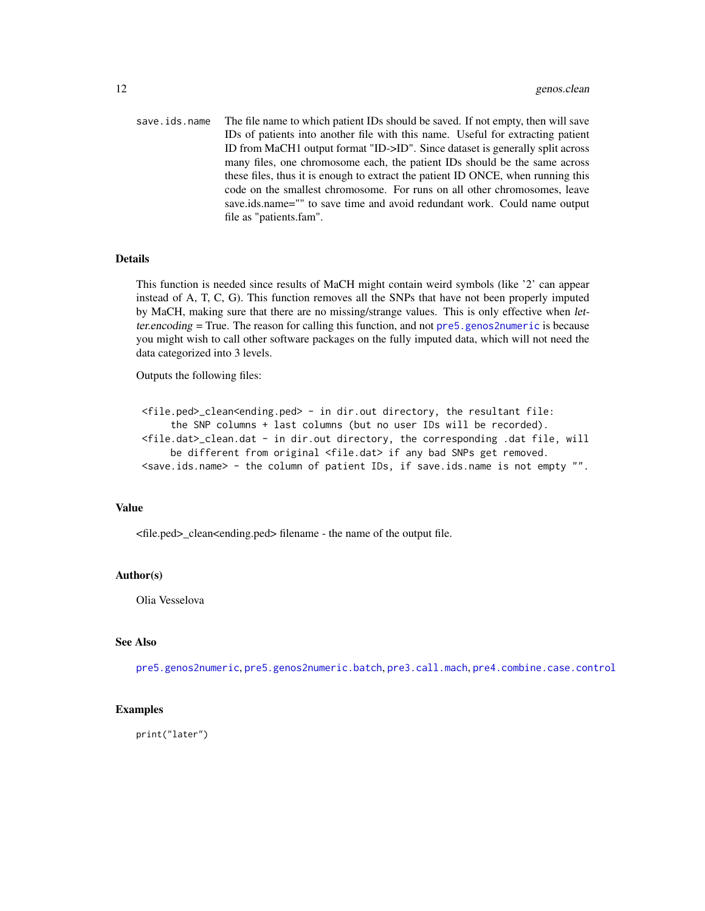save.ids.name — The file name to which patient IDs should be saved. If not empty, then will save IDs of patients into another file with this name. Useful for extracting patient ID from MaCH1 output format "ID->ID". Since dataset is generally split across many files, one chromosome each, the patient IDs should be the same across these files, thus it is enough to extract the patient ID ONCE, when running this code on the smallest chromosome. For runs on all other chromosomes, leave save.ids.name="" to save time and avoid redundant work. Could name output file as "patients.fam".

### Details

This function is needed since results of MaCH might contain weird symbols (like '2' can appear instead of A, T, C, G). This function removes all the SNPs that have not been properly imputed by MaCH, making sure that there are no missing/strange values. This is only effective when *letter.encoding* = True. The reason for calling this function, and not pre5.genos2numeric is because you might wish to call other software packages on the fully imputed data, which will not need the data categorized into 3 levels.

Outputs the following files:

```
<file.ped>_clean<ending.ped> - in dir.out directory, the resultant file:
     the SNP columns + last columns (but no user IDs will be recorded).
<file.dat>_clean.dat - in dir.out directory, the corresponding .dat file, will
     be different from original <file.dat> if any bad SNPs get removed.
<save.ids.name> - the column of patient IDs, if save.ids.name is not empty "".
```

### Value

<file.ped>_clean<ending.ped> filename - the name of the output file.

### Author(s)

Olia Vesselova

### See Also

pre5.genos2numeric, pre5.genos2numeric.batch, pre3.call.mach, pre4.combine.case.control

### Examples

```
print("later")
```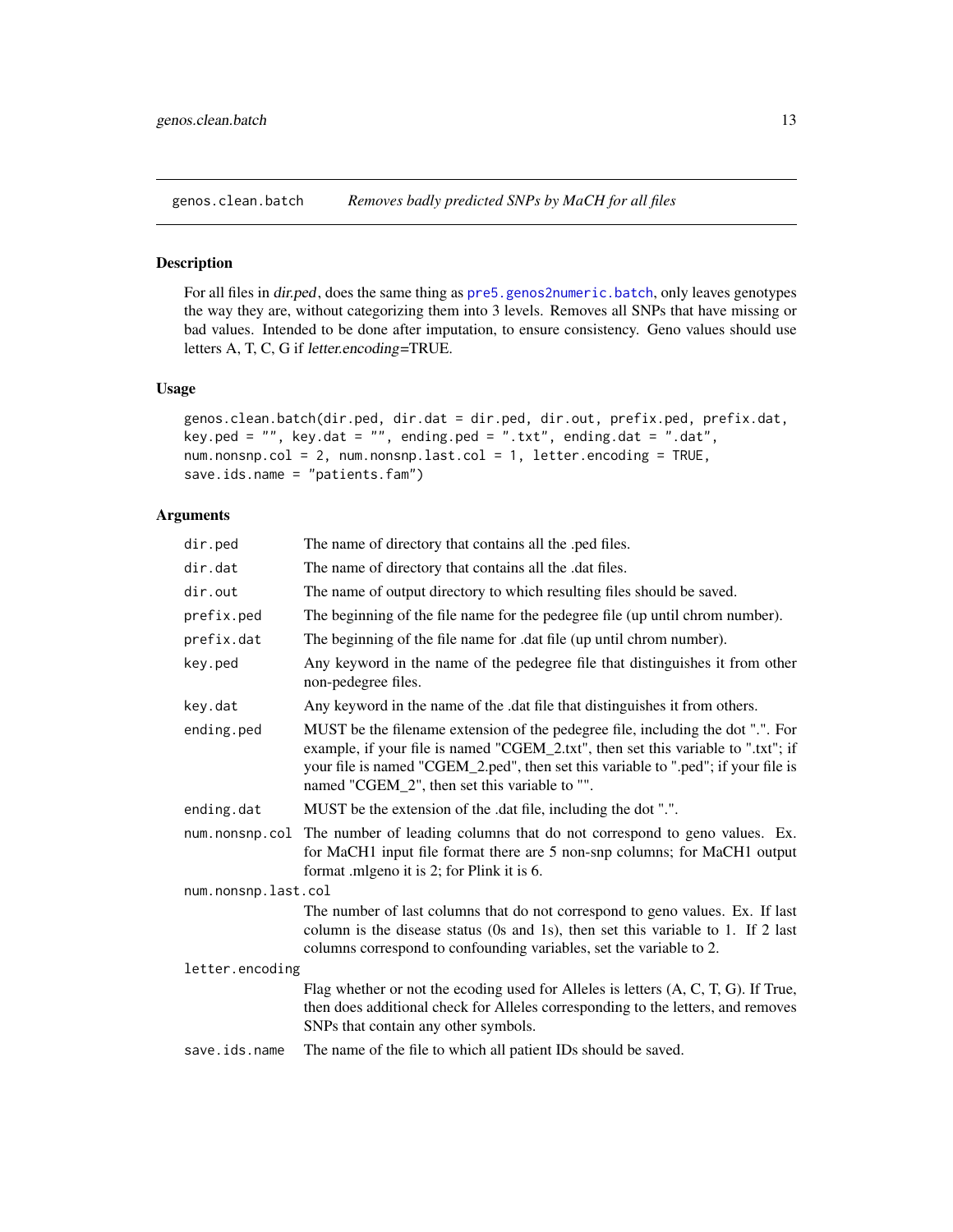## genos.clean.batch *Removes badly predicted SNPs by MaCH for all files*

### Description

For all files in *dir.ped*, does the same thing as `pre5.genos2numeric.batch`, only leaves genotypes the way they are, without categorizing them into 3 levels. Removes all SNPs that have missing or bad values. Intended to be done after imputation, to ensure consistency. Geno values should use letters A, T, C, G if *letter.encoding*=TRUE.

### Usage

```
genos.clean.batch(dir.ped, dir.dat = dir.ped, dir.out, prefix.ped, prefix.dat,
key.ped = "", key.dat = "", ending.ped = ".txt", ending.dat = ".dat",
num.nonsnp.col = 2, num.nonsnp.last.col = 1, letter.encoding = TRUE,
save.ids.name = "patients.fam")
```

### Arguments

| | |
|---|---|
| `dir.ped` | The name of directory that contains all the .ped files. |
| `dir.dat` | The name of directory that contains all the .dat files. |
| `dir.out` | The name of output directory to which resulting files should be saved. |
| `prefix.ped` | The beginning of the file name for the pedegree file (up until chrom number). |
| `prefix.dat` | The beginning of the file name for .dat file (up until chrom number). |
| `key.ped` | Any keyword in the name of the pedegree file that distinguishes it from other non-pedegree files. |
| `key.dat` | Any keyword in the name of the .dat file that distinguishes it from others. |
| `ending.ped` | MUST be the filename extension of the pedegree file, including the dot ".". For example, if your file is named "CGEM_2.txt", then set this variable to ".txt"; if your file is named "CGEM_2.ped", then set this variable to ".ped"; if your file is named "CGEM_2", then set this variable to "". |
| `ending.dat` | MUST be the extension of the .dat file, including the dot ".". |
| `num.nonsnp.col` | The number of leading columns that do not correspond to geno values. Ex. for MaCH1 input file format there are 5 non-snp columns; for MaCH1 output format .mlgeno it is 2; for Plink it is 6. |
| `num.nonsnp.last.col` | The number of last columns that do not correspond to geno values. Ex. If last column is the disease status (0s and 1s), then set this variable to 1. If 2 last columns correspond to confounding variables, set the variable to 2. |
| `letter.encoding` | Flag whether or not the ecoding used for Alleles is letters (A, C, T, G). If True, then does additional check for Alleles corresponding to the letters, and removes SNPs that contain any other symbols. |
| `save.ids.name` | The name of the file to which all patient IDs should be saved. |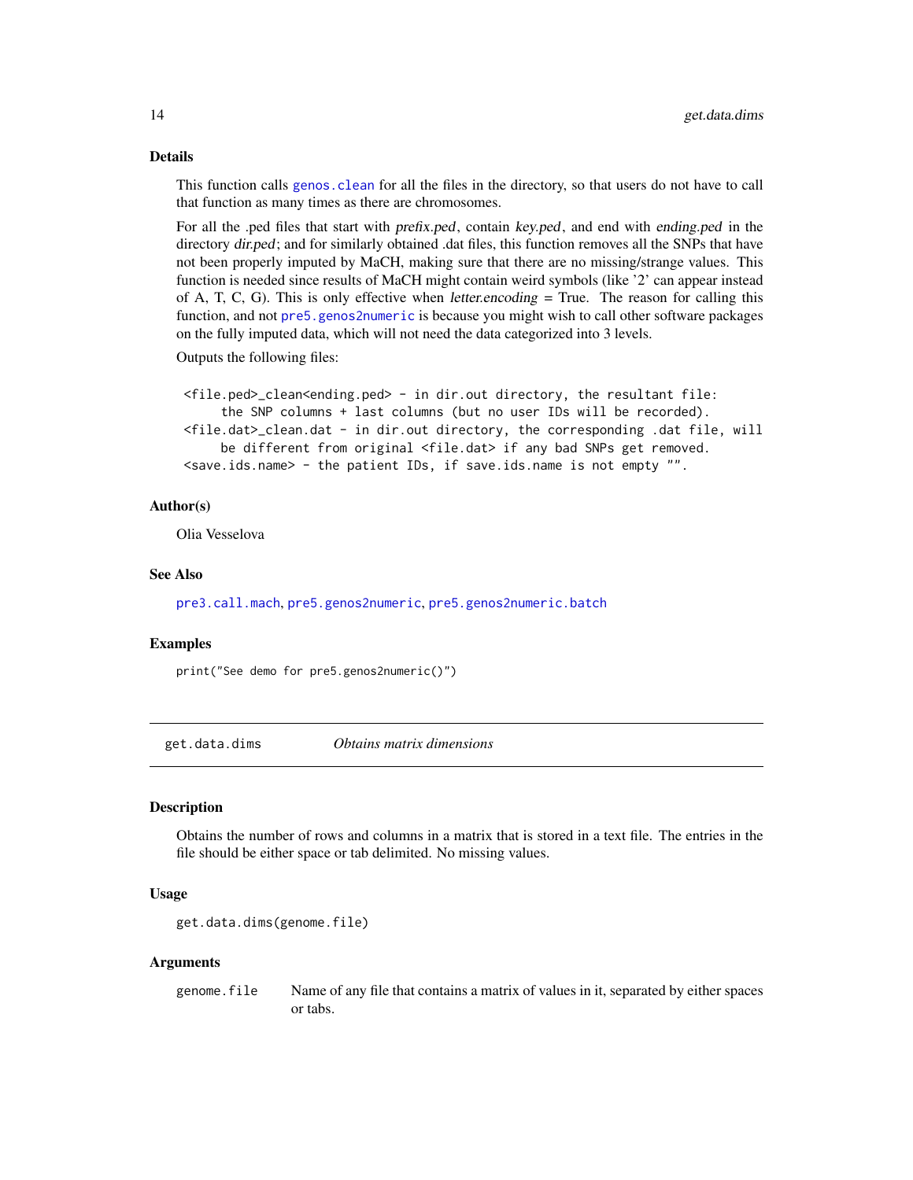### Details

This function calls `genos.clean` for all the files in the directory, so that users do not have to call that function as many times as there are chromosomes.

For all the .ped files that start with *prefix.ped*, contain *key.ped*, and end with *ending.ped* in the directory *dir.ped*; and for similarly obtained .dat files, this function removes all the SNPs that have not been properly imputed by MaCH, making sure that there are no missing/strange values. This function is needed since results of MaCH might contain weird symbols (like '2' can appear instead of A, T, C, G). This is only effective when *letter.encoding* = True. The reason for calling this function, and not `pre5.genos2numeric` is because you might wish to call other software packages on the fully imputed data, which will not need the data categorized into 3 levels.

Outputs the following files:

```
<file.ped>_clean<ending.ped> - in dir.out directory, the resultant file:
     the SNP columns + last columns (but no user IDs will be recorded).
<file.dat>_clean.dat - in dir.out directory, the corresponding .dat file, will
     be different from original <file.dat> if any bad SNPs get removed.
<save.ids.name> - the patient IDs, if save.ids.name is not empty "".
```

### Author(s)

Olia Vesselova

### See Also

`pre3.call.mach`, `pre5.genos2numeric`, `pre5.genos2numeric.batch`

### Examples

```
print("See demo for pre5.genos2numeric()")
```

---

## get.data.dims — *Obtains matrix dimensions*

### Description

Obtains the number of rows and columns in a matrix that is stored in a text file. The entries in the file should be either space or tab delimited. No missing values.

### Usage

```
get.data.dims(genome.file)
```

### Arguments

| | |
|---|---|
| `genome.file` | Name of any file that contains a matrix of values in it, separated by either spaces or tabs. |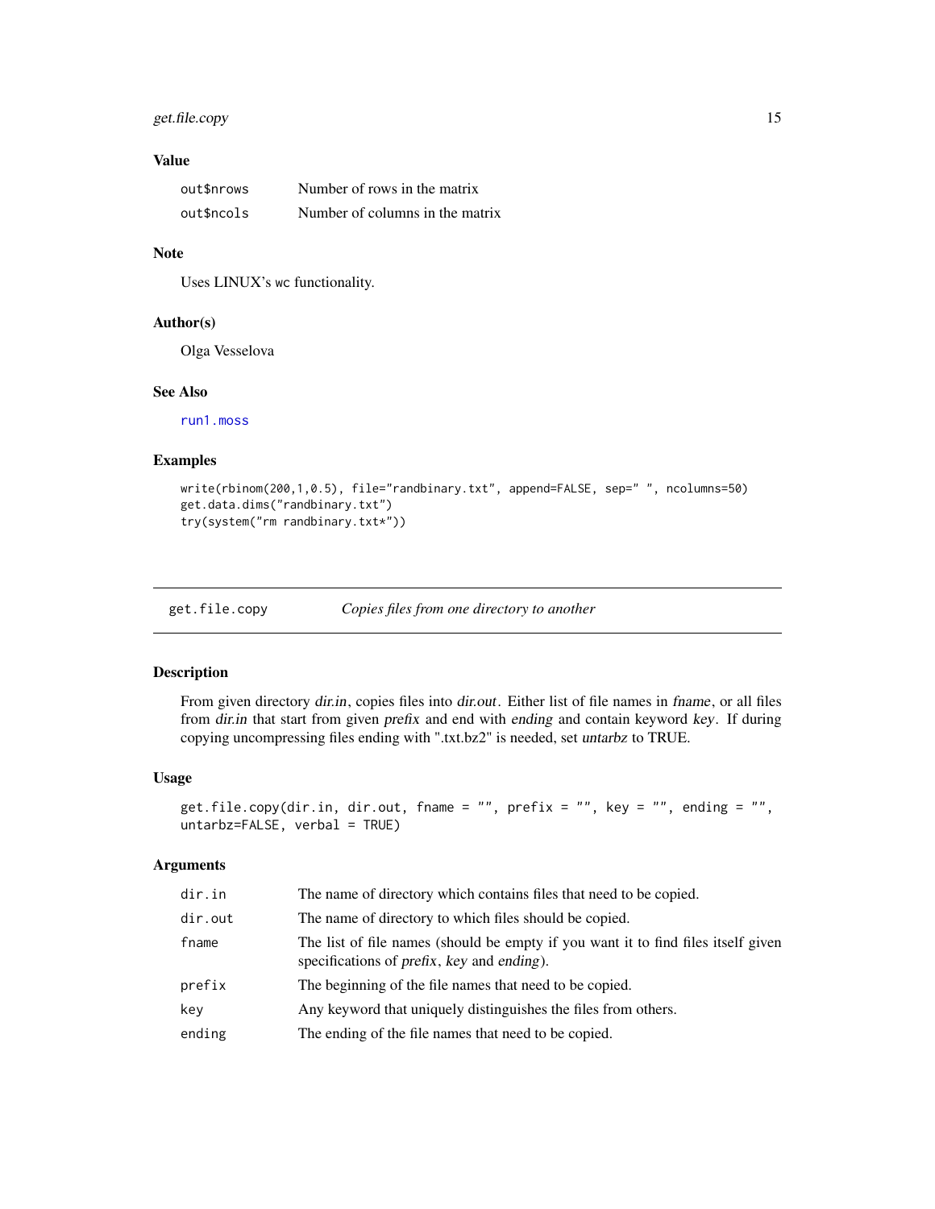### Value

| | |
|---|---|
| out$nrows | Number of rows in the matrix |
| out$ncols | Number of columns in the matrix |

### Note

Uses LINUX's wc functionality.

### Author(s)

Olga Vesselova

### See Also

run1.moss

### Examples

```
write(rbinom(200,1,0.5), file="randbinary.txt", append=FALSE, sep=" ", ncolumns=50)
get.data.dims("randbinary.txt")
try(system("rm randbinary.txt*"))
```

---

## get.file.copy — *Copies files from one directory to another*

### Description

From given directory *dir.in*, copies files into *dir.out*. Either list of file names in *fname*, or all files from *dir.in* that start from given *prefix* and end with *ending* and contain keyword *key*. If during copying uncompressing files ending with ".txt.bz2" is needed, set *untarbz* to TRUE.

### Usage

```
get.file.copy(dir.in, dir.out, fname = "", prefix = "", key = "", ending = "",
untarbz=FALSE, verbal = TRUE)
```

### Arguments

| | |
|---|---|
| dir.in | The name of directory which contains files that need to be copied. |
| dir.out | The name of directory to which files should be copied. |
| fname | The list of file names (should be empty if you want it to find files itself given specifications of *prefix*, *key* and *ending*). |
| prefix | The beginning of the file names that need to be copied. |
| key | Any keyword that uniquely distinguishes the files from others. |
| ending | The ending of the file names that need to be copied. |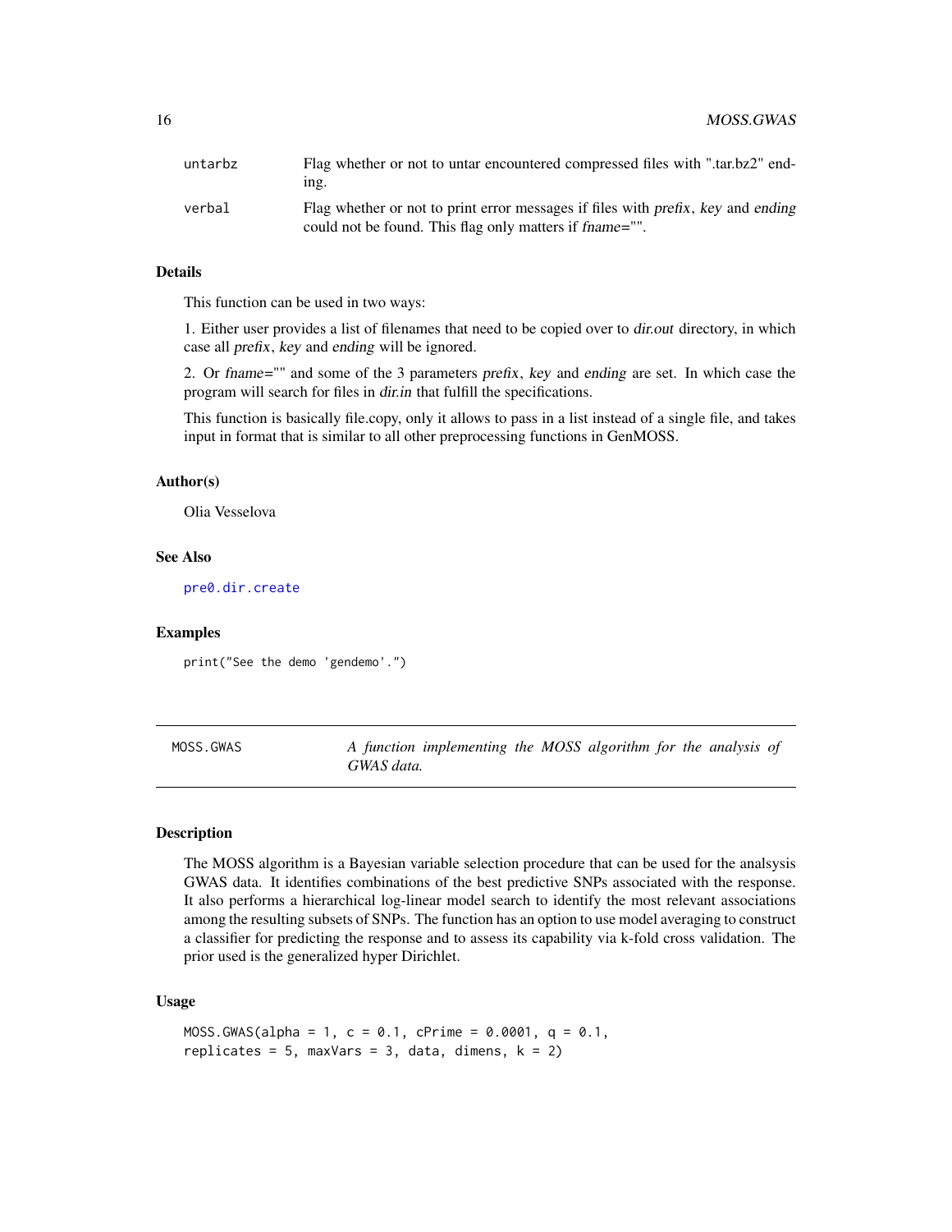| | |
|---|---|
| untarbz | Flag whether or not to untar encountered compressed files with ".tar.bz2" ending. |
| verbal | Flag whether or not to print error messages if files with *prefix*, *key* and *ending* could not be found. This flag only matters if *fname*="". |

### Details

This function can be used in two ways:

1. Either user provides a list of filenames that need to be copied over to *dir.out* directory, in which case all *prefix*, *key* and *ending* will be ignored.

2. Or *fname*="" and some of the 3 parameters *prefix*, *key* and *ending* are set. In which case the program will search for files in *dir.in* that fulfill the specifications.

This function is basically file.copy, only it allows to pass in a list instead of a single file, and takes input in format that is similar to all other preprocessing functions in GenMOSS.

### Author(s)

Olia Vesselova

### See Also

pre0.dir.create

### Examples

```
print("See the demo 'gendemo'.")
```

---

## MOSS.GWAS — *A function implementing the MOSS algorithm for the analysis of GWAS data.*

### Description

The MOSS algorithm is a Bayesian variable selection procedure that can be used for the analsysis GWAS data. It identifies combinations of the best predictive SNPs associated with the response. It also performs a hierarchical log-linear model search to identify the most relevant associations among the resulting subsets of SNPs. The function has an option to use model averaging to construct a classifier for predicting the response and to assess its capability via k-fold cross validation. The prior used is the generalized hyper Dirichlet.

### Usage

```
MOSS.GWAS(alpha = 1, c = 0.1, cPrime = 0.0001, q = 0.1,
replicates = 5, maxVars = 3, data, dimens, k = 2)
```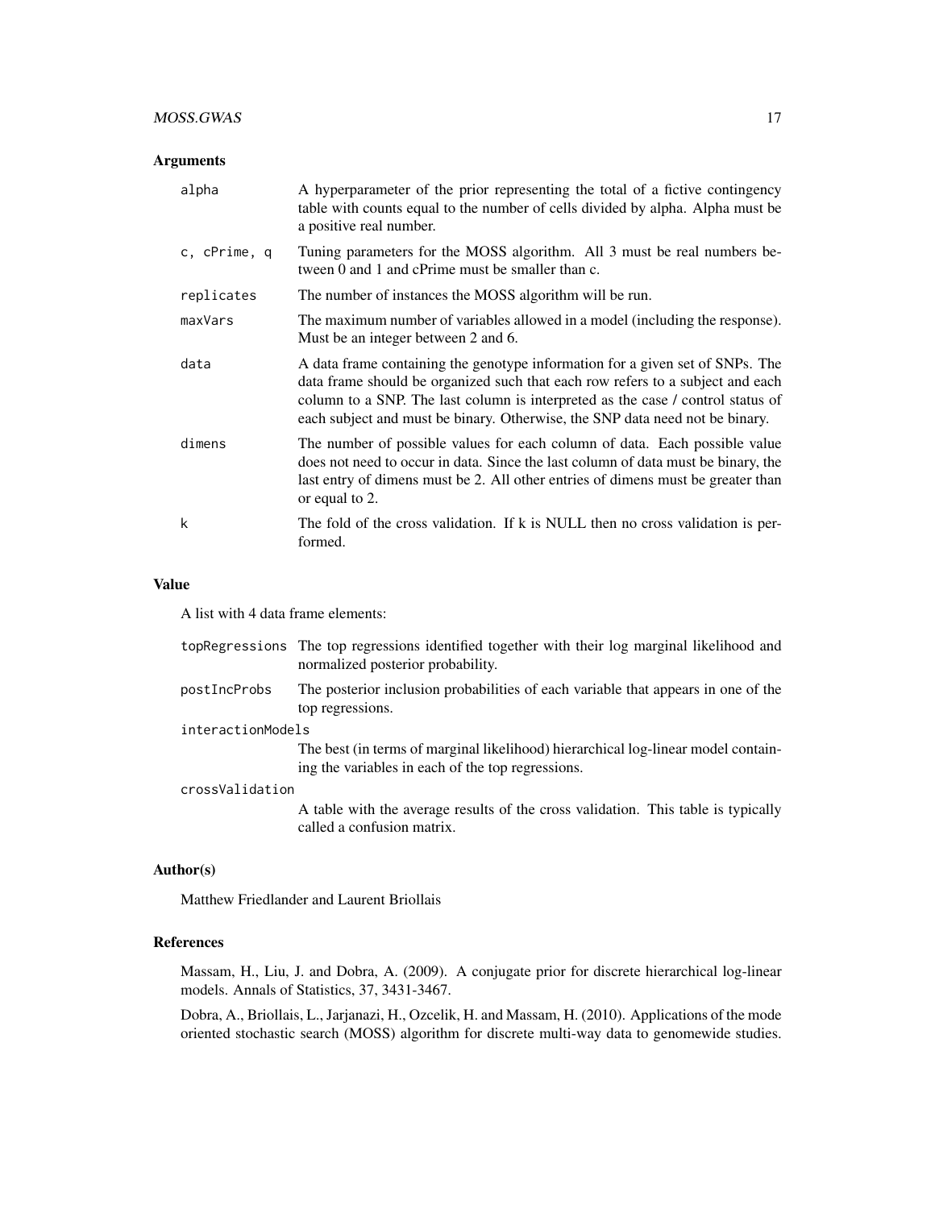### Arguments

| | |
|---|---|
| `alpha` | A hyperparameter of the prior representing the total of a fictive contingency table with counts equal to the number of cells divided by alpha. Alpha must be a positive real number. |
| `c, cPrime, q` | Tuning parameters for the MOSS algorithm. All 3 must be real numbers between 0 and 1 and cPrime must be smaller than c. |
| `replicates` | The number of instances the MOSS algorithm will be run. |
| `maxVars` | The maximum number of variables allowed in a model (including the response). Must be an integer between 2 and 6. |
| `data` | A data frame containing the genotype information for a given set of SNPs. The data frame should be organized such that each row refers to a subject and each column to a SNP. The last column is interpreted as the case / control status of each subject and must be binary. Otherwise, the SNP data need not be binary. |
| `dimens` | The number of possible values for each column of data. Each possible value does not need to occur in data. Since the last column of data must be binary, the last entry of dimens must be 2. All other entries of dimens must be greater than or equal to 2. |
| `k` | The fold of the cross validation. If k is NULL then no cross validation is performed. |

### Value

A list with 4 data frame elements:

| | |
|---|---|
| `topRegressions` | The top regressions identified together with their log marginal likelihood and normalized posterior probability. |
| `postIncProbs` | The posterior inclusion probabilities of each variable that appears in one of the top regressions. |
| `interactionModels` | The best (in terms of marginal likelihood) hierarchical log-linear model containing the variables in each of the top regressions. |
| `crossValidation` | A table with the average results of the cross validation. This table is typically called a confusion matrix. |

### Author(s)

Matthew Friedlander and Laurent Briollais

### References

Massam, H., Liu, J. and Dobra, A. (2009). A conjugate prior for discrete hierarchical log-linear models. Annals of Statistics, 37, 3431-3467.

Dobra, A., Briollais, L., Jarjanazi, H., Ozcelik, H. and Massam, H. (2010). Applications of the mode oriented stochastic search (MOSS) algorithm for discrete multi-way data to genomewide studies.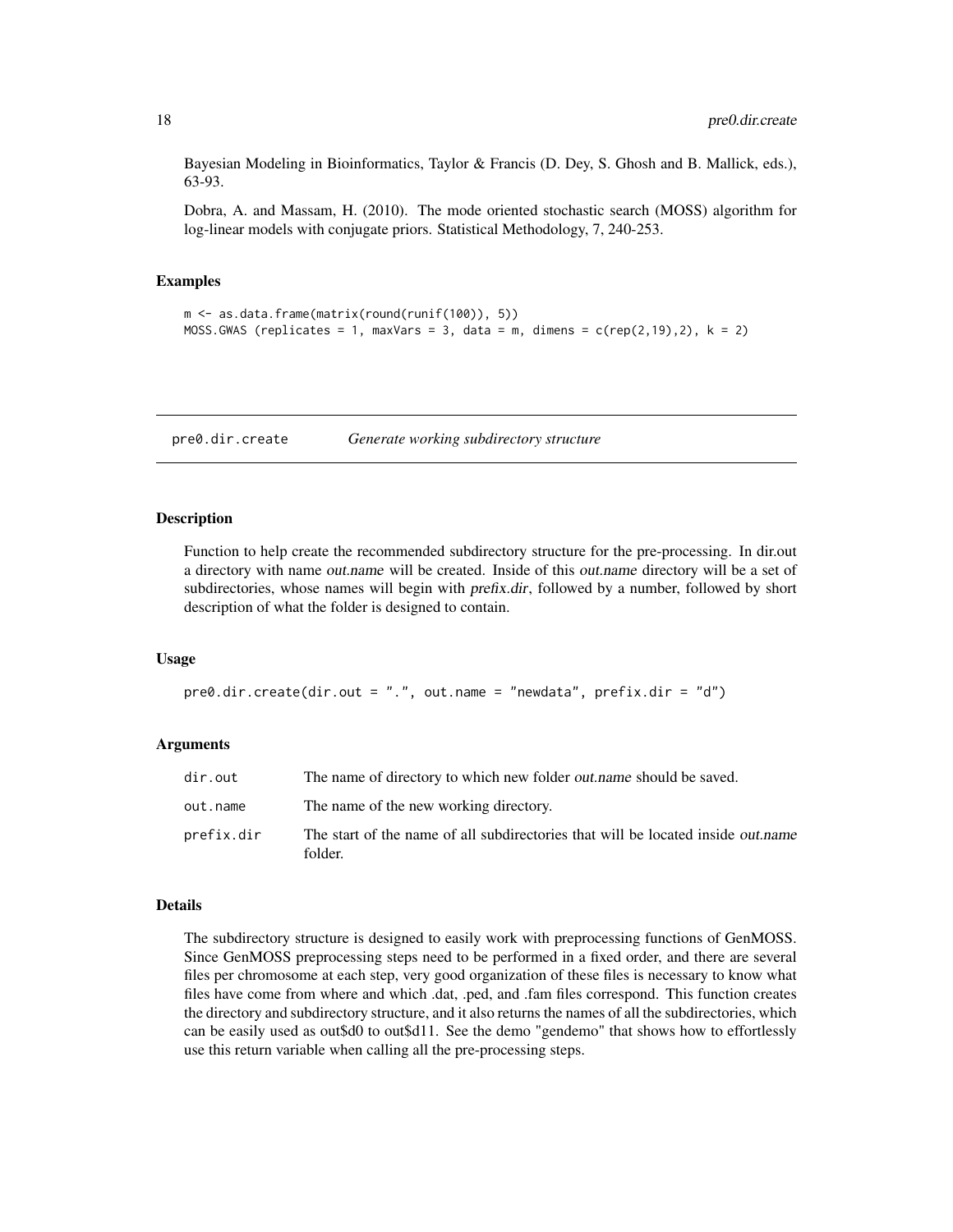Bayesian Modeling in Bioinformatics, Taylor & Francis (D. Dey, S. Ghosh and B. Mallick, eds.), 63-93.

Dobra, A. and Massam, H. (2010). The mode oriented stochastic search (MOSS) algorithm for log-linear models with conjugate priors. Statistical Methodology, 7, 240-253.

### Examples

```
m <- as.data.frame(matrix(round(runif(100)), 5))
MOSS.GWAS (replicates = 1, maxVars = 3, data = m, dimens = c(rep(2,19),2), k = 2)
```

---

## pre0.dir.create &nbsp;&nbsp;&nbsp; *Generate working subdirectory structure*

---

### Description

Function to help create the recommended subdirectory structure for the pre-processing. In dir.out a directory with name *out.name* will be created. Inside of this *out.name* directory will be a set of subdirectories, whose names will begin with *prefix.dir*, followed by a number, followed by short description of what the folder is designed to contain.

### Usage

```
pre0.dir.create(dir.out = ".", out.name = "newdata", prefix.dir = "d")
```

### Arguments

| | |
|---|---|
| `dir.out` | The name of directory to which new folder *out.name* should be saved. |
| `out.name` | The name of the new working directory. |
| `prefix.dir` | The start of the name of all subdirectories that will be located inside *out.name* folder. |

### Details

The subdirectory structure is designed to easily work with preprocessing functions of GenMOSS. Since GenMOSS preprocessing steps need to be performed in a fixed order, and there are several files per chromosome at each step, very good organization of these files is necessary to know what files have come from where and which .dat, .ped, and .fam files correspond. This function creates the directory and subdirectory structure, and it also returns the names of all the subdirectories, which can be easily used as out$d0 to out$d11. See the demo "gendemo" that shows how to effortlessly use this return variable when calling all the pre-processing steps.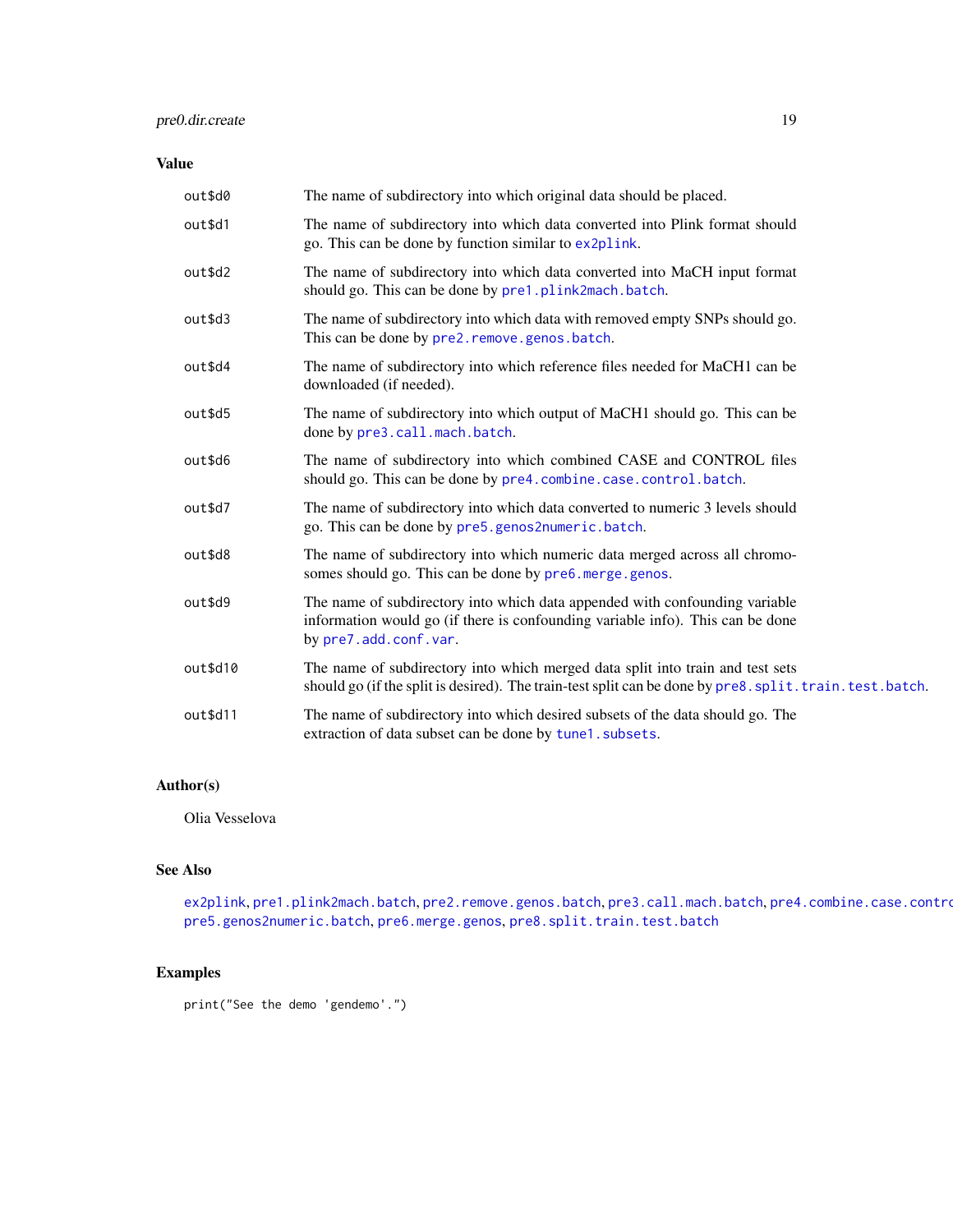## Value

| | |
|---|---|
| out$d0 | The name of subdirectory into which original data should be placed. |
| out$d1 | The name of subdirectory into which data converted into Plink format should go. This can be done by function similar to `ex2plink`. |
| out$d2 | The name of subdirectory into which data converted into MaCH input format should go. This can be done by `pre1.plink2mach.batch`. |
| out$d3 | The name of subdirectory into which data with removed empty SNPs should go. This can be done by `pre2.remove.genos.batch`. |
| out$d4 | The name of subdirectory into which reference files needed for MaCH1 can be downloaded (if needed). |
| out$d5 | The name of subdirectory into which output of MaCH1 should go. This can be done by `pre3.call.mach.batch`. |
| out$d6 | The name of subdirectory into which combined CASE and CONTROL files should go. This can be done by `pre4.combine.case.control.batch`. |
| out$d7 | The name of subdirectory into which data converted to numeric 3 levels should go. This can be done by `pre5.genos2numeric.batch`. |
| out$d8 | The name of subdirectory into which numeric data merged across all chromosomes should go. This can be done by `pre6.merge.genos`. |
| out$d9 | The name of subdirectory into which data appended with confounding variable information would go (if there is confounding variable info). This can be done by `pre7.add.conf.var`. |
| out$d10 | The name of subdirectory into which merged data split into train and test sets should go (if the split is desired). The train-test split can be done by `pre8.split.train.test.batch`. |
| out$d11 | The name of subdirectory into which desired subsets of the data should go. The extraction of data subset can be done by `tune1.subsets`. |

## Author(s)

Olia Vesselova

## See Also

`ex2plink`, `pre1.plink2mach.batch`, `pre2.remove.genos.batch`, `pre3.call.mach.batch`, `pre4.combine.case.contro`
`pre5.genos2numeric.batch`, `pre6.merge.genos`, `pre8.split.train.test.batch`

## Examples

```
print("See the demo 'gendemo'.")
```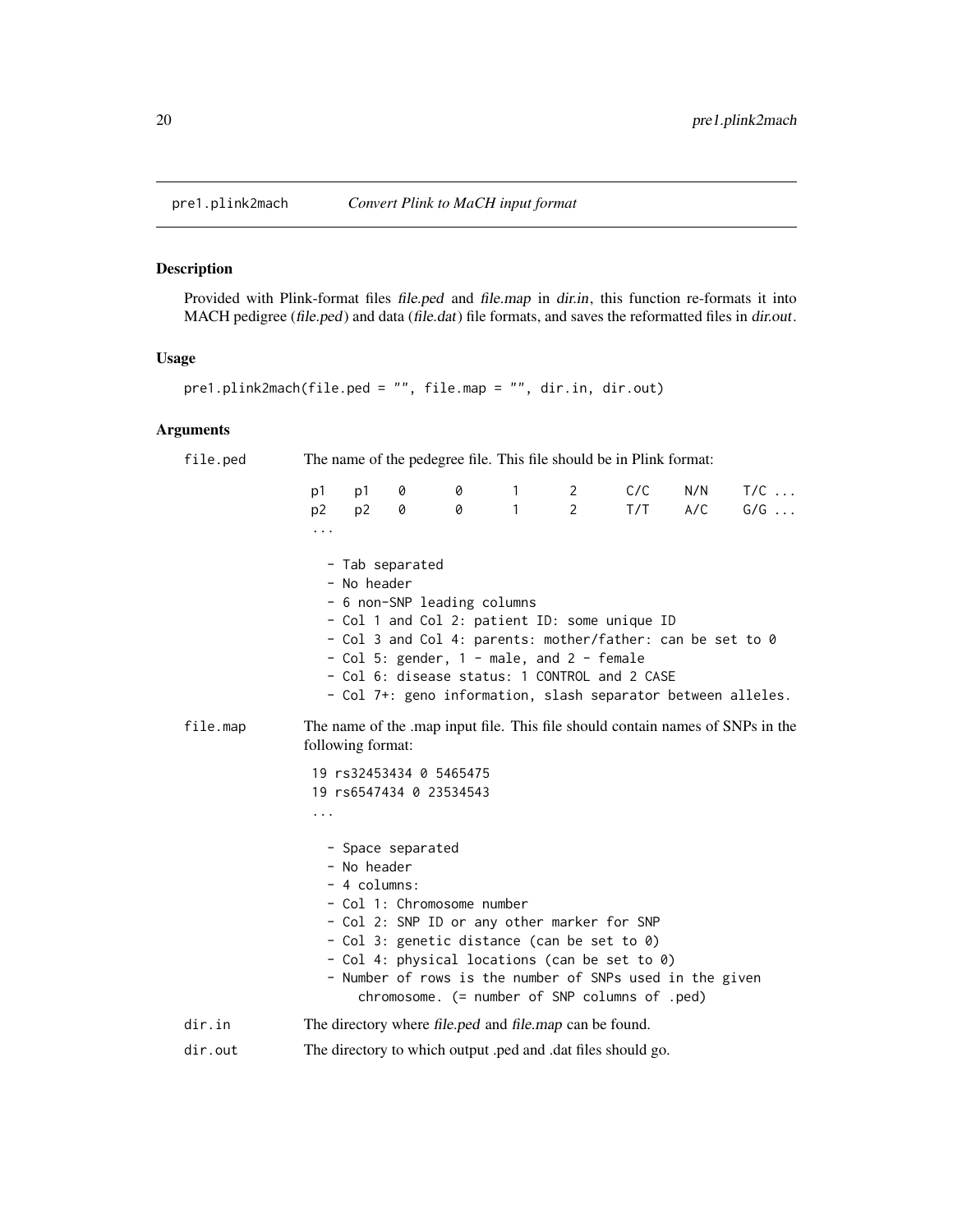## pre1.plink2mach — *Convert Plink to MaCH input format*

### Description

Provided with Plink-format files *file.ped* and *file.map* in *dir.in*, this function re-formats it into MACH pedigree (*file.ped*) and data (*file.dat*) file formats, and saves the reformatted files in *dir.out*.

### Usage

```
pre1.plink2mach(file.ped = "", file.map = "", dir.in, dir.out)
```

### Arguments

`file.ped` The name of the pedegree file. This file should be in Plink format:

```
p1   p1   0    0    1    2    C/C   N/N   T/C ...
p2   p2   0    0    1    2    T/T   A/C   G/G ...
...

  - Tab separated
  - No header
  - 6 non-SNP leading columns
  - Col 1 and Col 2: patient ID: some unique ID
  - Col 3 and Col 4: parents: mother/father: can be set to 0
  - Col 5: gender, 1 - male, and 2 - female
  - Col 6: disease status: 1 CONTROL and 2 CASE
  - Col 7+: geno information, slash separator between alleles.
```

`file.map` The name of the .map input file. This file should contain names of SNPs in the following format:

```
19 rs32453434 0 5465475
19 rs6547434 0 23534543
...

  - Space separated
  - No header
  - 4 columns:
  - Col 1: Chromosome number
  - Col 2: SNP ID or any other marker for SNP
  - Col 3: genetic distance (can be set to 0)
  - Col 4: physical locations (can be set to 0)
  - Number of rows is the number of SNPs used in the given
      chromosome. (= number of SNP columns of .ped)
```

`dir.in` The directory where *file.ped* and *file.map* can be found.

`dir.out` The directory to which output .ped and .dat files should go.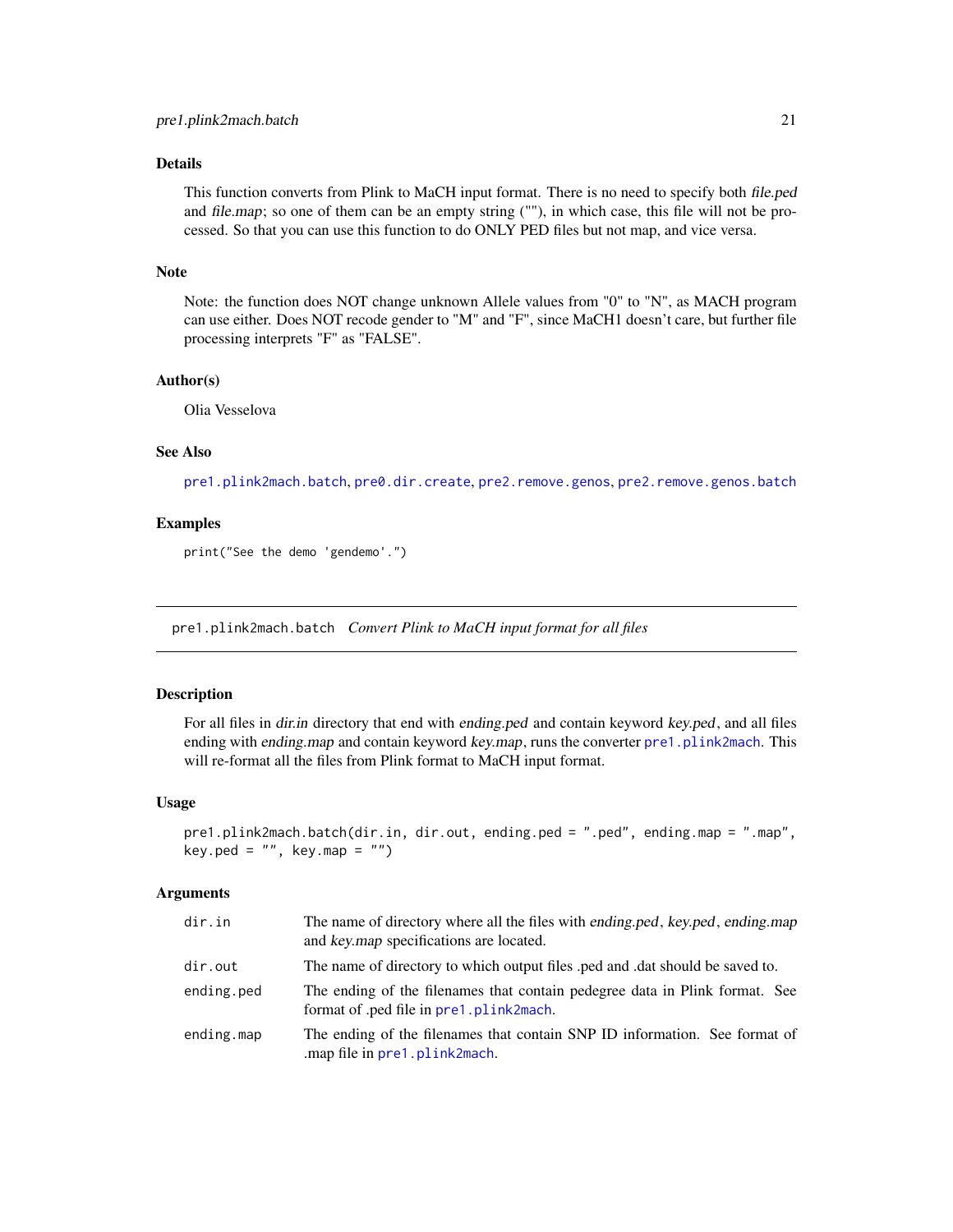## Details

This function converts from Plink to MaCH input format. There is no need to specify both *file.ped* and *file.map*; so one of them can be an empty string (""), in which case, this file will not be processed. So that you can use this function to do ONLY PED files but not map, and vice versa.

## Note

Note: the function does NOT change unknown Allele values from "0" to "N", as MACH program can use either. Does NOT recode gender to "M" and "F", since MaCH1 doesn't care, but further file processing interprets "F" as "FALSE".

## Author(s)

Olia Vesselova

## See Also

`pre1.plink2mach.batch`, `pre0.dir.create`, `pre2.remove.genos`, `pre2.remove.genos.batch`

## Examples

```
print("See the demo 'gendemo'.")
```

---

# pre1.plink2mach.batch *Convert Plink to MaCH input format for all files*

## Description

For all files in *dir.in* directory that end with *ending.ped* and contain keyword *key.ped*, and all files ending with *ending.map* and contain keyword *key.map*, runs the converter `pre1.plink2mach`. This will re-format all the files from Plink format to MaCH input format.

## Usage

```
pre1.plink2mach.batch(dir.in, dir.out, ending.ped = ".ped", ending.map = ".map",
key.ped = "", key.map = "")
```

## Arguments

| | |
|---|---|
| `dir.in` | The name of directory where all the files with *ending.ped*, *key.ped*, *ending.map* and *key.map* specifications are located. |
| `dir.out` | The name of directory to which output files .ped and .dat should be saved to. |
| `ending.ped` | The ending of the filenames that contain pedegree data in Plink format. See format of .ped file in `pre1.plink2mach`. |
| `ending.map` | The ending of the filenames that contain SNP ID information. See format of .map file in `pre1.plink2mach`. |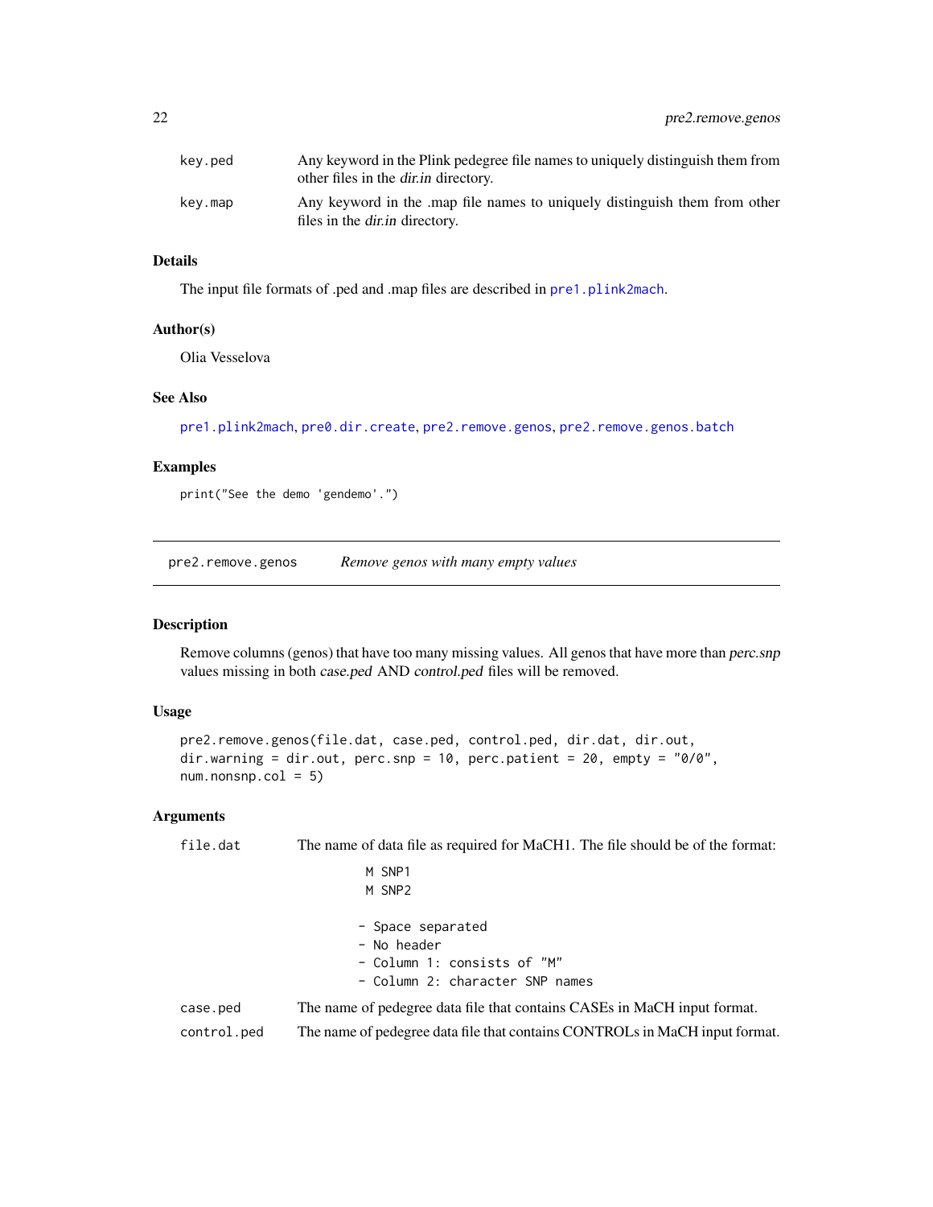| | |
|---|---|
| key.ped | Any keyword in the Plink pedegree file names to uniquely distinguish them from other files in the *dir.in* directory. |
| key.map | Any keyword in the .map file names to uniquely distinguish them from other files in the *dir.in* directory. |

### Details

The input file formats of .ped and .map files are described in `pre1.plink2mach`.

### Author(s)

Olia Vesselova

### See Also

`pre1.plink2mach`, `pre0.dir.create`, `pre2.remove.genos`, `pre2.remove.genos.batch`

### Examples

```
print("See the demo 'gendemo'.")
```

---

## pre2.remove.genos *Remove genos with many empty values*

---

### Description

Remove columns (genos) that have too many missing values. All genos that have more than *perc.snp* values missing in both *case.ped* AND *control.ped* files will be removed.

### Usage

```
pre2.remove.genos(file.dat, case.ped, control.ped, dir.dat, dir.out,
dir.warning = dir.out, perc.snp = 10, perc.patient = 20, empty = "0/0",
num.nonsnp.col = 5)
```

### Arguments

file.dat — The name of data file as required for MaCH1. The file should be of the format:

```
M SNP1
M SNP2

- Space separated
- No header
- Column 1: consists of "M"
- Column 2: character SNP names
```

case.ped — The name of pedegree data file that contains CASEs in MaCH input format.

control.ped — The name of pedegree data file that contains CONTROLs in MaCH input format.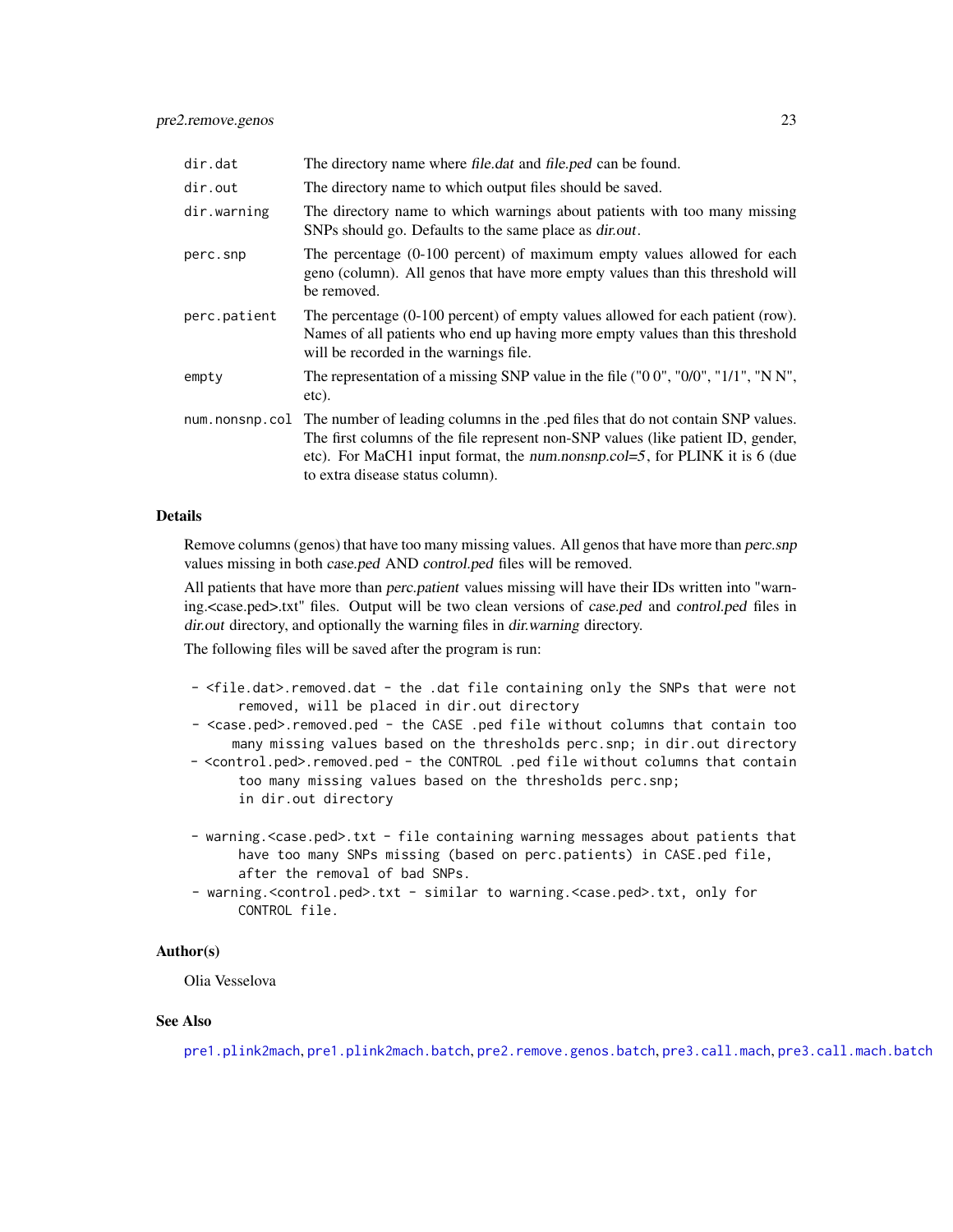| | |
|---|---|
| dir.dat | The directory name where *file.dat* and *file.ped* can be found. |
| dir.out | The directory name to which output files should be saved. |
| dir.warning | The directory name to which warnings about patients with too many missing SNPs should go. Defaults to the same place as *dir.out*. |
| perc.snp | The percentage (0-100 percent) of maximum empty values allowed for each geno (column). All genos that have more empty values than this threshold will be removed. |
| perc.patient | The percentage (0-100 percent) of empty values allowed for each patient (row). Names of all patients who end up having more empty values than this threshold will be recorded in the warnings file. |
| empty | The representation of a missing SNP value in the file ("0 0", "0/0", "1/1", "N N", etc). |
| num.nonsnp.col | The number of leading columns in the .ped files that do not contain SNP values. The first columns of the file represent non-SNP values (like patient ID, gender, etc). For MaCH1 input format, the *num.nonsnp.col=5*, for PLINK it is 6 (due to extra disease status column). |

## Details

Remove columns (genos) that have too many missing values. All genos that have more than *perc.snp* values missing in both *case.ped* AND *control.ped* files will be removed.

All patients that have more than *perc.patient* values missing will have their IDs written into "warning.<case.ped>.txt" files. Output will be two clean versions of *case.ped* and *control.ped* files in *dir.out* directory, and optionally the warning files in *dir.warning* directory.

The following files will be saved after the program is run:

```
- <file.dat>.removed.dat - the .dat file containing only the SNPs that were not
      removed, will be placed in dir.out directory
- <case.ped>.removed.ped - the CASE .ped file without columns that contain too
     many missing values based on the thresholds perc.snp; in dir.out directory
- <control.ped>.removed.ped - the CONTROL .ped file without columns that contain
      too many missing values based on the thresholds perc.snp;
      in dir.out directory

- warning.<case.ped>.txt - file containing warning messages about patients that
      have too many SNPs missing (based on perc.patients) in CASE.ped file,
      after the removal of bad SNPs.
- warning.<control.ped>.txt - similar to warning.<case.ped>.txt, only for
      CONTROL file.
```

## Author(s)

Olia Vesselova

## See Also

pre1.plink2mach, pre1.plink2mach.batch, pre2.remove.genos.batch, pre3.call.mach, pre3.call.mach.batch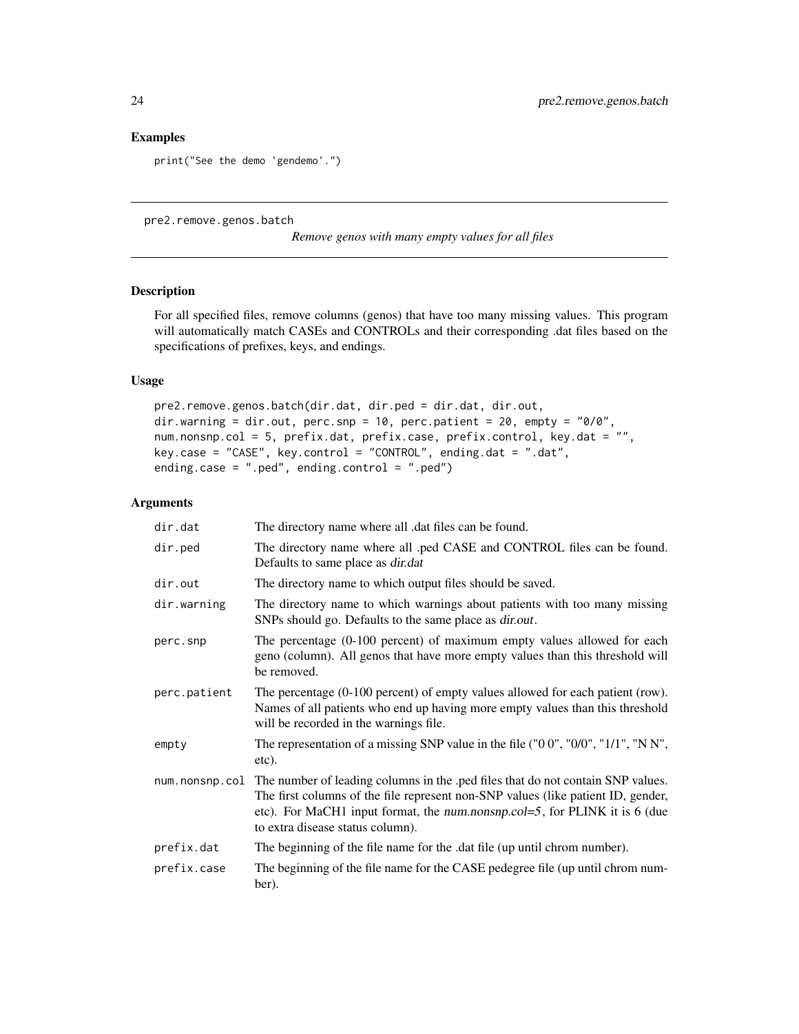## Examples

```
print("See the demo 'gendemo'.")
```

---

`pre2.remove.genos.batch` *Remove genos with many empty values for all files*

---

## Description

For all specified files, remove columns (genos) that have too many missing values. This program will automatically match CASEs and CONTROLs and their corresponding .dat files based on the specifications of prefixes, keys, and endings.

## Usage

```
pre2.remove.genos.batch(dir.dat, dir.ped = dir.dat, dir.out,
dir.warning = dir.out, perc.snp = 10, perc.patient = 20, empty = "0/0",
num.nonsnp.col = 5, prefix.dat, prefix.case, prefix.control, key.dat = "",
key.case = "CASE", key.control = "CONTROL", ending.dat = ".dat",
ending.case = ".ped", ending.control = ".ped")
```

## Arguments

| | |
|---|---|
| `dir.dat` | The directory name where all .dat files can be found. |
| `dir.ped` | The directory name where all .ped CASE and CONTROL files can be found. Defaults to same place as *dir.dat* |
| `dir.out` | The directory name to which output files should be saved. |
| `dir.warning` | The directory name to which warnings about patients with too many missing SNPs should go. Defaults to the same place as *dir.out*. |
| `perc.snp` | The percentage (0-100 percent) of maximum empty values allowed for each geno (column). All genos that have more empty values than this threshold will be removed. |
| `perc.patient` | The percentage (0-100 percent) of empty values allowed for each patient (row). Names of all patients who end up having more empty values than this threshold will be recorded in the warnings file. |
| `empty` | The representation of a missing SNP value in the file ("0 0", "0/0", "1/1", "N N", etc). |
| `num.nonsnp.col` | The number of leading columns in the .ped files that do not contain SNP values. The first columns of the file represent non-SNP values (like patient ID, gender, etc). For MaCH1 input format, the *num.nonsnp.col=5*, for PLINK it is 6 (due to extra disease status column). |
| `prefix.dat` | The beginning of the file name for the .dat file (up until chrom number). |
| `prefix.case` | The beginning of the file name for the CASE pedegree file (up until chrom number). |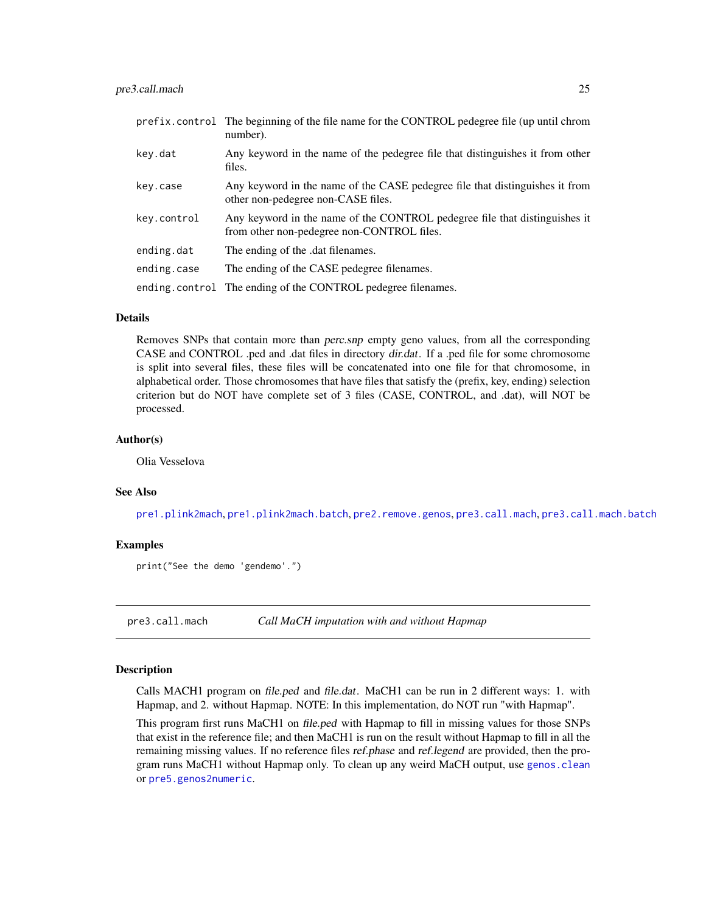| | |
|---|---|
| `prefix.control` | The beginning of the file name for the CONTROL pedegree file (up until chrom number). |
| `key.dat` | Any keyword in the name of the pedegree file that distinguishes it from other files. |
| `key.case` | Any keyword in the name of the CASE pedegree file that distinguishes it from other non-pedegree non-CASE files. |
| `key.control` | Any keyword in the name of the CONTROL pedegree file that distinguishes it from other non-pedegree non-CONTROL files. |
| `ending.dat` | The ending of the .dat filenames. |
| `ending.case` | The ending of the CASE pedegree filenames. |
| `ending.control` | The ending of the CONTROL pedegree filenames. |

### Details

Removes SNPs that contain more than *perc.snp* empty geno values, from all the corresponding CASE and CONTROL .ped and .dat files in directory *dir.dat*. If a .ped file for some chromosome is split into several files, these files will be concatenated into one file for that chromosome, in alphabetical order. Those chromosomes that have files that satisfy the (prefix, key, ending) selection criterion but do NOT have complete set of 3 files (CASE, CONTROL, and .dat), will NOT be processed.

### Author(s)

Olia Vesselova

### See Also

`pre1.plink2mach`, `pre1.plink2mach.batch`, `pre2.remove.genos`, `pre3.call.mach`, `pre3.call.mach.batch`

### Examples

```
print("See the demo 'gendemo'.")
```

---

## `pre3.call.mach` *Call MaCH imputation with and without Hapmap*

---

### Description

Calls MACH1 program on *file.ped* and *file.dat*. MaCH1 can be run in 2 different ways: 1. with Hapmap, and 2. without Hapmap. NOTE: In this implementation, do NOT run "with Hapmap".

This program first runs MaCH1 on *file.ped* with Hapmap to fill in missing values for those SNPs that exist in the reference file; and then MaCH1 is run on the result without Hapmap to fill in all the remaining missing values. If no reference files *ref.phase* and *ref.legend* are provided, then the program runs MaCH1 without Hapmap only. To clean up any weird MaCH output, use `genos.clean` or `pre5.genos2numeric`.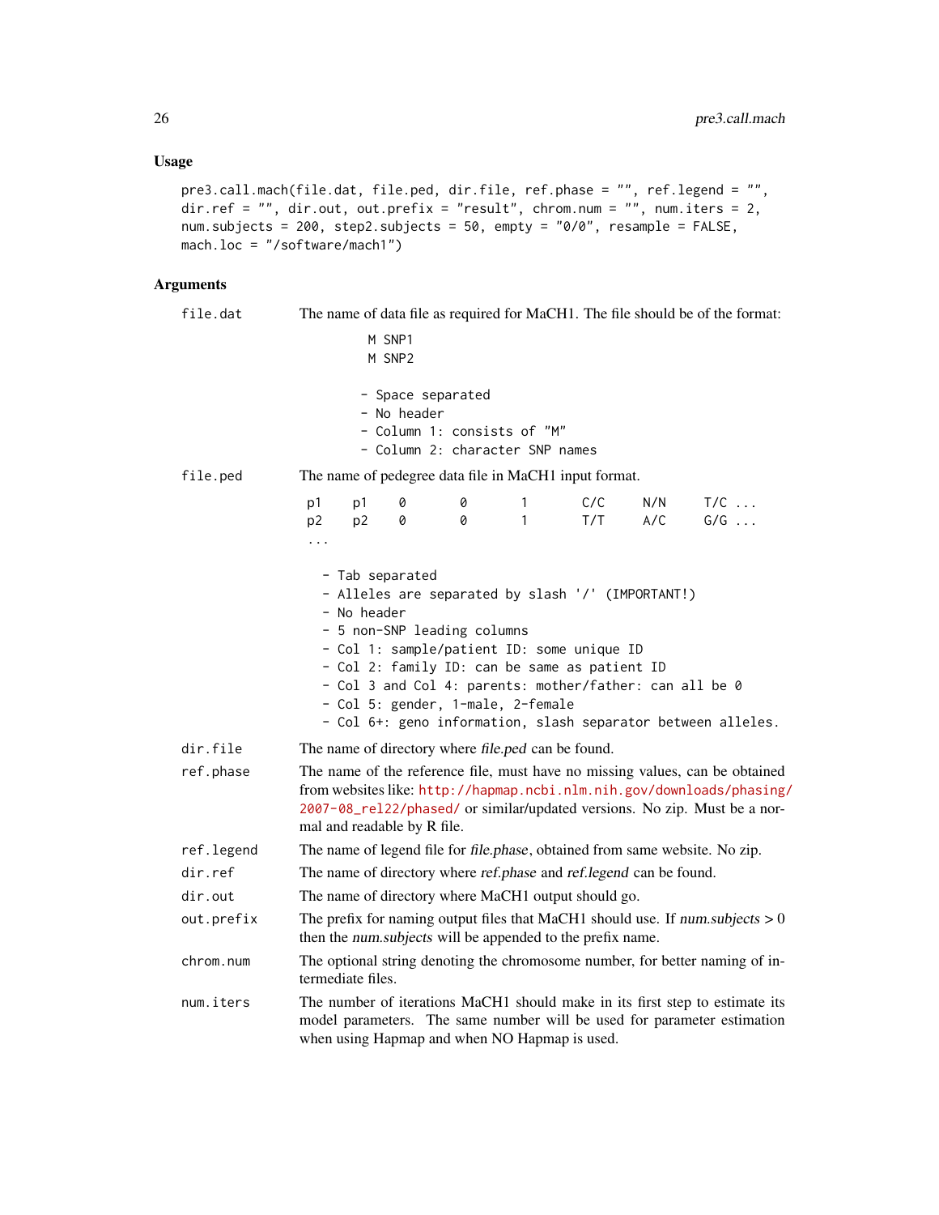### Usage

```
pre3.call.mach(file.dat, file.ped, dir.file, ref.phase = "", ref.legend = "",
dir.ref = "", dir.out, out.prefix = "result", chrom.num = "", num.iters = 2,
num.subjects = 200, step2.subjects = 50, empty = "0/0", resample = FALSE,
mach.loc = "/software/mach1")
```

### Arguments

**file.dat** The name of data file as required for MaCH1. The file should be of the format:

```
M SNP1
M SNP2

- Space separated
- No header
- Column 1: consists of "M"
- Column 2: character SNP names
```

**file.ped** The name of pedegree data file in MaCH1 input format.

```
p1    p1    0     0     1     C/C    N/N    T/C ...
p2    p2    0     0     1     T/T    A/C    G/G ...
...

- Tab separated
- Alleles are separated by slash '/' (IMPORTANT!)
- No header
- 5 non-SNP leading columns
- Col 1: sample/patient ID: some unique ID
- Col 2: family ID: can be same as patient ID
- Col 3 and Col 4: parents: mother/father: can all be 0
- Col 5: gender, 1-male, 2-female
- Col 6+: geno information, slash separator between alleles.
```

**dir.file** The name of directory where *file.ped* can be found.

**ref.phase** The name of the reference file, must have no missing values, can be obtained from websites like: http://hapmap.ncbi.nlm.nih.gov/downloads/phasing/2007-08_rel22/phased/ or similar/updated versions. No zip. Must be a normal and readable by R file.

**ref.legend** The name of legend file for *file.phase*, obtained from same website. No zip.

**dir.ref** The name of directory where *ref.phase* and *ref.legend* can be found.

**dir.out** The name of directory where MaCH1 output should go.

**out.prefix** The prefix for naming output files that MaCH1 should use. If *num.subjects* > 0 then the *num.subjects* will be appended to the prefix name.

**chrom.num** The optional string denoting the chromosome number, for better naming of intermediate files.

**num.iters** The number of iterations MaCH1 should make in its first step to estimate its model parameters. The same number will be used for parameter estimation when using Hapmap and when NO Hapmap is used.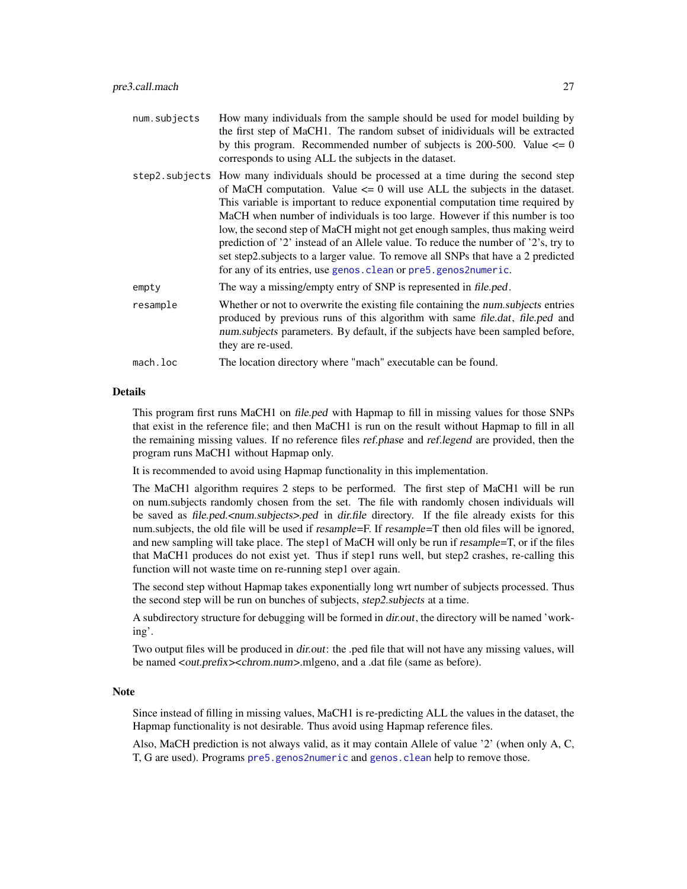| | |
|---|---|
| `num.subjects` | How many individuals from the sample should be used for model building by the first step of MaCH1. The random subset of inidividuals will be extracted by this program. Recommended number of subjects is 200-500. Value <= 0 corresponds to using ALL the subjects in the dataset. |
| `step2.subjects` | How many individuals should be processed at a time during the second step of MaCH computation. Value <= 0 will use ALL the subjects in the dataset. This variable is important to reduce exponential computation time required by MaCH when number of individuals is too large. However if this number is too low, the second step of MaCH might not get enough samples, thus making weird prediction of '2' instead of an Allele value. To reduce the number of '2's, try to set step2.subjects to a larger value. To remove all SNPs that have a 2 predicted for any of its entries, use `genos.clean` or `pre5.genos2numeric`. |
| `empty` | The way a missing/empty entry of SNP is represented in *file.ped*. |
| `resample` | Whether or not to overwrite the existing file containing the *num.subjects* entries produced by previous runs of this algorithm with same *file.dat*, *file.ped* and *num.subjects* parameters. By default, if the subjects have been sampled before, they are re-used. |
| `mach.loc` | The location directory where "mach" executable can be found. |

## Details

This program first runs MaCH1 on *file.ped* with Hapmap to fill in missing values for those SNPs that exist in the reference file; and then MaCH1 is run on the result without Hapmap to fill in all the remaining missing values. If no reference files *ref.phase* and *ref.legend* are provided, then the program runs MaCH1 without Hapmap only.

It is recommended to avoid using Hapmap functionality in this implementation.

The MaCH1 algorithm requires 2 steps to be performed. The first step of MaCH1 will be run on num.subjects randomly chosen from the set. The file with randomly chosen individuals will be saved as *file.ped.<num.subjects>.ped* in *dir.file* directory. If the file already exists for this num.subjects, the old file will be used if *resample*=F. If *resample*=T then old files will be ignored, and new sampling will take place. The step1 of MaCH will only be run if *resample*=T, or if the files that MaCH1 produces do not exist yet. Thus if step1 runs well, but step2 crashes, re-calling this function will not waste time on re-running step1 over again.

The second step without Hapmap takes exponentially long wrt number of subjects processed. Thus the second step will be run on bunches of subjects, *step2.subjects* at a time.

A subdirectory structure for debugging will be formed in *dir.out*, the directory will be named 'working'.

Two output files will be produced in *dir.out*: the .ped file that will not have any missing values, will be named <*out.prefix*><*chrom.num*>.mlgeno, and a .dat file (same as before).

## Note

Since instead of filling in missing values, MaCH1 is re-predicting ALL the values in the dataset, the Hapmap functionality is not desirable. Thus avoid using Hapmap reference files.

Also, MaCH prediction is not always valid, as it may contain Allele of value '2' (when only A, C, T, G are used). Programs `pre5.genos2numeric` and `genos.clean` help to remove those.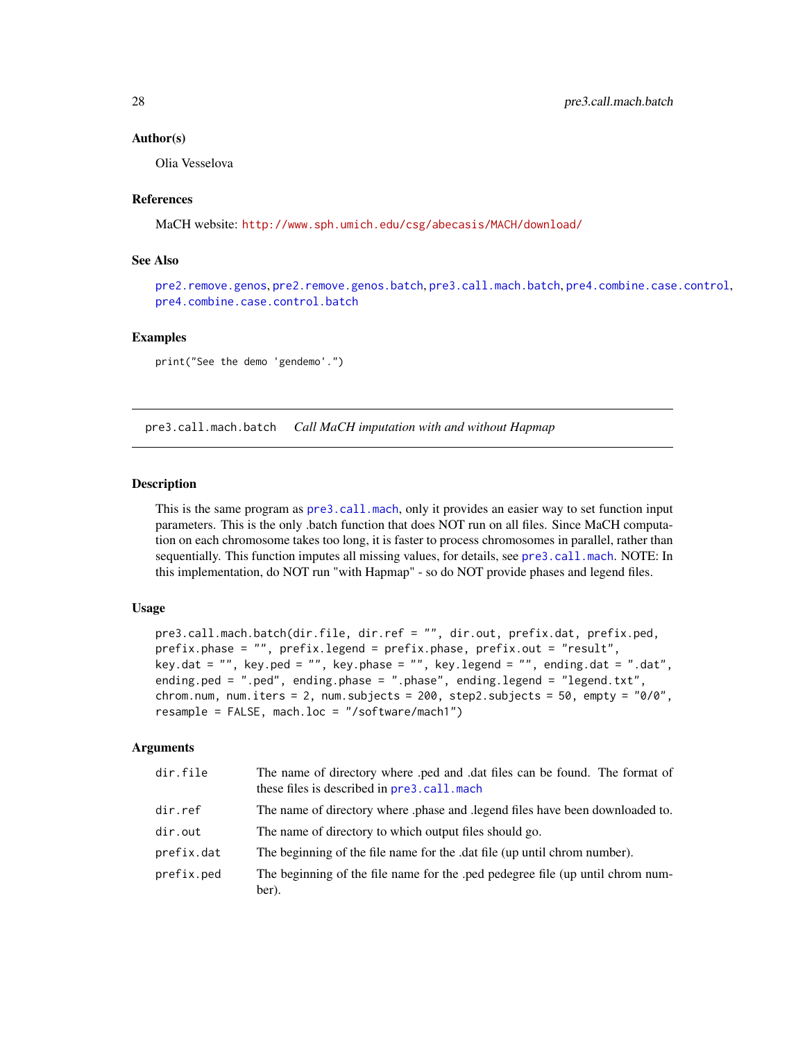### Author(s)

Olia Vesselova

### References

MaCH website: http://www.sph.umich.edu/csg/abecasis/MACH/download/

### See Also

pre2.remove.genos, pre2.remove.genos.batch, pre3.call.mach.batch, pre4.combine.case.control, pre4.combine.case.control.batch

### Examples

```
print("See the demo 'gendemo'.")
```

---

## pre3.call.mach.batch *Call MaCH imputation with and without Hapmap*

---

### Description

This is the same program as pre3.call.mach, only it provides an easier way to set function input parameters. This is the only .batch function that does NOT run on all files. Since MaCH computation on each chromosome takes too long, it is faster to process chromosomes in parallel, rather than sequentially. This function imputes all missing values, for details, see pre3.call.mach. NOTE: In this implementation, do NOT run "with Hapmap" - so do NOT provide phases and legend files.

### Usage

```
pre3.call.mach.batch(dir.file, dir.ref = "", dir.out, prefix.dat, prefix.ped,
prefix.phase = "", prefix.legend = prefix.phase, prefix.out = "result",
key.dat = "", key.ped = "", key.phase = "", key.legend = "", ending.dat = ".dat",
ending.ped = ".ped", ending.phase = ".phase", ending.legend = "legend.txt",
chrom.num, num.iters = 2, num.subjects = 200, step2.subjects = 50, empty = "0/0",
resample = FALSE, mach.loc = "/software/mach1")
```

### Arguments

| | |
|---|---|
| dir.file | The name of directory where .ped and .dat files can be found. The format of these files is described in pre3.call.mach |
| dir.ref | The name of directory where .phase and .legend files have been downloaded to. |
| dir.out | The name of directory to which output files should go. |
| prefix.dat | The beginning of the file name for the .dat file (up until chrom number). |
| prefix.ped | The beginning of the file name for the .ped pedegree file (up until chrom number). |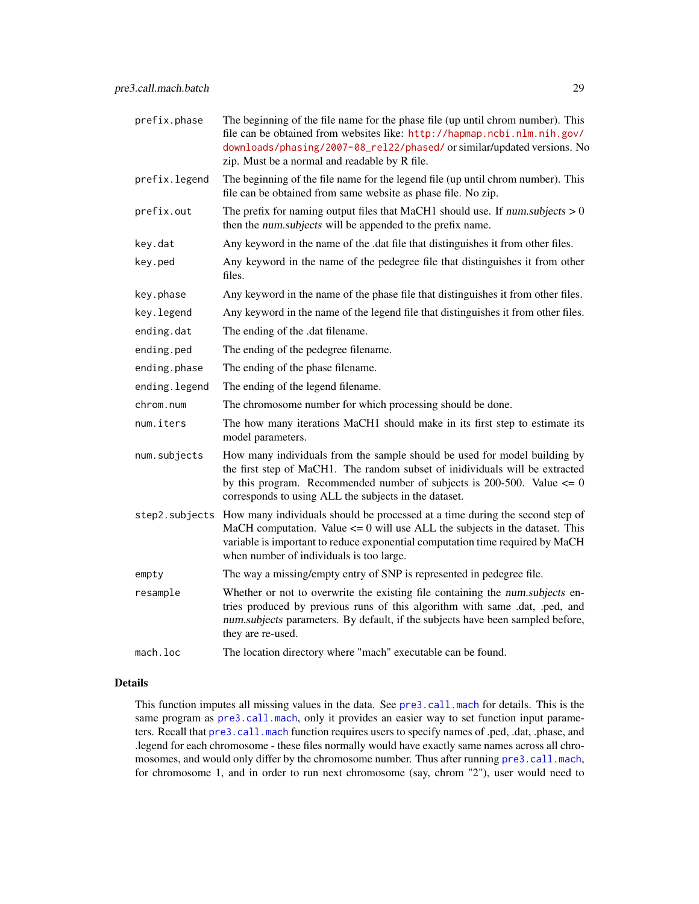| | |
|---|---|
| `prefix.phase` | The beginning of the file name for the phase file (up until chrom number). This file can be obtained from websites like: http://hapmap.ncbi.nlm.nih.gov/downloads/phasing/2007-08_rel22/phased/ or similar/updated versions. No zip. Must be a normal and readable by R file. |
| `prefix.legend` | The beginning of the file name for the legend file (up until chrom number). This file can be obtained from same website as phase file. No zip. |
| `prefix.out` | The prefix for naming output files that MaCH1 should use. If *num.subjects* > 0 then the *num.subjects* will be appended to the prefix name. |
| `key.dat` | Any keyword in the name of the .dat file that distinguishes it from other files. |
| `key.ped` | Any keyword in the name of the pedegree file that distinguishes it from other files. |
| `key.phase` | Any keyword in the name of the phase file that distinguishes it from other files. |
| `key.legend` | Any keyword in the name of the legend file that distinguishes it from other files. |
| `ending.dat` | The ending of the .dat filename. |
| `ending.ped` | The ending of the pedegree filename. |
| `ending.phase` | The ending of the phase filename. |
| `ending.legend` | The ending of the legend filename. |
| `chrom.num` | The chromosome number for which processing should be done. |
| `num.iters` | The how many iterations MaCH1 should make in its first step to estimate its model parameters. |
| `num.subjects` | How many individuals from the sample should be used for model building by the first step of MaCH1. The random subset of inidividuals will be extracted by this program. Recommended number of subjects is 200-500. Value <= 0 corresponds to using ALL the subjects in the dataset. |
| `step2.subjects` | How many individuals should be processed at a time during the second step of MaCH computation. Value <= 0 will use ALL the subjects in the dataset. This variable is important to reduce exponential computation time required by MaCH when number of individuals is too large. |
| `empty` | The way a missing/empty entry of SNP is represented in pedegree file. |
| `resample` | Whether or not to overwrite the existing file containing the *num.subjects* entries produced by previous runs of this algorithm with same .dat, .ped, and *num.subjects* parameters. By default, if the subjects have been sampled before, they are re-used. |
| `mach.loc` | The location directory where "mach" executable can be found. |

### Details

This function imputes all missing values in the data. See `pre3.call.mach` for details. This is the same program as `pre3.call.mach`, only it provides an easier way to set function input parameters. Recall that `pre3.call.mach` function requires users to specify names of .ped, .dat, .phase, and .legend for each chromosome - these files normally would have exactly same names across all chromosomes, and would only differ by the chromosome number. Thus after running `pre3.call.mach`, for chromosome 1, and in order to run next chromosome (say, chrom "2"), user would need to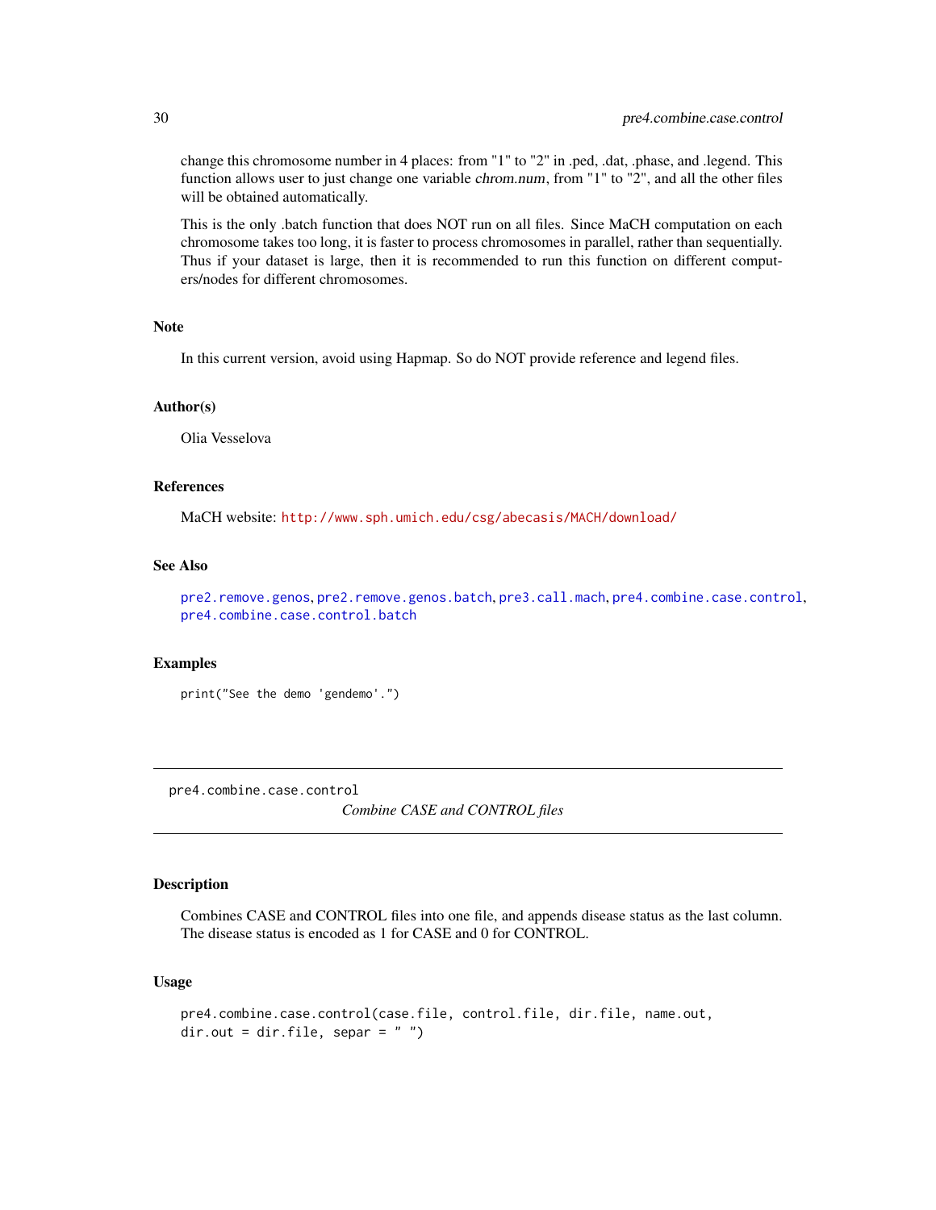change this chromosome number in 4 places: from "1" to "2" in .ped, .dat, .phase, and .legend. This function allows user to just change one variable *chrom.num*, from "1" to "2", and all the other files will be obtained automatically.

This is the only .batch function that does NOT run on all files. Since MaCH computation on each chromosome takes too long, it is faster to process chromosomes in parallel, rather than sequentially. Thus if your dataset is large, then it is recommended to run this function on different computers/nodes for different chromosomes.

### Note

In this current version, avoid using Hapmap. So do NOT provide reference and legend files.

### Author(s)

Olia Vesselova

### References

MaCH website: http://www.sph.umich.edu/csg/abecasis/MACH/download/

### See Also

`pre2.remove.genos`, `pre2.remove.genos.batch`, `pre3.call.mach`, `pre4.combine.case.control`, `pre4.combine.case.control.batch`

### Examples

```
print("See the demo 'gendemo'.")
```

---

## pre4.combine.case.control — *Combine CASE and CONTROL files*

### Description

Combines CASE and CONTROL files into one file, and appends disease status as the last column. The disease status is encoded as 1 for CASE and 0 for CONTROL.

### Usage

```
pre4.combine.case.control(case.file, control.file, dir.file, name.out,
dir.out = dir.file, separ = " ")
```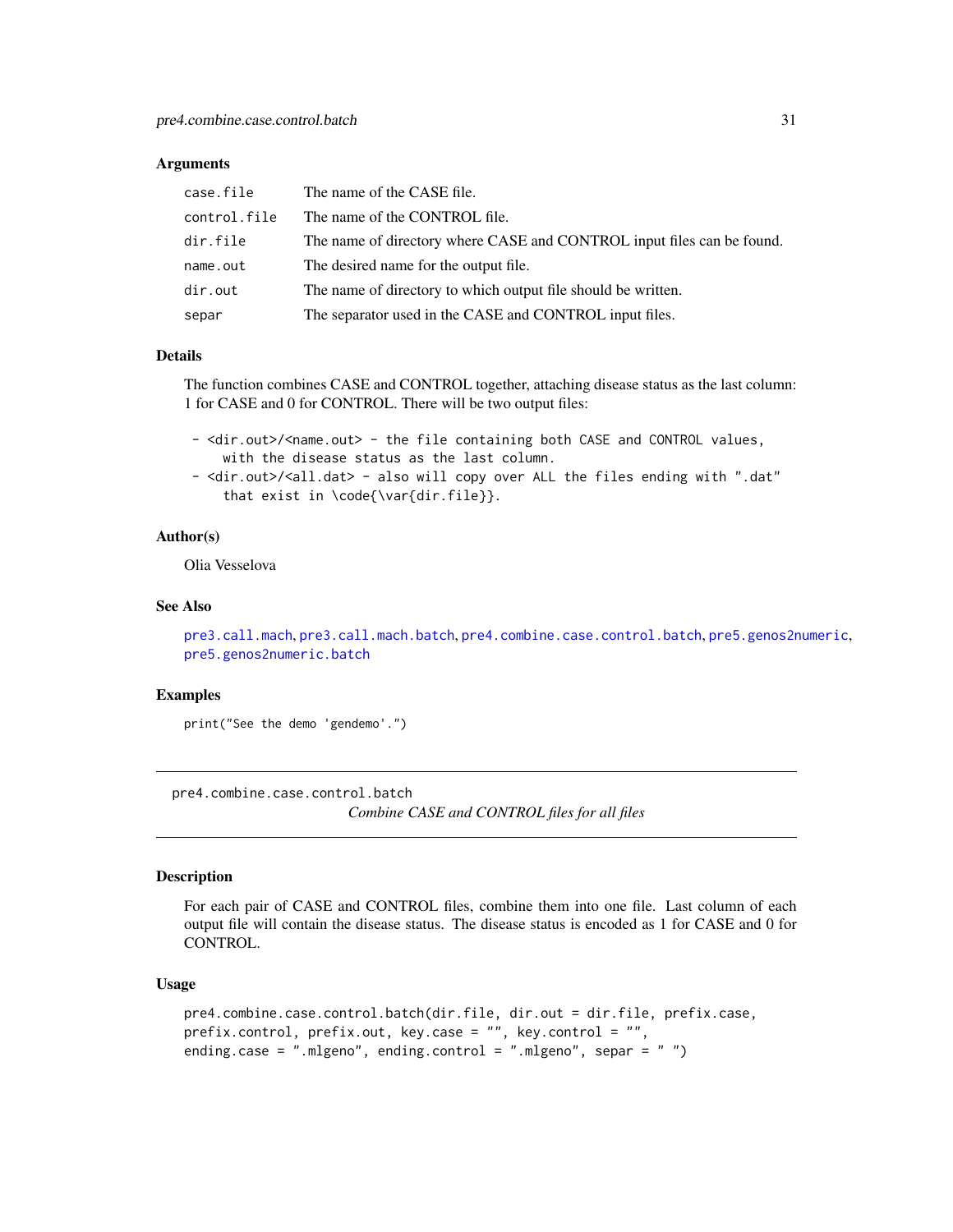### Arguments

| | |
|---|---|
| `case.file` | The name of the CASE file. |
| `control.file` | The name of the CONTROL file. |
| `dir.file` | The name of directory where CASE and CONTROL input files can be found. |
| `name.out` | The desired name for the output file. |
| `dir.out` | The name of directory to which output file should be written. |
| `separ` | The separator used in the CASE and CONTROL input files. |

### Details

The function combines CASE and CONTROL together, attaching disease status as the last column: 1 for CASE and 0 for CONTROL. There will be two output files:

```
 - <dir.out>/<name.out> - the file containing both CASE and CONTROL values,
     with the disease status as the last column.
 - <dir.out>/<all.dat> - also will copy over ALL the files ending with ".dat"
     that exist in \code{\var{dir.file}}.
```

### Author(s)

Olia Vesselova

### See Also

pre3.call.mach, pre3.call.mach.batch, pre4.combine.case.control.batch, pre5.genos2numeric, pre5.genos2numeric.batch

### Examples

```
print("See the demo 'gendemo'.")
```

---

## pre4.combine.case.control.batch

*Combine CASE and CONTROL files for all files*

---

### Description

For each pair of CASE and CONTROL files, combine them into one file. Last column of each output file will contain the disease status. The disease status is encoded as 1 for CASE and 0 for CONTROL.

### Usage

```
pre4.combine.case.control.batch(dir.file, dir.out = dir.file, prefix.case,
prefix.control, prefix.out, key.case = "", key.control = "",
ending.case = ".mlgeno", ending.control = ".mlgeno", separ = " ")
```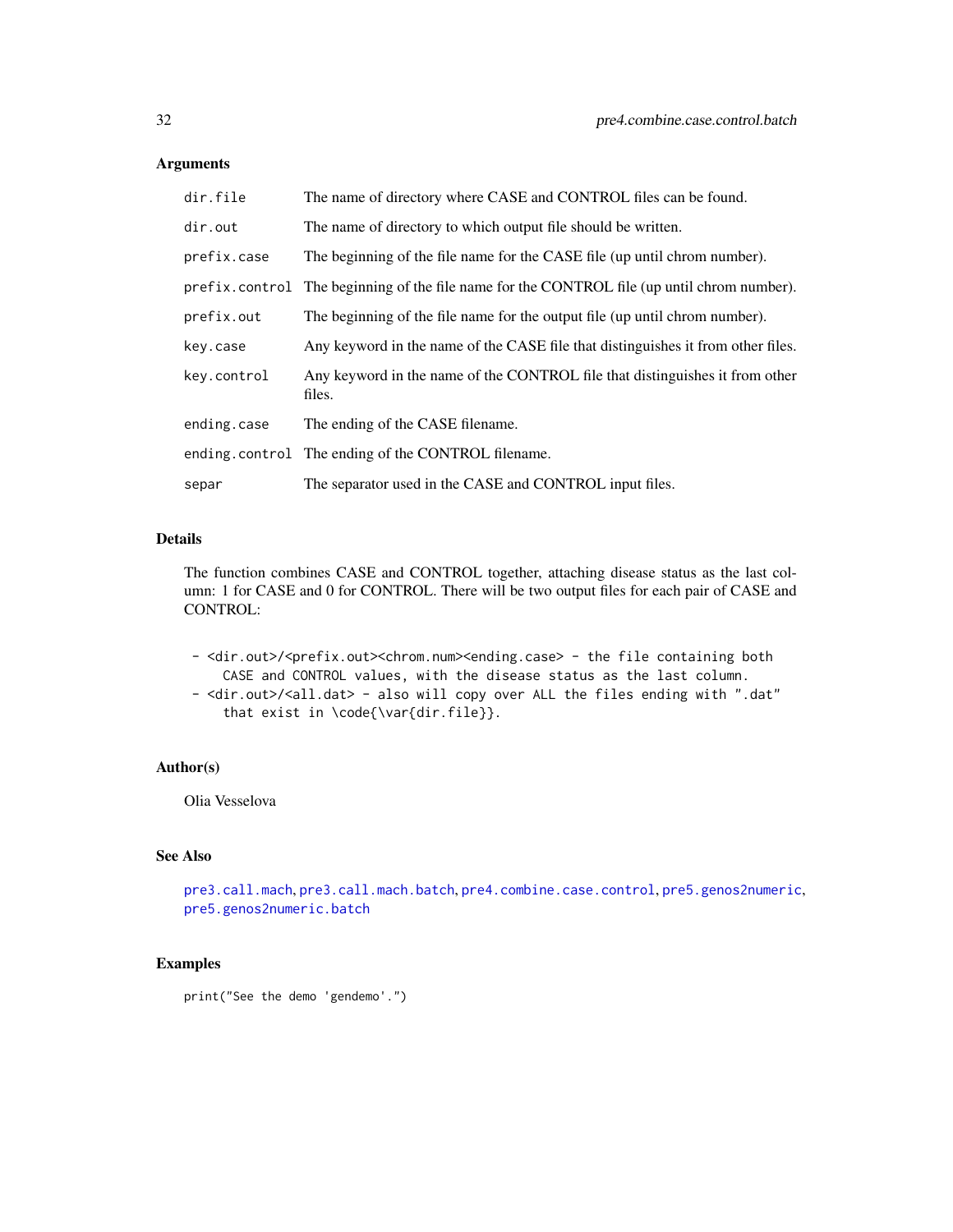### Arguments

| | |
|---|---|
| dir.file | The name of directory where CASE and CONTROL files can be found. |
| dir.out | The name of directory to which output file should be written. |
| prefix.case | The beginning of the file name for the CASE file (up until chrom number). |
| prefix.control | The beginning of the file name for the CONTROL file (up until chrom number). |
| prefix.out | The beginning of the file name for the output file (up until chrom number). |
| key.case | Any keyword in the name of the CASE file that distinguishes it from other files. |
| key.control | Any keyword in the name of the CONTROL file that distinguishes it from other files. |
| ending.case | The ending of the CASE filename. |
| ending.control | The ending of the CONTROL filename. |
| separ | The separator used in the CASE and CONTROL input files. |

### Details

The function combines CASE and CONTROL together, attaching disease status as the last column: 1 for CASE and 0 for CONTROL. There will be two output files for each pair of CASE and CONTROL:

```
- <dir.out>/<prefix.out><chrom.num><ending.case> - the file containing both
     CASE and CONTROL values, with the disease status as the last column.
- <dir.out>/<all.dat> - also will copy over ALL the files ending with ".dat"
     that exist in \code{\var{dir.file}}.
```

### Author(s)

Olia Vesselova

### See Also

pre3.call.mach, pre3.call.mach.batch, pre4.combine.case.control, pre5.genos2numeric, pre5.genos2numeric.batch

### Examples

```
print("See the demo 'gendemo'.")
```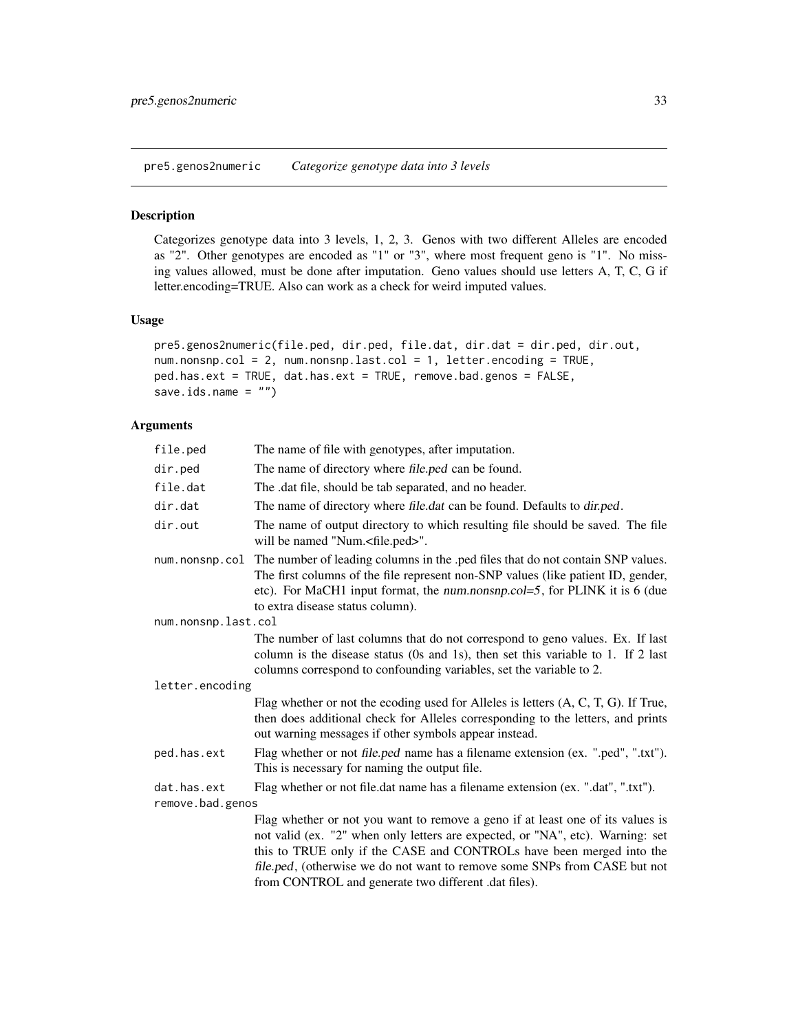## pre5.genos2numeric *Categorize genotype data into 3 levels*

### Description

Categorizes genotype data into 3 levels, 1, 2, 3. Genos with two different Alleles are encoded as "2". Other genotypes are encoded as "1" or "3", where most frequent geno is "1". No missing values allowed, must be done after imputation. Geno values should use letters A, T, C, G if letter.encoding=TRUE. Also can work as a check for weird imputed values.

### Usage

```
pre5.genos2numeric(file.ped, dir.ped, file.dat, dir.dat = dir.ped, dir.out,
num.nonsnp.col = 2, num.nonsnp.last.col = 1, letter.encoding = TRUE,
ped.has.ext = TRUE, dat.has.ext = TRUE, remove.bad.genos = FALSE,
save.ids.name = "")
```

### Arguments

- `file.ped` The name of file with genotypes, after imputation.
- `dir.ped` The name of directory where *file.ped* can be found.
- `file.dat` The .dat file, should be tab separated, and no header.
- `dir.dat` The name of directory where *file.dat* can be found. Defaults to *dir.ped*.
- `dir.out` The name of output directory to which resulting file should be saved. The file will be named "Num.<file.ped>".
- `num.nonsnp.col` The number of leading columns in the .ped files that do not contain SNP values. The first columns of the file represent non-SNP values (like patient ID, gender, etc). For MaCH1 input format, the *num.nonsnp.col=5*, for PLINK it is 6 (due to extra disease status column).
- `num.nonsnp.last.col` The number of last columns that do not correspond to geno values. Ex. If last column is the disease status (0s and 1s), then set this variable to 1. If 2 last columns correspond to confounding variables, set the variable to 2.
- `letter.encoding` Flag whether or not the ecoding used for Alleles is letters (A, C, T, G). If True, then does additional check for Alleles corresponding to the letters, and prints out warning messages if other symbols appear instead.
- `ped.has.ext` Flag whether or not *file.ped* name has a filename extension (ex. ".ped", ".txt"). This is necessary for naming the output file.
- `dat.has.ext` Flag whether or not file.dat name has a filename extension (ex. ".dat", ".txt").
- `remove.bad.genos` Flag whether or not you want to remove a geno if at least one of its values is not valid (ex. "2" when only letters are expected, or "NA", etc). Warning: set this to TRUE only if the CASE and CONTROLs have been merged into the *file.ped*, (otherwise we do not want to remove some SNPs from CASE but not from CONTROL and generate two different .dat files).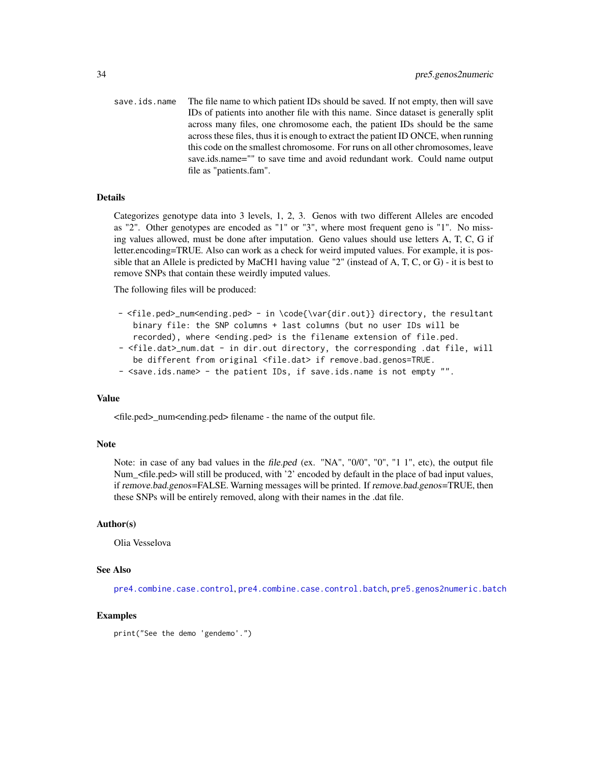`save.ids.name` The file name to which patient IDs should be saved. If not empty, then will save IDs of patients into another file with this name. Since dataset is generally split across many files, one chromosome each, the patient IDs should be the same across these files, thus it is enough to extract the patient ID ONCE, when running this code on the smallest chromosome. For runs on all other chromosomes, leave save.ids.name="" to save time and avoid redundant work. Could name output file as "patients.fam".

### Details

Categorizes genotype data into 3 levels, 1, 2, 3. Genos with two different Alleles are encoded as "2". Other genotypes are encoded as "1" or "3", where most frequent geno is "1". No missing values allowed, must be done after imputation. Geno values should use letters A, T, C, G if letter.encoding=TRUE. Also can work as a check for weird imputed values. For example, it is possible that an Allele is predicted by MaCH1 having value "2" (instead of A, T, C, or G) - it is best to remove SNPs that contain these weirdly imputed values.

The following files will be produced:

```
- <file.ped>_num<ending.ped> - in \code{\var{dir.out}} directory, the resultant
   binary file: the SNP columns + last columns (but no user IDs will be
   recorded), where <ending.ped> is the filename extension of file.ped.
- <file.dat>_num.dat - in dir.out directory, the corresponding .dat file, will
   be different from original <file.dat> if remove.bad.genos=TRUE.
- <save.ids.name> - the patient IDs, if save.ids.name is not empty "".
```

### Value

<file.ped>_num<ending.ped> filename - the name of the output file.

### Note

Note: in case of any bad values in the *file.ped* (ex. "NA", "0/0", "0", "1 1", etc), the output file Num_<file.ped> will still be produced, with '2' encoded by default in the place of bad input values, if *remove.bad.genos*=FALSE. Warning messages will be printed. If *remove.bad.genos*=TRUE, then these SNPs will be entirely removed, along with their names in the .dat file.

### Author(s)

Olia Vesselova

### See Also

`pre4.combine.case.control`, `pre4.combine.case.control.batch`, `pre5.genos2numeric.batch`

### Examples

```
print("See the demo 'gendemo'.")
```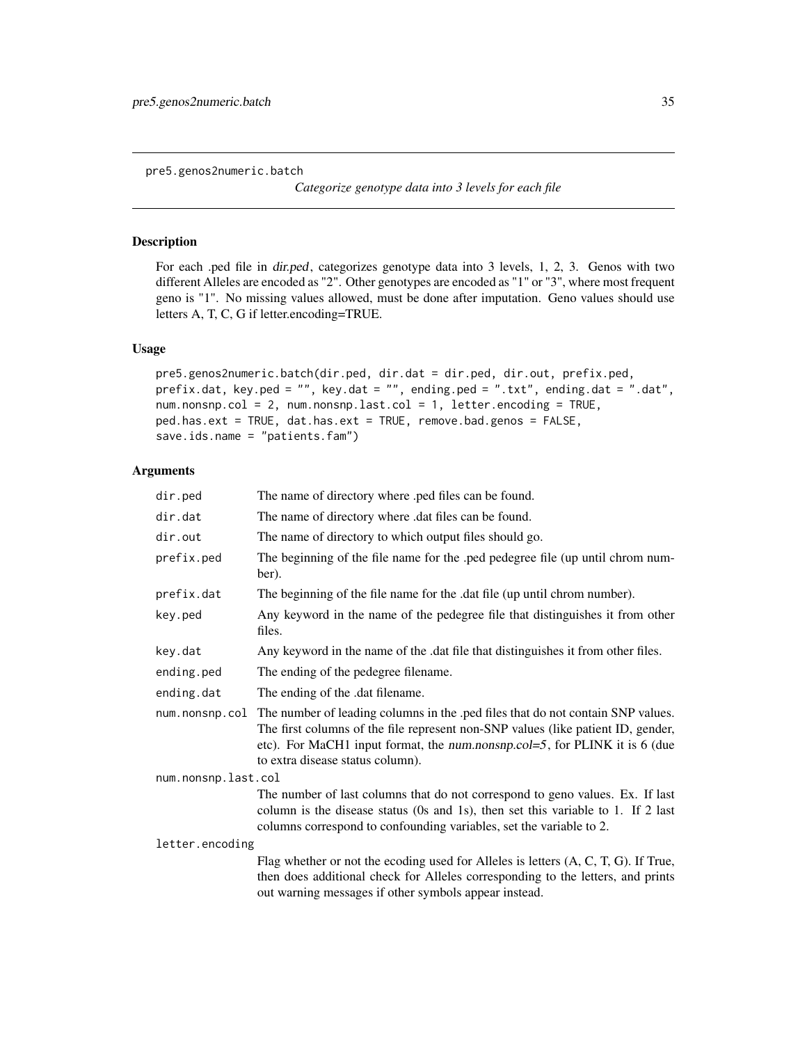pre5.genos2numeric.batch

*Categorize genotype data into 3 levels for each file*

## Description

For each .ped file in *dir.ped*, categorizes genotype data into 3 levels, 1, 2, 3. Genos with two different Alleles are encoded as "2". Other genotypes are encoded as "1" or "3", where most frequent geno is "1". No missing values allowed, must be done after imputation. Geno values should use letters A, T, C, G if letter.encoding=TRUE.

## Usage

```
pre5.genos2numeric.batch(dir.ped, dir.dat = dir.ped, dir.out, prefix.ped,
prefix.dat, key.ped = "", key.dat = "", ending.ped = ".txt", ending.dat = ".dat",
num.nonsnp.col = 2, num.nonsnp.last.col = 1, letter.encoding = TRUE,
ped.has.ext = TRUE, dat.has.ext = TRUE, remove.bad.genos = FALSE,
save.ids.name = "patients.fam")
```

## Arguments

| | |
|---|---|
| `dir.ped` | The name of directory where .ped files can be found. |
| `dir.dat` | The name of directory where .dat files can be found. |
| `dir.out` | The name of directory to which output files should go. |
| `prefix.ped` | The beginning of the file name for the .ped pedegree file (up until chrom number). |
| `prefix.dat` | The beginning of the file name for the .dat file (up until chrom number). |
| `key.ped` | Any keyword in the name of the pedegree file that distinguishes it from other files. |
| `key.dat` | Any keyword in the name of the .dat file that distinguishes it from other files. |
| `ending.ped` | The ending of the pedegree filename. |
| `ending.dat` | The ending of the .dat filename. |
| `num.nonsnp.col` | The number of leading columns in the .ped files that do not contain SNP values. The first columns of the file represent non-SNP values (like patient ID, gender, etc). For MaCH1 input format, the *num.nonsnp.col=5*, for PLINK it is 6 (due to extra disease status column). |
| `num.nonsnp.last.col` | The number of last columns that do not correspond to geno values. Ex. If last column is the disease status (0s and 1s), then set this variable to 1. If 2 last columns correspond to confounding variables, set the variable to 2. |
| `letter.encoding` | Flag whether or not the ecoding used for Alleles is letters (A, C, T, G). If True, then does additional check for Alleles corresponding to the letters, and prints out warning messages if other symbols appear instead. |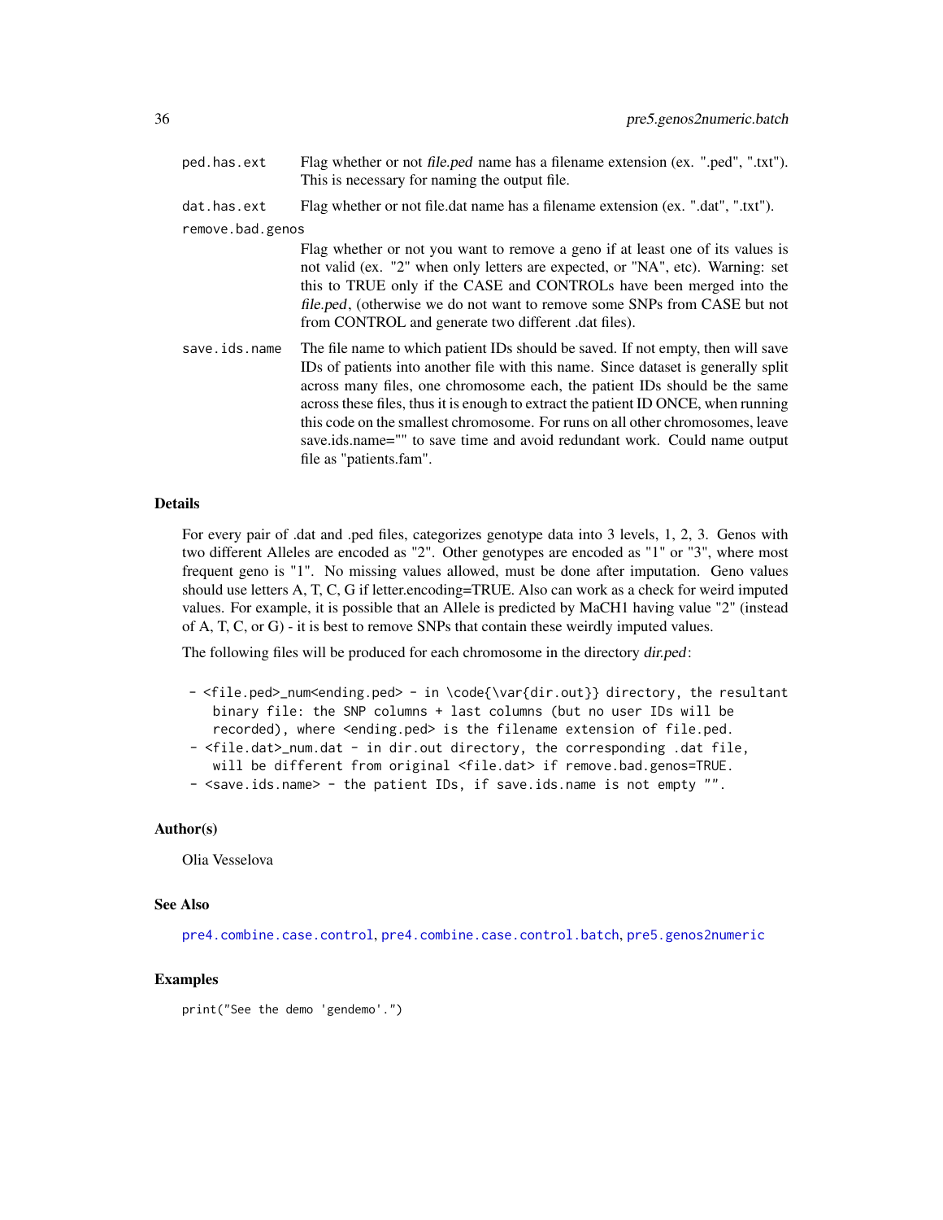**ped.has.ext** Flag whether or not *file.ped* name has a filename extension (ex. ".ped", ".txt"). This is necessary for naming the output file.

**dat.has.ext** Flag whether or not file.dat name has a filename extension (ex. ".dat", ".txt").

**remove.bad.genos** Flag whether or not you want to remove a geno if at least one of its values is not valid (ex. "2" when only letters are expected, or "NA", etc). Warning: set this to TRUE only if the CASE and CONTROLs have been merged into the *file.ped*, (otherwise we do not want to remove some SNPs from CASE but not from CONTROL and generate two different .dat files).

**save.ids.name** The file name to which patient IDs should be saved. If not empty, then will save IDs of patients into another file with this name. Since dataset is generally split across many files, one chromosome each, the patient IDs should be the same across these files, thus it is enough to extract the patient ID ONCE, when running this code on the smallest chromosome. For runs on all other chromosomes, leave save.ids.name="" to save time and avoid redundant work. Could name output file as "patients.fam".

### Details

For every pair of .dat and .ped files, categorizes genotype data into 3 levels, 1, 2, 3. Genos with two different Alleles are encoded as "2". Other genotypes are encoded as "1" or "3", where most frequent geno is "1". No missing values allowed, must be done after imputation. Geno values should use letters A, T, C, G if letter.encoding=TRUE. Also can work as a check for weird imputed values. For example, it is possible that an Allele is predicted by MaCH1 having value "2" (instead of A, T, C, or G) - it is best to remove SNPs that contain these weirdly imputed values.

The following files will be produced for each chromosome in the directory *dir.ped*:

```
 - <file.ped>_num<ending.ped> - in \code{\var{dir.out}} directory, the resultant
    binary file: the SNP columns + last columns (but no user IDs will be
    recorded), where <ending.ped> is the filename extension of file.ped.
 - <file.dat>_num.dat - in dir.out directory, the corresponding .dat file,
    will be different from original <file.dat> if remove.bad.genos=TRUE.
 - <save.ids.name> - the patient IDs, if save.ids.name is not empty "".
```

### Author(s)

Olia Vesselova

### See Also

pre4.combine.case.control, pre4.combine.case.control.batch, pre5.genos2numeric

### Examples

```
print("See the demo 'gendemo'.")
```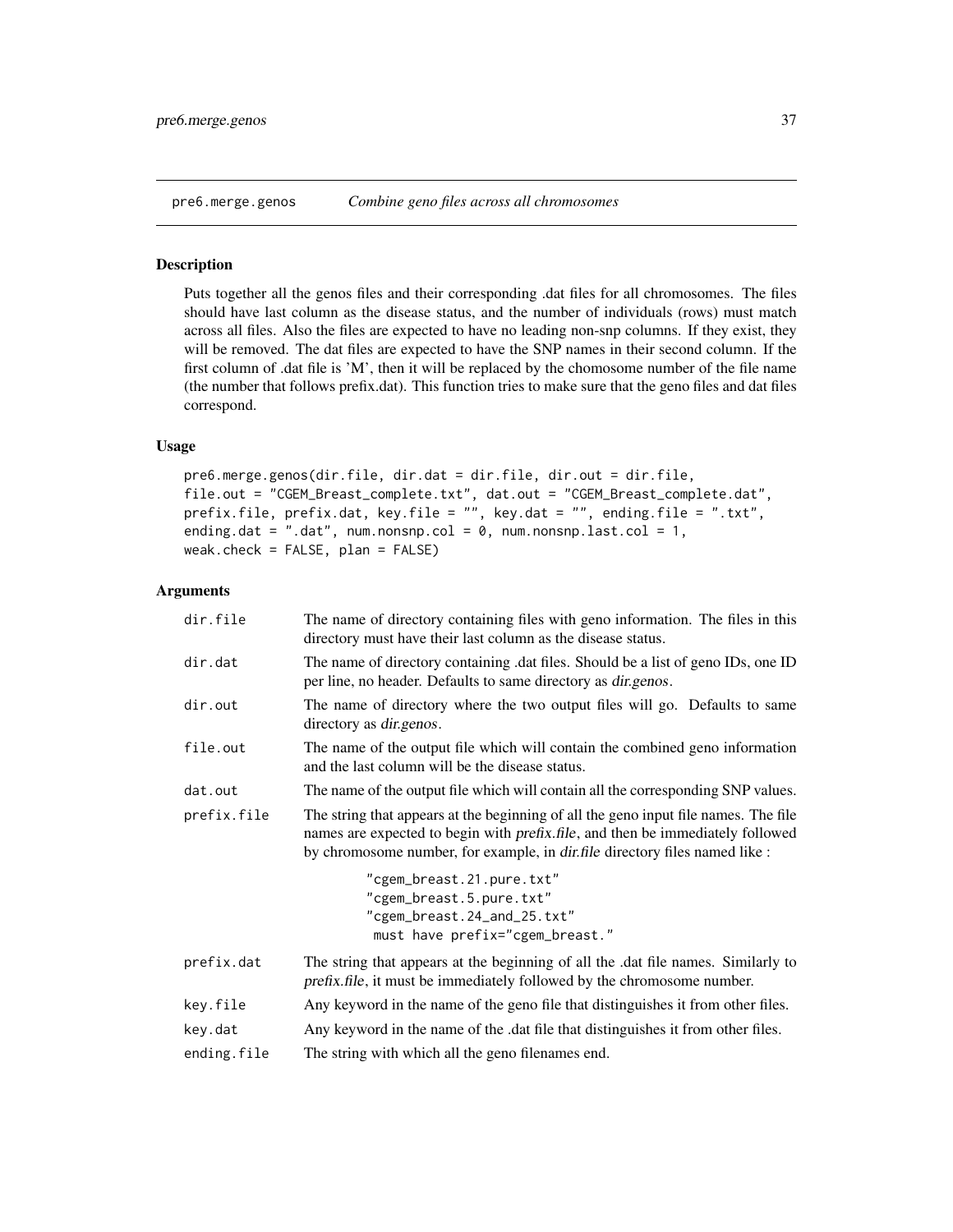# pre6.merge.genos *Combine geno files across all chromosomes*

## Description

Puts together all the genos files and their corresponding .dat files for all chromosomes. The files should have last column as the disease status, and the number of individuals (rows) must match across all files. Also the files are expected to have no leading non-snp columns. If they exist, they will be removed. The dat files are expected to have the SNP names in their second column. If the first column of .dat file is 'M', then it will be replaced by the chomosome number of the file name (the number that follows prefix.dat). This function tries to make sure that the geno files and dat files correspond.

## Usage

```
pre6.merge.genos(dir.file, dir.dat = dir.file, dir.out = dir.file,
file.out = "CGEM_Breast_complete.txt", dat.out = "CGEM_Breast_complete.dat",
prefix.file, prefix.dat, key.file = "", key.dat = "", ending.file = ".txt",
ending.dat = ".dat", num.nonsnp.col = 0, num.nonsnp.last.col = 1,
weak.check = FALSE, plan = FALSE)
```

## Arguments

| | |
|---|---|
| `dir.file` | The name of directory containing files with geno information. The files in this directory must have their last column as the disease status. |
| `dir.dat` | The name of directory containing .dat files. Should be a list of geno IDs, one ID per line, no header. Defaults to same directory as *dir.genos*. |
| `dir.out` | The name of directory where the two output files will go. Defaults to same directory as *dir.genos*. |
| `file.out` | The name of the output file which will contain the combined geno information and the last column will be the disease status. |
| `dat.out` | The name of the output file which will contain all the corresponding SNP values. |
| `prefix.file` | The string that appears at the beginning of all the geno input file names. The file names are expected to begin with *prefix.file*, and then be immediately followed by chromosome number, for example, in *dir.file* directory files named like : `"cgem_breast.21.pure.txt"` `"cgem_breast.5.pure.txt"` `"cgem_breast.24_and_25.txt"` `must have prefix="cgem_breast."` |
| `prefix.dat` | The string that appears at the beginning of all the .dat file names. Similarly to *prefix.file*, it must be immediately followed by the chromosome number. |
| `key.file` | Any keyword in the name of the geno file that distinguishes it from other files. |
| `key.dat` | Any keyword in the name of the .dat file that distinguishes it from other files. |
| `ending.file` | The string with which all the geno filenames end. |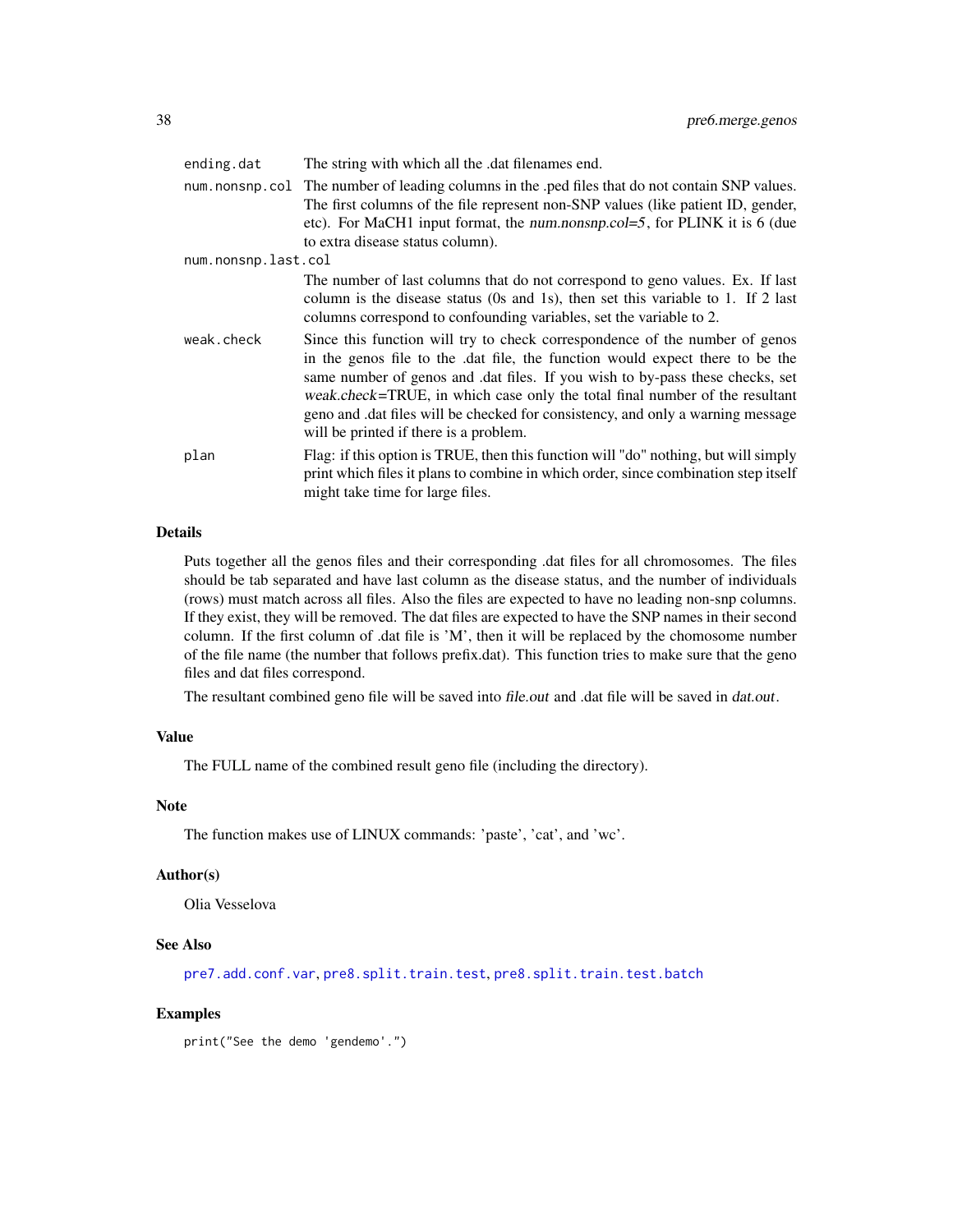| | |
|---|---|
| `ending.dat` | The string with which all the .dat filenames end. |
| `num.nonsnp.col` | The number of leading columns in the .ped files that do not contain SNP values. The first columns of the file represent non-SNP values (like patient ID, gender, etc). For MaCH1 input format, the *num.nonsnp.col=5*, for PLINK it is 6 (due to extra disease status column). |
| `num.nonsnp.last.col` | The number of last columns that do not correspond to geno values. Ex. If last column is the disease status (0s and 1s), then set this variable to 1. If 2 last columns correspond to confounding variables, set the variable to 2. |
| `weak.check` | Since this function will try to check correspondence of the number of genos in the genos file to the .dat file, the function would expect there to be the same number of genos and .dat files. If you wish to by-pass these checks, set *weak.check*=TRUE, in which case only the total final number of the resultant geno and .dat files will be checked for consistency, and only a warning message will be printed if there is a problem. |
| `plan` | Flag: if this option is TRUE, then this function will "do" nothing, but will simply print which files it plans to combine in which order, since combination step itself might take time for large files. |

## Details

Puts together all the genos files and their corresponding .dat files for all chromosomes. The files should be tab separated and have last column as the disease status, and the number of individuals (rows) must match across all files. Also the files are expected to have no leading non-snp columns. If they exist, they will be removed. The dat files are expected to have the SNP names in their second column. If the first column of .dat file is 'M', then it will be replaced by the chomosome number of the file name (the number that follows prefix.dat). This function tries to make sure that the geno files and dat files correspond.

The resultant combined geno file will be saved into *file.out* and .dat file will be saved in *dat.out*.

## Value

The FULL name of the combined result geno file (including the directory).

## Note

The function makes use of LINUX commands: 'paste', 'cat', and 'wc'.

## Author(s)

Olia Vesselova

## See Also

`pre7.add.conf.var`, `pre8.split.train.test`, `pre8.split.train.test.batch`

## Examples

```
print("See the demo 'gendemo'.")
```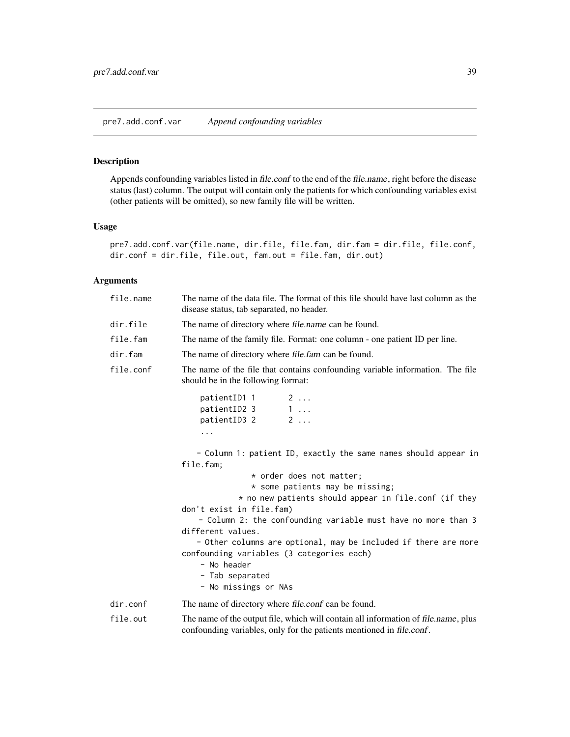## pre7.add.conf.var *Append confounding variables*

### Description

Appends confounding variables listed in *file.conf* to the end of the *file.name*, right before the disease status (last) column. The output will contain only the patients for which confounding variables exist (other patients will be omitted), so new family file will be written.

### Usage

```
pre7.add.conf.var(file.name, dir.file, file.fam, dir.fam = dir.file, file.conf,
dir.conf = dir.file, file.out, fam.out = file.fam, dir.out)
```

### Arguments

| | |
|---|---|
| `file.name` | The name of the data file. The format of this file should have last column as the disease status, tab separated, no header. |
| `dir.file` | The name of directory where *file.name* can be found. |
| `file.fam` | The name of the family file. Format: one column - one patient ID per line. |
| `dir.fam` | The name of directory where *file.fam* can be found. |
| `file.conf` | The name of the file that contains confounding variable information. The file should be in the following format: |
| `dir.conf` | The name of directory where *file.conf* can be found. |
| `file.out` | The name of the output file, which will contain all information of *file.name*, plus confounding variables, only for the patients mentioned in *file.conf*. |

`file.conf` format (continued):

```
patientID1 1       2 ...
patientID2 3       1 ...
patientID3 2       2 ...
...

   - Column 1: patient ID, exactly the same names should appear in
file.fam;
              * order does not matter;
              * some patients may be missing;
           * no new patients should appear in file.conf (if they
don't exist in file.fam)
    - Column 2: the confounding variable must have no more than 3
different values.
   - Other columns are optional, may be included if there are more
confounding variables (3 categories each)
    - No header
    - Tab separated
    - No missings or NAs
```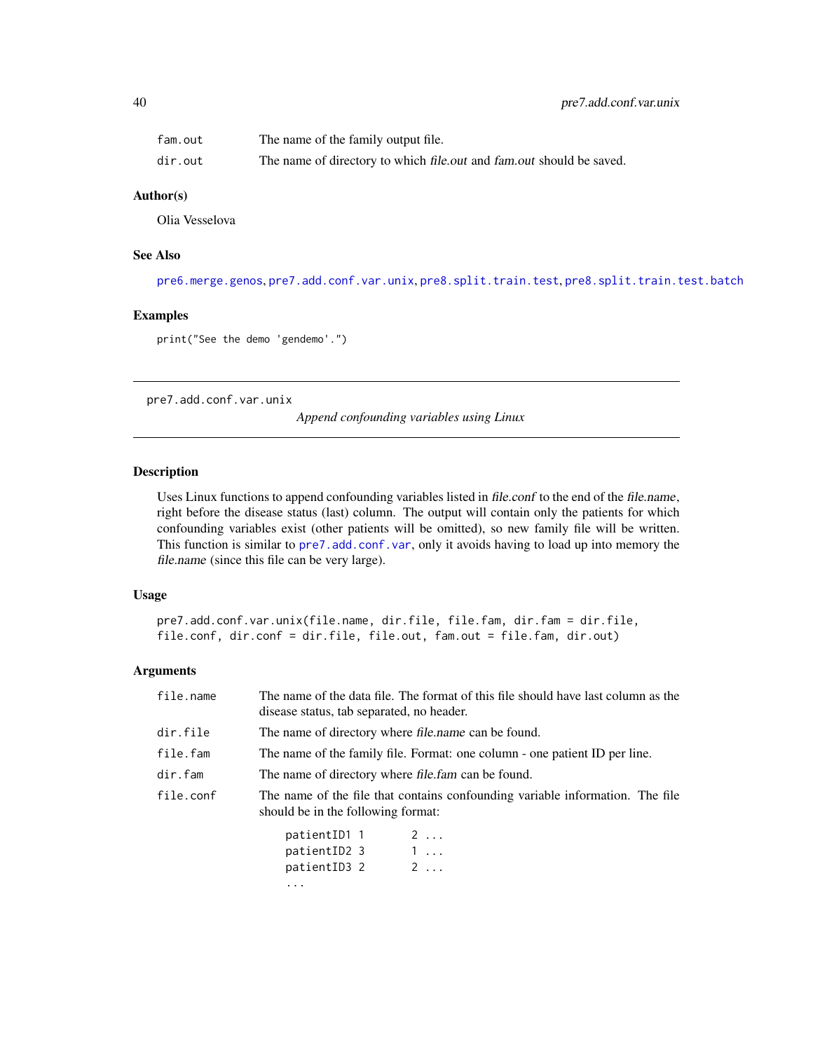| | |
|---|---|
| fam.out | The name of the family output file. |
| dir.out | The name of directory to which *file.out* and *fam.out* should be saved. |

### Author(s)

Olia Vesselova

### See Also

pre6.merge.genos, pre7.add.conf.var.unix, pre8.split.train.test, pre8.split.train.test.batch

### Examples

```
print("See the demo 'gendemo'.")
```

---

## pre7.add.conf.var.unix

*Append confounding variables using Linux*

---

### Description

Uses Linux functions to append confounding variables listed in *file.conf* to the end of the *file.name*, right before the disease status (last) column. The output will contain only the patients for which confounding variables exist (other patients will be omitted), so new family file will be written. This function is similar to pre7.add.conf.var, only it avoids having to load up into memory the *file.name* (since this file can be very large).

### Usage

```
pre7.add.conf.var.unix(file.name, dir.file, file.fam, dir.fam = dir.file,
file.conf, dir.conf = dir.file, file.out, fam.out = file.fam, dir.out)
```

### Arguments

| | |
|---|---|
| file.name | The name of the data file. The format of this file should have last column as the disease status, tab separated, no header. |
| dir.file | The name of directory where *file.name* can be found. |
| file.fam | The name of the family file. Format: one column - one patient ID per line. |
| dir.fam | The name of directory where *file.fam* can be found. |
| file.conf | The name of the file that contains confounding variable information. The file should be in the following format: |

```
patientID1 1       2 ...
patientID2 3       1 ...
patientID3 2       2 ...
...
```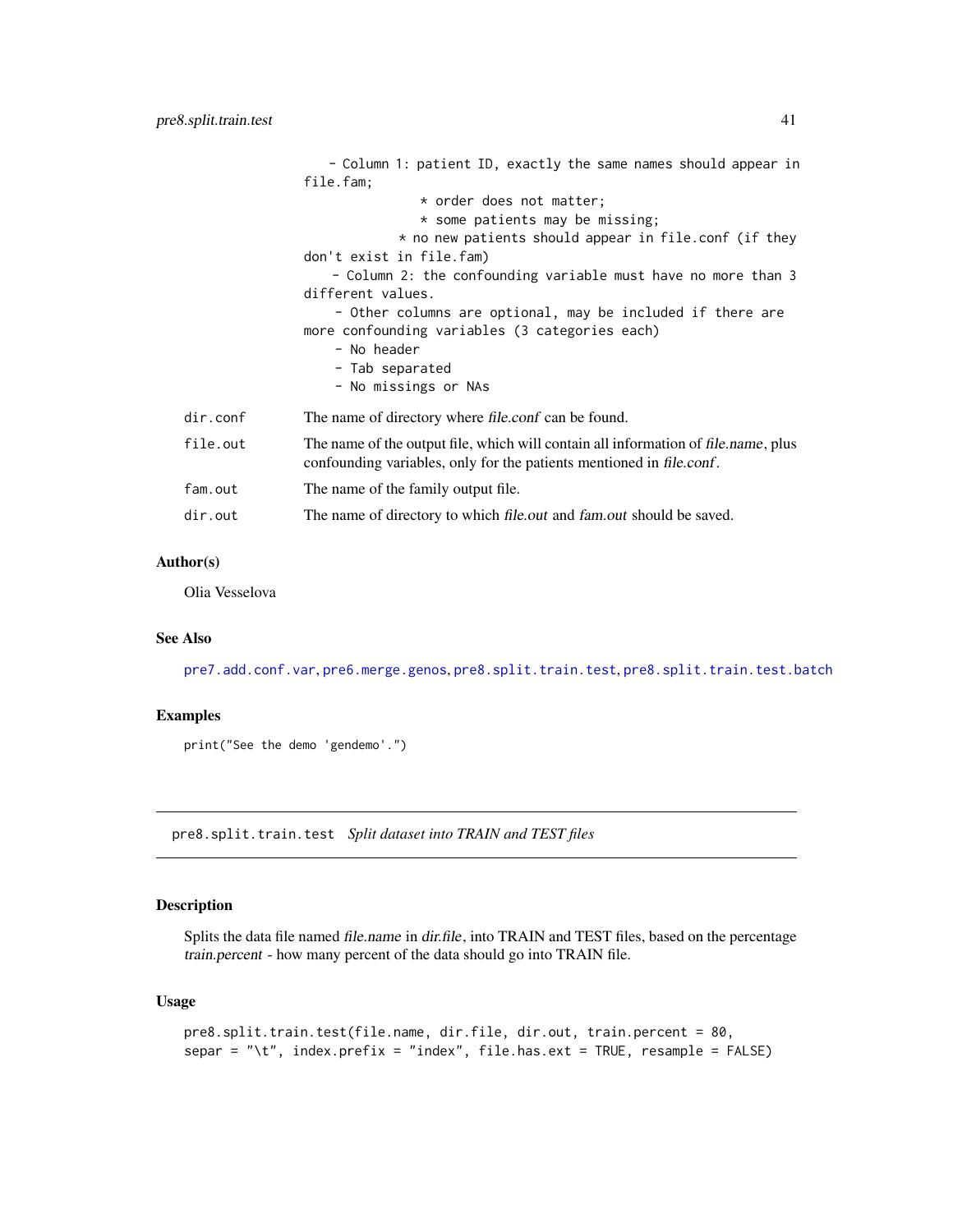```
    - Column 1: patient ID, exactly the same names should appear in
file.fam;
                * order does not matter;
                * some patients may be missing;
              * no new patients should appear in file.conf (if they
don't exist in file.fam)
    - Column 2: the confounding variable must have no more than 3
different values.
    - Other columns are optional, may be included if there are
more confounding variables (3 categories each)
    - No header
    - Tab separated
    - No missings or NAs
```

`dir.conf` The name of directory where *file.conf* can be found.

`file.out` The name of the output file, which will contain all information of *file.name*, plus confounding variables, only for the patients mentioned in *file.conf*.

`fam.out` The name of the family output file.

`dir.out` The name of directory to which *file.out* and *fam.out* should be saved.

### Author(s)

Olia Vesselova

### See Also

`pre7.add.conf.var`, `pre6.merge.genos`, `pre8.split.train.test`, `pre8.split.train.test.batch`

### Examples

```
print("See the demo 'gendemo'.")
```

---

## `pre8.split.train.test` *Split dataset into TRAIN and TEST files*

---

### Description

Splits the data file named *file.name* in *dir.file*, into TRAIN and TEST files, based on the percentage *train.percent* - how many percent of the data should go into TRAIN file.

### Usage

```
pre8.split.train.test(file.name, dir.file, dir.out, train.percent = 80,
separ = "\t", index.prefix = "index", file.has.ext = TRUE, resample = FALSE)
```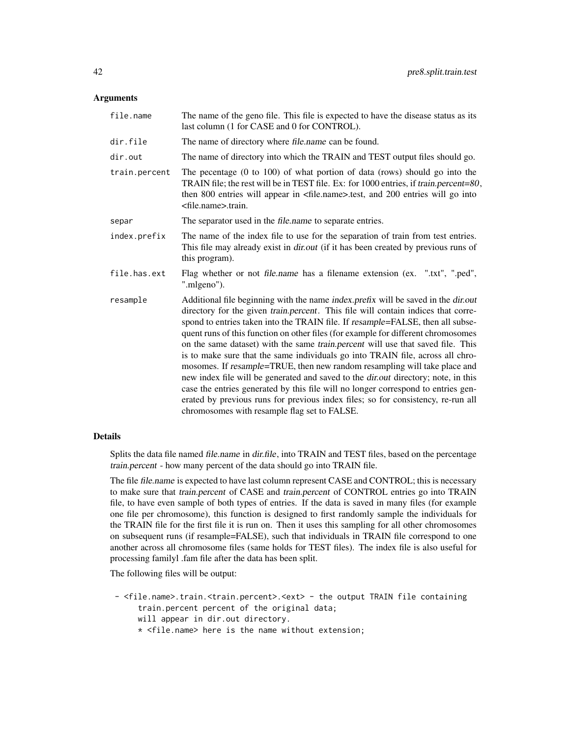## Arguments

| | |
|---|---|
| `file.name` | The name of the geno file. This file is expected to have the disease status as its last column (1 for CASE and 0 for CONTROL). |
| `dir.file` | The name of directory where *file.name* can be found. |
| `dir.out` | The name of directory into which the TRAIN and TEST output files should go. |
| `train.percent` | The pecentage (0 to 100) of what portion of data (rows) should go into the TRAIN file; the rest will be in TEST file. Ex: for 1000 entries, if *train.percent=80*, then 800 entries will appear in <file.name>.test, and 200 entries will go into <file.name>.train. |
| `separ` | The separator used in the *file.name* to separate entries. |
| `index.prefix` | The name of the index file to use for the separation of train from test entries. This file may already exist in *dir.out* (if it has been created by previous runs of this program). |
| `file.has.ext` | Flag whether or not *file.name* has a filename extension (ex. ".txt", ".ped", ".mlgeno"). |
| `resample` | Additional file beginning with the name *index.prefix* will be saved in the *dir.out* directory for the given *train.percent*. This file will contain indices that correspond to entries taken into the TRAIN file. If *resample*=FALSE, then all subsequent runs of this function on other files (for example for different chromosomes on the same dataset) with the same *train.percent* will use that saved file. This is to make sure that the same individuals go into TRAIN file, across all chromosomes. If *resample*=TRUE, then new random resampling will take place and new index file will be generated and saved to the *dir.out* directory; note, in this case the entries generated by this file will no longer correspond to entries generated by previous runs for previous index files; so for consistency, re-run all chromosomes with resample flag set to FALSE. |

## Details

Splits the data file named *file.name* in *dir.file*, into TRAIN and TEST files, based on the percentage *train.percent* - how many percent of the data should go into TRAIN file.

The file *file.name* is expected to have last column represent CASE and CONTROL; this is necessary to make sure that *train.percent* of CASE and *train.percent* of CONTROL entries go into TRAIN file, to have even sample of both types of entries. If the data is saved in many files (for example one file per chromosome), this function is designed to first randomly sample the individuals for the TRAIN file for the first file it is run on. Then it uses this sampling for all other chromosomes on subsequent runs (if resample=FALSE), such that individuals in TRAIN file correspond to one another across all chromosome files (same holds for TEST files). The index file is also useful for processing familyl .fam file after the data has been split.

The following files will be output:

```
 - <file.name>.train.<train.percent>.<ext> - the output TRAIN file containing
      train.percent percent of the original data;
      will appear in dir.out directory.
      * <file.name> here is the name without extension;
```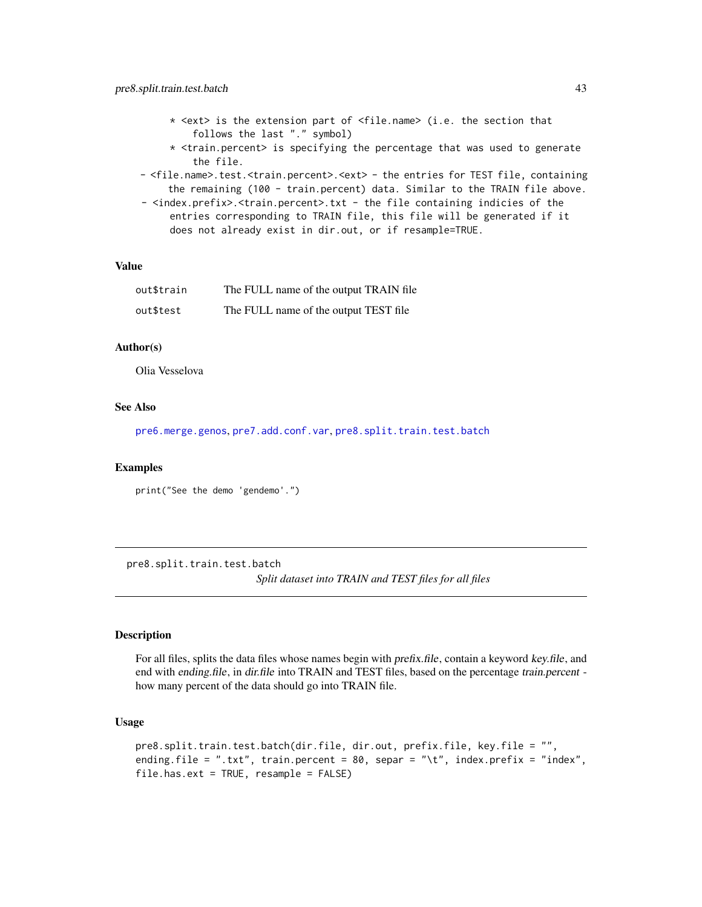```
    * <ext> is the extension part of <file.name> (i.e. the section that
        follows the last "." symbol)
    * <train.percent> is specifying the percentage that was used to generate
        the file.
 - <file.name>.test.<train.percent>.<ext> - the entries for TEST file, containing
      the remaining (100 - train.percent) data. Similar to the TRAIN file above.
 - <index.prefix>.<train.percent>.txt - the file containing indicies of the
      entries corresponding to TRAIN file, this file will be generated if it
      does not already exist in dir.out, or if resample=TRUE.
```

### Value

| | |
|---|---|
| `out$train` | The FULL name of the output TRAIN file |
| `out$test` | The FULL name of the output TEST file |

### Author(s)

Olia Vesselova

### See Also

`pre6.merge.genos`, `pre7.add.conf.var`, `pre8.split.train.test.batch`

### Examples

```
print("See the demo 'gendemo'.")
```

---

## pre8.split.train.test.batch

*Split dataset into TRAIN and TEST files for all files*

---

### Description

For all files, splits the data files whose names begin with *prefix.file*, contain a keyword *key.file*, and end with *ending.file*, in *dir.file* into TRAIN and TEST files, based on the percentage *train.percent* - how many percent of the data should go into TRAIN file.

### Usage

```
pre8.split.train.test.batch(dir.file, dir.out, prefix.file, key.file = "",
ending.file = ".txt", train.percent = 80, separ = "\t", index.prefix = "index",
file.has.ext = TRUE, resample = FALSE)
```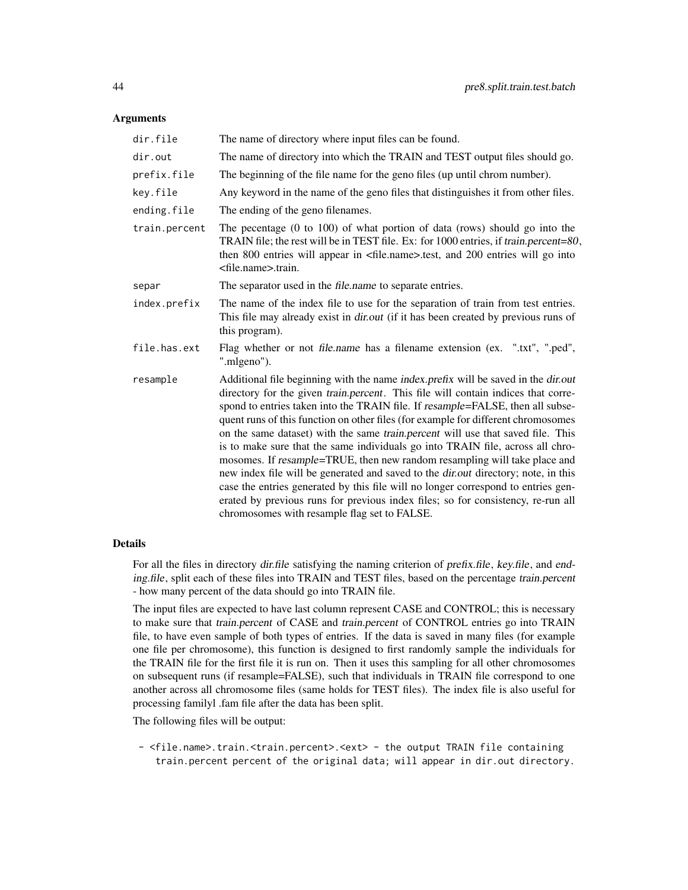## Arguments

| | |
|---|---|
| dir.file | The name of directory where input files can be found. |
| dir.out | The name of directory into which the TRAIN and TEST output files should go. |
| prefix.file | The beginning of the file name for the geno files (up until chrom number). |
| key.file | Any keyword in the name of the geno files that distinguishes it from other files. |
| ending.file | The ending of the geno filenames. |
| train.percent | The pecentage (0 to 100) of what portion of data (rows) should go into the TRAIN file; the rest will be in TEST file. Ex: for 1000 entries, if *train.percent=80*, then 800 entries will appear in <file.name>.test, and 200 entries will go into <file.name>.train. |
| separ | The separator used in the *file.name* to separate entries. |
| index.prefix | The name of the index file to use for the separation of train from test entries. This file may already exist in *dir.out* (if it has been created by previous runs of this program). |
| file.has.ext | Flag whether or not *file.name* has a filename extension (ex. ".txt", ".ped", ".mlgeno"). |
| resample | Additional file beginning with the name *index.prefix* will be saved in the *dir.out* directory for the given *train.percent*. This file will contain indices that correspond to entries taken into the TRAIN file. If *resample*=FALSE, then all subsequent runs of this function on other files (for example for different chromosomes on the same dataset) with the same *train.percent* will use that saved file. This is to make sure that the same individuals go into TRAIN file, across all chromosomes. If *resample*=TRUE, then new random resampling will take place and new index file will be generated and saved to the *dir.out* directory; note, in this case the entries generated by this file will no longer correspond to entries generated by previous runs for previous index files; so for consistency, re-run all chromosomes with resample flag set to FALSE. |

## Details

For all the files in directory *dir.file* satisfying the naming criterion of *prefix.file*, *key.file*, and *ending.file*, split each of these files into TRAIN and TEST files, based on the percentage *train.percent* - how many percent of the data should go into TRAIN file.

The input files are expected to have last column represent CASE and CONTROL; this is necessary to make sure that *train.percent* of CASE and *train.percent* of CONTROL entries go into TRAIN file, to have even sample of both types of entries. If the data is saved in many files (for example one file per chromosome), this function is designed to first randomly sample the individuals for the TRAIN file for the first file it is run on. Then it uses this sampling for all other chromosomes on subsequent runs (if resample=FALSE), such that individuals in TRAIN file correspond to one another across all chromosome files (same holds for TEST files). The index file is also useful for processing familyl .fam file after the data has been split.

The following files will be output:

```
- <file.name>.train.<train.percent>.<ext> - the output TRAIN file containing
   train.percent percent of the original data; will appear in dir.out directory.
```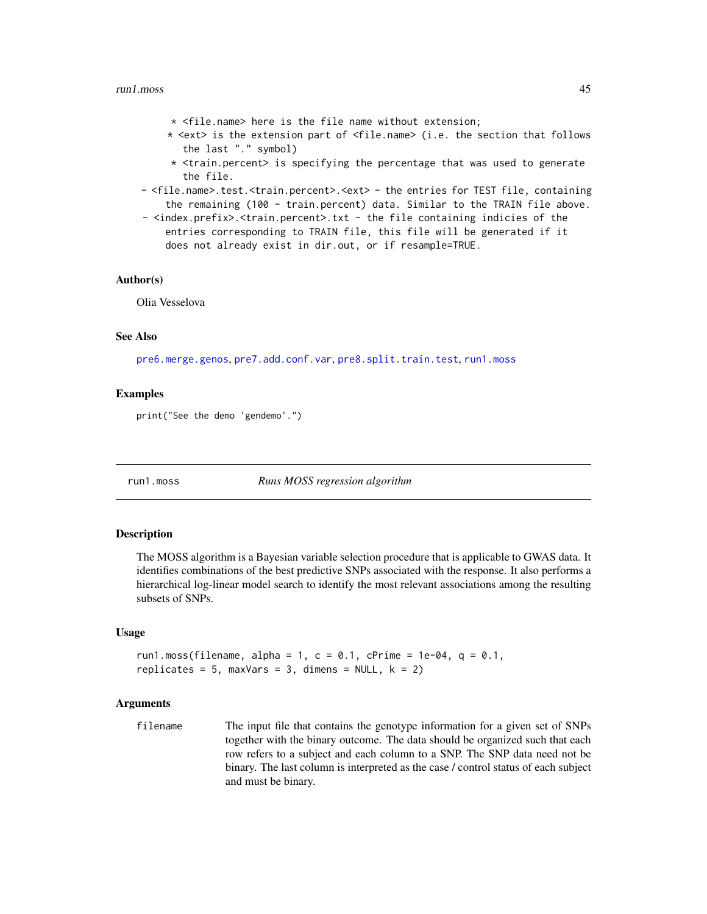```
    * <file.name> here is the file name without extension;
    * <ext> is the extension part of <file.name> (i.e. the section that follows
      the last "." symbol)
    * <train.percent> is specifying the percentage that was used to generate
      the file.
 - <file.name>.test.<train.percent>.<ext> - the entries for TEST file, containing
     the remaining (100 - train.percent) data. Similar to the TRAIN file above.
 - <index.prefix>.<train.percent>.txt - the file containing indicies of the
     entries corresponding to TRAIN file, this file will be generated if it
     does not already exist in dir.out, or if resample=TRUE.
```

### Author(s)

Olia Vesselova

### See Also

pre6.merge.genos, pre7.add.conf.var, pre8.split.train.test, run1.moss

### Examples

```
print("See the demo 'gendemo'.")
```

---

## run1.moss — *Runs MOSS regression algorithm*

### Description

The MOSS algorithm is a Bayesian variable selection procedure that is applicable to GWAS data. It identifies combinations of the best predictive SNPs associated with the response. It also performs a hierarchical log-linear model search to identify the most relevant associations among the resulting subsets of SNPs.

### Usage

```
run1.moss(filename, alpha = 1, c = 0.1, cPrime = 1e-04, q = 0.1,
replicates = 5, maxVars = 3, dimens = NULL, k = 2)
```

### Arguments

| | |
|---|---|
| filename | The input file that contains the genotype information for a given set of SNPs together with the binary outcome. The data should be organized such that each row refers to a subject and each column to a SNP. The SNP data need not be binary. The last column is interpreted as the case / control status of each subject and must be binary. |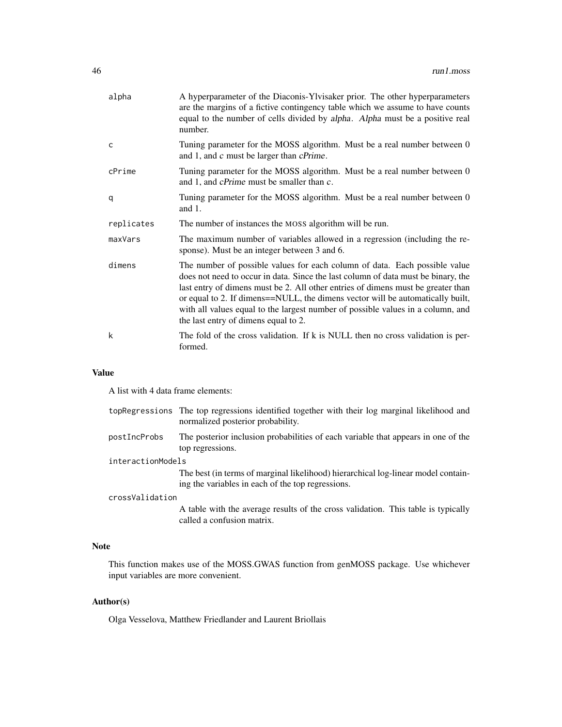| | |
|---|---|
| alpha | A hyperparameter of the Diaconis-Ylvisaker prior. The other hyperparameters are the margins of a fictive contingency table which we assume to have counts equal to the number of cells divided by *alpha*. *Alpha* must be a positive real number. |
| c | Tuning parameter for the MOSS algorithm. Must be a real number between 0 and 1, and *c* must be larger than *cPrime*. |
| cPrime | Tuning parameter for the MOSS algorithm. Must be a real number between 0 and 1, and *cPrime* must be smaller than *c*. |
| q | Tuning parameter for the MOSS algorithm. Must be a real number between 0 and 1. |
| replicates | The number of instances the MOSS algorithm will be run. |
| maxVars | The maximum number of variables allowed in a regression (including the response). Must be an integer between 3 and 6. |
| dimens | The number of possible values for each column of data. Each possible value does not need to occur in data. Since the last column of data must be binary, the last entry of dimens must be 2. All other entries of dimens must be greater than or equal to 2. If dimens==NULL, the dimens vector will be automatically built, with all values equal to the largest number of possible values in a column, and the last entry of dimens equal to 2. |
| k | The fold of the cross validation. If k is NULL then no cross validation is performed. |

## Value

A list with 4 data frame elements:

| | |
|---|---|
| topRegressions | The top regressions identified together with their log marginal likelihood and normalized posterior probability. |
| postIncProbs | The posterior inclusion probabilities of each variable that appears in one of the top regressions. |
| interactionModels | The best (in terms of marginal likelihood) hierarchical log-linear model containing the variables in each of the top regressions. |
| crossValidation | A table with the average results of the cross validation. This table is typically called a confusion matrix. |

## Note

This function makes use of the MOSS.GWAS function from genMOSS package. Use whichever input variables are more convenient.

## Author(s)

Olga Vesselova, Matthew Friedlander and Laurent Briollais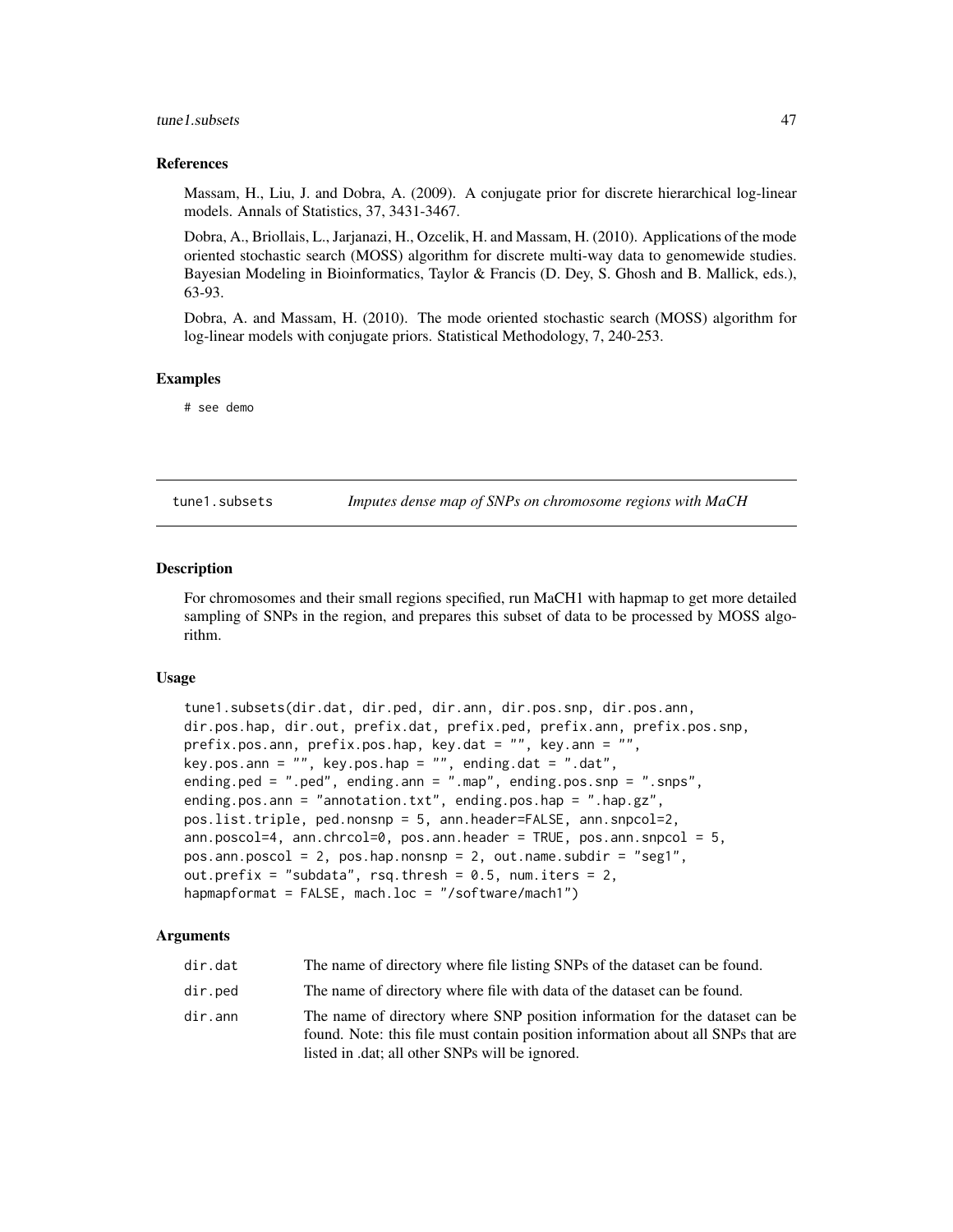### References

Massam, H., Liu, J. and Dobra, A. (2009). A conjugate prior for discrete hierarchical log-linear models. Annals of Statistics, 37, 3431-3467.

Dobra, A., Briollais, L., Jarjanazi, H., Ozcelik, H. and Massam, H. (2010). Applications of the mode oriented stochastic search (MOSS) algorithm for discrete multi-way data to genomewide studies. Bayesian Modeling in Bioinformatics, Taylor & Francis (D. Dey, S. Ghosh and B. Mallick, eds.), 63-93.

Dobra, A. and Massam, H. (2010). The mode oriented stochastic search (MOSS) algorithm for log-linear models with conjugate priors. Statistical Methodology, 7, 240-253.

### Examples

```
# see demo
```

---

## tune1.subsets — *Imputes dense map of SNPs on chromosome regions with MaCH*

### Description

For chromosomes and their small regions specified, run MaCH1 with hapmap to get more detailed sampling of SNPs in the region, and prepares this subset of data to be processed by MOSS algorithm.

### Usage

```
tune1.subsets(dir.dat, dir.ped, dir.ann, dir.pos.snp, dir.pos.ann,
dir.pos.hap, dir.out, prefix.dat, prefix.ped, prefix.ann, prefix.pos.snp,
prefix.pos.ann, prefix.pos.hap, key.dat = "", key.ann = "",
key.pos.ann = "", key.pos.hap = "", ending.dat = ".dat",
ending.ped = ".ped", ending.ann = ".map", ending.pos.snp = ".snps",
ending.pos.ann = "annotation.txt", ending.pos.hap = ".hap.gz",
pos.list.triple, ped.nonsnp = 5, ann.header=FALSE, ann.snpcol=2,
ann.poscol=4, ann.chrcol=0, pos.ann.header = TRUE, pos.ann.snpcol = 5,
pos.ann.poscol = 2, pos.hap.nonsnp = 2, out.name.subdir = "seg1",
out.prefix = "subdata", rsq.thresh = 0.5, num.iters = 2,
hapmapformat = FALSE, mach.loc = "/software/mach1")
```

### Arguments

| | |
|---|---|
| dir.dat | The name of directory where file listing SNPs of the dataset can be found. |
| dir.ped | The name of directory where file with data of the dataset can be found. |
| dir.ann | The name of directory where SNP position information for the dataset can be found. Note: this file must contain position information about all SNPs that are listed in .dat; all other SNPs will be ignored. |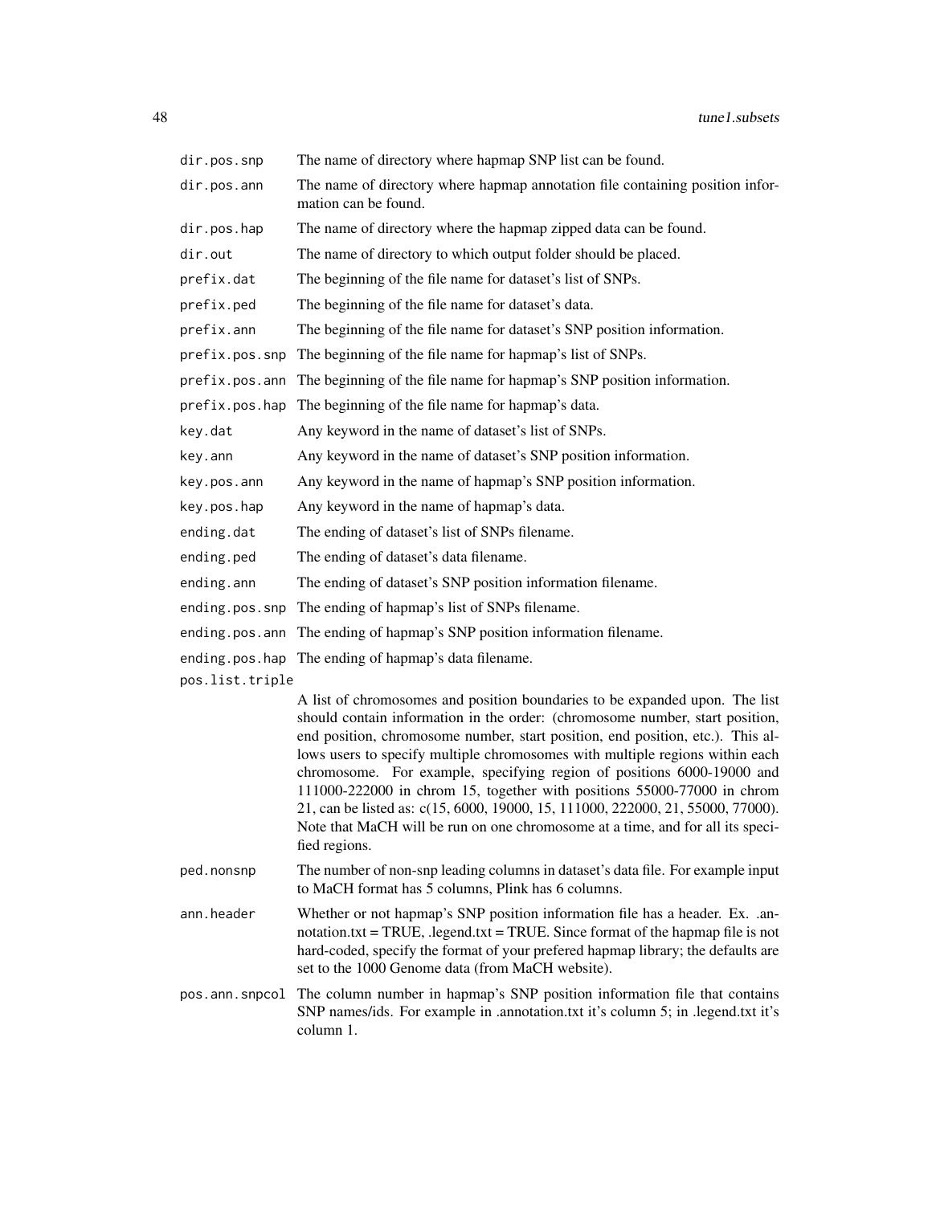| | |
|---|---|
| `dir.pos.snp` | The name of directory where hapmap SNP list can be found. |
| `dir.pos.ann` | The name of directory where hapmap annotation file containing position information can be found. |
| `dir.pos.hap` | The name of directory where the hapmap zipped data can be found. |
| `dir.out` | The name of directory to which output folder should be placed. |
| `prefix.dat` | The beginning of the file name for dataset's list of SNPs. |
| `prefix.ped` | The beginning of the file name for dataset's data. |
| `prefix.ann` | The beginning of the file name for dataset's SNP position information. |
| `prefix.pos.snp` | The beginning of the file name for hapmap's list of SNPs. |
| `prefix.pos.ann` | The beginning of the file name for hapmap's SNP position information. |
| `prefix.pos.hap` | The beginning of the file name for hapmap's data. |
| `key.dat` | Any keyword in the name of dataset's list of SNPs. |
| `key.ann` | Any keyword in the name of dataset's SNP position information. |
| `key.pos.ann` | Any keyword in the name of hapmap's SNP position information. |
| `key.pos.hap` | Any keyword in the name of hapmap's data. |
| `ending.dat` | The ending of dataset's list of SNPs filename. |
| `ending.ped` | The ending of dataset's data filename. |
| `ending.ann` | The ending of dataset's SNP position information filename. |
| `ending.pos.snp` | The ending of hapmap's list of SNPs filename. |
| `ending.pos.ann` | The ending of hapmap's SNP position information filename. |
| `ending.pos.hap` | The ending of hapmap's data filename. |
| `pos.list.triple` | A list of chromosomes and position boundaries to be expanded upon. The list should contain information in the order: (chromosome number, start position, end position, chromosome number, start position, end position, etc.). This allows users to specify multiple chromosomes with multiple regions within each chromosome. For example, specifying region of positions 6000-19000 and 111000-222000 in chrom 15, together with positions 55000-77000 in chrom 21, can be listed as: c(15, 6000, 19000, 15, 111000, 222000, 21, 55000, 77000). Note that MaCH will be run on one chromosome at a time, and for all its specified regions. |
| `ped.nonsnp` | The number of non-snp leading columns in dataset's data file. For example input to MaCH format has 5 columns, Plink has 6 columns. |
| `ann.header` | Whether or not hapmap's SNP position information file has a header. Ex. .annotation.txt = TRUE, .legend.txt = TRUE. Since format of the hapmap file is not hard-coded, specify the format of your prefered hapmap library; the defaults are set to the 1000 Genome data (from MaCH website). |
| `pos.ann.snpcol` | The column number in hapmap's SNP position information file that contains SNP names/ids. For example in .annotation.txt it's column 5; in .legend.txt it's column 1. |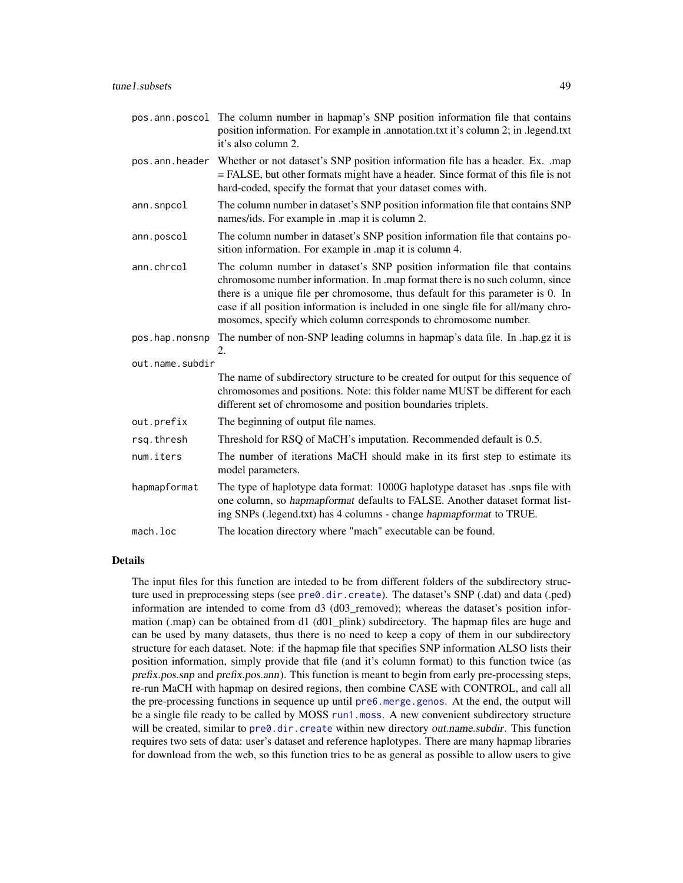| | |
|---|---|
| `pos.ann.poscol` | The column number in hapmap's SNP position information file that contains position information. For example in .annotation.txt it's column 2; in .legend.txt it's also column 2. |
| `pos.ann.header` | Whether or not dataset's SNP position information file has a header. Ex. .map = FALSE, but other formats might have a header. Since format of this file is not hard-coded, specify the format that your dataset comes with. |
| `ann.snpcol` | The column number in dataset's SNP position information file that contains SNP names/ids. For example in .map it is column 2. |
| `ann.poscol` | The column number in dataset's SNP position information file that contains position information. For example in .map it is column 4. |
| `ann.chrcol` | The column number in dataset's SNP position information file that contains chromosome number information. In .map format there is no such column, since there is a unique file per chromosome, thus default for this parameter is 0. In case if all position information is included in one single file for all/many chromosomes, specify which column corresponds to chromosome number. |
| `pos.hap.nonsnp` | The number of non-SNP leading columns in hapmap's data file. In .hap.gz it is 2. |
| `out.name.subdir` | The name of subdirectory structure to be created for output for this sequence of chromosomes and positions. Note: this folder name MUST be different for each different set of chromosome and position boundaries triplets. |
| `out.prefix` | The beginning of output file names. |
| `rsq.thresh` | Threshold for RSQ of MaCH's imputation. Recommended default is 0.5. |
| `num.iters` | The number of iterations MaCH should make in its first step to estimate its model parameters. |
| `hapmapformat` | The type of haplotype data format: 1000G haplotype dataset has .snps file with one column, so *hapmapformat* defaults to FALSE. Another dataset format listing SNPs (.legend.txt) has 4 columns - change *hapmapformat* to TRUE. |
| `mach.loc` | The location directory where "mach" executable can be found. |

## Details

The input files for this function are inteded to be from different folders of the subdirectory structure used in preprocessing steps (see `pre0.dir.create`). The dataset's SNP (.dat) and data (.ped) information are intended to come from d3 (d03_removed); whereas the dataset's position information (.map) can be obtained from d1 (d01_plink) subdirectory. The hapmap files are huge and can be used by many datasets, thus there is no need to keep a copy of them in our subdirectory structure for each dataset. Note: if the hapmap file that specifies SNP information ALSO lists their position information, simply provide that file (and it's column format) to this function twice (as *prefix.pos.snp* and *prefix.pos.ann*). This function is meant to begin from early pre-processing steps, re-run MaCH with hapmap on desired regions, then combine CASE with CONTROL, and call all the pre-processing functions in sequence up until `pre6.merge.genos`. At the end, the output will be a single file ready to be called by MOSS `run1.moss`. A new convenient subdirectory structure will be created, similar to `pre0.dir.create` within new directory *out.name.subdir*. This function requires two sets of data: user's dataset and reference haplotypes. There are many hapmap libraries for download from the web, so this function tries to be as general as possible to allow users to give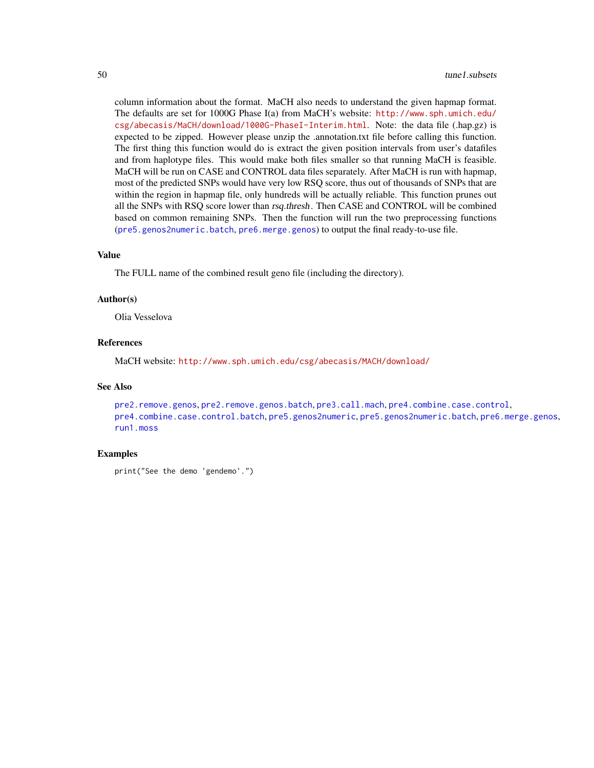column information about the format. MaCH also needs to understand the given hapmap format. The defaults are set for 1000G Phase I(a) from MaCH's website: http://www.sph.umich.edu/csg/abecasis/MaCH/download/1000G-PhaseI-Interim.html. Note: the data file (.hap.gz) is expected to be zipped. However please unzip the .annotation.txt file before calling this function. The first thing this function would do is extract the given position intervals from user's datafiles and from haplotype files. This would make both files smaller so that running MaCH is feasible. MaCH will be run on CASE and CONTROL data files separately. After MaCH is run with hapmap, most of the predicted SNPs would have very low RSQ score, thus out of thousands of SNPs that are within the region in hapmap file, only hundreds will be actually reliable. This function prunes out all the SNPs with RSQ score lower than *rsq.thresh*. Then CASE and CONTROL will be combined based on common remaining SNPs. Then the function will run the two preprocessing functions (`pre5.genos2numeric.batch`, `pre6.merge.genos`) to output the final ready-to-use file.

## Value

The FULL name of the combined result geno file (including the directory).

## Author(s)

Olia Vesselova

## References

MaCH website: http://www.sph.umich.edu/csg/abecasis/MACH/download/

## See Also

`pre2.remove.genos`, `pre2.remove.genos.batch`, `pre3.call.mach`, `pre4.combine.case.control`, `pre4.combine.case.control.batch`, `pre5.genos2numeric`, `pre5.genos2numeric.batch`, `pre6.merge.genos`, `run1.moss`

## Examples

```
print("See the demo 'gendemo'.")
```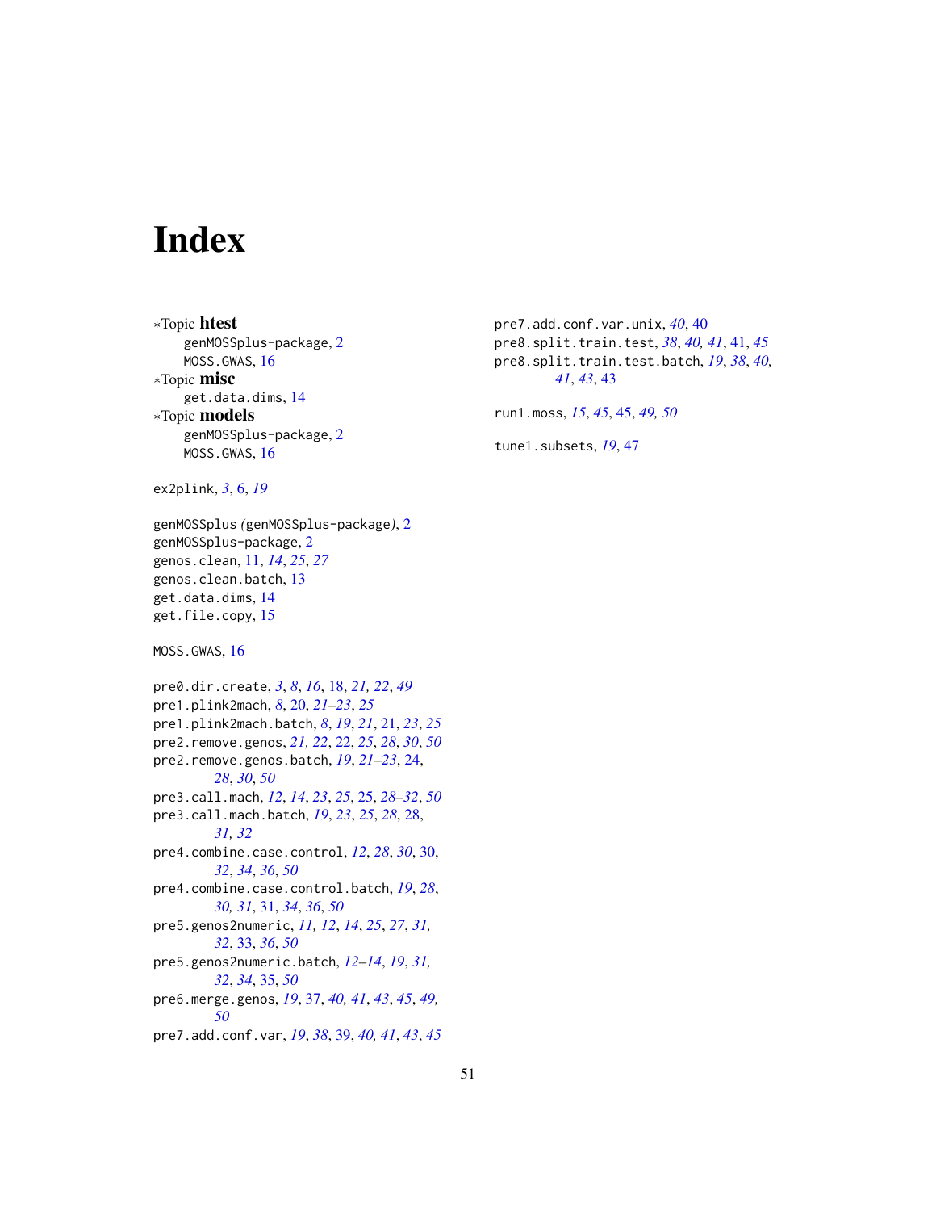# Index

∗Topic **htest**
- genMOSSplus-package, 2
- MOSS.GWAS, 16

∗Topic **misc**
- get.data.dims, 14

∗Topic **models**
- genMOSSplus-package, 2
- MOSS.GWAS, 16

ex2plink, *3*, 6, *19*

genMOSSplus *(*genMOSSplus-package*)*, 2
genMOSSplus-package, 2
genos.clean, 11, *14*, *25*, *27*
genos.clean.batch, 13
get.data.dims, 14
get.file.copy, 15

MOSS.GWAS, 16

pre0.dir.create, *3*, *8*, *16*, 18, *21, 22*, *49*
pre1.plink2mach, *8*, 20, *21–23*, *25*
pre1.plink2mach.batch, *8*, *19*, *21*, 21, *23*, *25*
pre2.remove.genos, *21, 22*, 22, *25*, *28*, *30*, *50*
pre2.remove.genos.batch, *19*, *21–23*, 24, *28*, *30*, *50*
pre3.call.mach, *12*, *14*, *23*, *25*, 25, *28–32*, *50*
pre3.call.mach.batch, *19*, *23*, *25*, *28*, 28, *31, 32*
pre4.combine.case.control, *12*, *28*, *30*, 30, *32*, *34*, *36*, *50*
pre4.combine.case.control.batch, *19*, *28*, *30, 31*, 31, *34*, *36*, *50*
pre5.genos2numeric, *11, 12*, *14*, *25*, *27*, *31, 32*, 33, *36*, *50*
pre5.genos2numeric.batch, *12–14*, *19*, *31, 32*, *34*, 35, *50*
pre6.merge.genos, *19*, 37, *40, 41*, *43*, *45*, *49, 50*
pre7.add.conf.var, *19*, *38*, 39, *40, 41*, *43*, *45*
pre7.add.conf.var.unix, *40*, 40
pre8.split.train.test, *38*, *40, 41*, 41, *45*
pre8.split.train.test.batch, *19*, *38*, *40, 41*, *43*, 43

run1.moss, *15*, *45*, 45, *49, 50*

tune1.subsets, *19*, 47